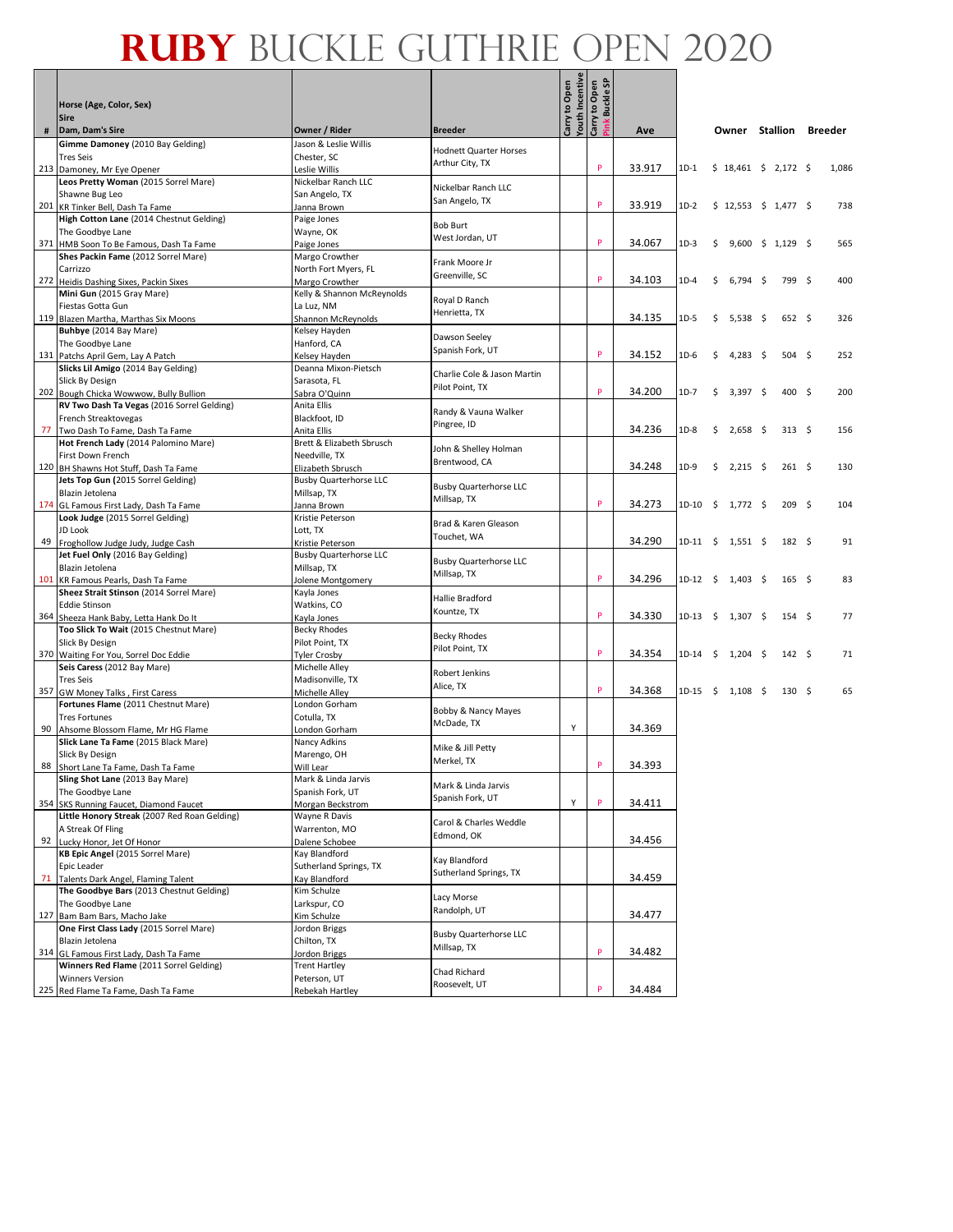# RUBY BUCKLE GUTHRIE OPEN 2020

| # | Horse (Age, Color, Sex) / Sire / Dam, Dam's Sire | Owner / Rider | Breeder | Carry to Open Youth Incentive | Carry to Open Pink Buckle SP | Ave | | Owner | Stallion | Breeder |
|---|---|---|---|---|---|---|---|---|---|---|
| 213 | **Gimme Damoney** (2010 Bay Gelding) Tres Seis Damoney, Mr Eye Opener | Jason & Leslie Willis Chester, SC Leslie Willis | Hodnett Quarter Horses Arthur City, TX | | P | 33.917 | 1D-1 | $ 18,461 | $ 2,172 | $ 1,086 |
| 201 | **Leos Pretty Woman** (2015 Sorrel Mare) Shawne Bug Leo KR Tinker Bell, Dash Ta Fame | Nickelbar Ranch LLC San Angelo, TX Janna Brown | Nickelbar Ranch LLC San Angelo, TX | | P | 33.919 | 1D-2 | $ 12,553 | $ 1,477 | $ 738 |
| 371 | **High Cotton Lane** (2014 Chestnut Gelding) The Goodbye Lane HMB Soon To Be Famous, Dash Ta Fame | Paige Jones Wayne, OK Paige Jones | Bob Burt West Jordan, UT | | P | 34.067 | 1D-3 | $ 9,600 | $ 1,129 | $ 565 |
| 272 | **Shes Packin Fame** (2012 Sorrel Mare) Carrizzo Heidis Dashing Sixes, Packin Sixes | Margo Crowther North Fort Myers, FL Margo Crowther | Frank Moore Jr Greenville, SC | | P | 34.103 | 1D-4 | $ 6,794 | $ 799 | $ 400 |
| 119 | **Mini Gun** (2015 Gray Mare) Fiestas Gotta Gun Blazen Martha, Marthas Six Moons | Kelly & Shannon McReynolds La Luz, NM Shannon McReynolds | Royal D Ranch Henrietta, TX | | | 34.135 | 1D-5 | $ 5,538 | $ 652 | $ 326 |
| 131 | **Buhbye** (2014 Bay Mare) The Goodbye Lane Patchs April Gem, Lay A Patch | Kelsey Hayden Hanford, CA Kelsey Hayden | Dawson Seeley Spanish Fork, UT | | P | 34.152 | 1D-6 | $ 4,283 | $ 504 | $ 252 |
| 202 | **Slicks Lil Amigo** (2014 Bay Gelding) Slick By Design Bough Chicka Wowwow, Bully Bullion | Deanna Mixon-Pietsch Sarasota, FL Sabra O'Quinn | Charlie Cole & Jason Martin Pilot Point, TX | | P | 34.200 | 1D-7 | $ 3,397 | $ 400 | $ 200 |
| 77 | **RV Two Dash Ta Vegas** (2016 Sorrel Gelding) French Streaktovegas Two Dash To Fame, Dash Ta Fame | Anita Ellis Blackfoot, ID Anita Ellis | Randy & Vauna Walker Pingree, ID | | | 34.236 | 1D-8 | $ 2,658 | $ 313 | $ 156 |
| 120 | **Hot French Lady** (2014 Palomino Mare) First Down French BH Shawns Hot Stuff, Dash Ta Fame | Brett & Elizabeth Sbrusch Needville, TX Elizabeth Sbrusch | John & Shelley Holman Brentwood, CA | | | 34.248 | 1D-9 | $ 2,215 | $ 261 | $ 130 |
| 174 | **Jets Top Gun** (2015 Sorrel Gelding) Blazin Jetolena GL Famous First Lady, Dash Ta Fame | Busby Quarterhorse LLC Millsap, TX Janna Brown | Busby Quarterhorse LLC Millsap, TX | | P | 34.273 | 1D-10 | $ 1,772 | $ 209 | $ 104 |
| 49 | **Look Judge** (2015 Sorrel Gelding) JD Look Froghollow Judge Judy, Judge Cash | Kristie Peterson Lott, TX Kristie Peterson | Brad & Karen Gleason Touchet, WA | | | 34.290 | 1D-11 | $ 1,551 | $ 182 | $ 91 |
| 101 | **Jet Fuel Only** (2016 Bay Gelding) Blazin Jetolena KR Famous Pearls, Dash Ta Fame | Busby Quarterhorse LLC Millsap, TX Jolene Montgomery | Busby Quarterhorse LLC Millsap, TX | | P | 34.296 | 1D-12 | $ 1,403 | $ 165 | $ 83 |
| 364 | **Sheez Strait Stinson** (2014 Sorrel Mare) Eddie Stinson Sheeza Hank Baby, Letta Hank Do It | Kayla Jones Watkins, CO Kayla Jones | Hallie Bradford Kountze, TX | | P | 34.330 | 1D-13 | $ 1,307 | $ 154 | $ 77 |
| 370 | **Too Slick To Wait** (2015 Chestnut Mare) Slick By Design Waiting For You, Sorrel Doc Eddie | Becky Rhodes Pilot Point, TX Tyler Crosby | Becky Rhodes Pilot Point, TX | | P | 34.354 | 1D-14 | $ 1,204 | $ 142 | $ 71 |
| 357 | **Seis Caress** (2012 Bay Mare) Tres Seis GW Money Talks , First Caress | Michelle Alley Madisonville, TX Michelle Alley | Robert Jenkins Alice, TX | | P | 34.368 | 1D-15 | $ 1,108 | $ 130 | $ 65 |
| 90 | **Fortunes Flame** (2011 Chestnut Mare) Tres Fortunes Ahsome Blossom Flame, Mr HG Flame | London Gorham Cotulla, TX London Gorham | Bobby & Nancy Mayes McDade, TX | Y | | 34.369 | | | | |
| 88 | **Slick Lane Ta Fame** (2015 Black Mare) Slick By Design Short Lane Ta Fame, Dash Ta Fame | Nancy Adkins Marengo, OH Will Lear | Mike & Jill Petty Merkel, TX | | P | 34.393 | | | | |
| 354 | **Sling Shot Lane** (2013 Bay Mare) The Goodbye Lane SKS Running Faucet, Diamond Faucet | Mark & Linda Jarvis Spanish Fork, UT Morgan Beckstrom | Mark & Linda Jarvis Spanish Fork, UT | Y | P | 34.411 | | | | |
| 92 | **Little Honory Streak** (2007 Red Roan Gelding) A Streak Of Fling Lucky Honor, Jet Of Honor | Wayne R Davis Warrenton, MO Dalene Schobee | Carol & Charles Weddle Edmond, OK | | | 34.456 | | | | |
| 71 | **KB Epic Angel** (2015 Sorrel Mare) Epic Leader Talents Dark Angel, Flaming Talent | Kay Blandford Sutherland Springs, TX Kay Blandford | Kay Blandford Sutherland Springs, TX | | | 34.459 | | | | |
| 127 | **The Goodbye Bars** (2013 Chestnut Gelding) The Goodbye Lane Bam Bam Bars, Macho Jake | Kim Schulze Larkspur, CO Kim Schulze | Lacy Morse Randolph, UT | | | 34.477 | | | | |
| 314 | **One First Class Lady** (2015 Sorrel Mare) Blazin Jetolena GL Famous First Lady, Dash Ta Fame | Jordon Briggs Chilton, TX Jordon Briggs | Busby Quarterhorse LLC Millsap, TX | | P | 34.482 | | | | |
| 225 | **Winners Red Flame** (2011 Sorrel Gelding) Winners Version Red Flame Ta Fame, Dash Ta Fame | Trent Hartley Peterson, UT Rebekah Hartley | Chad Richard Roosevelt, UT | | P | 34.484 | | | | |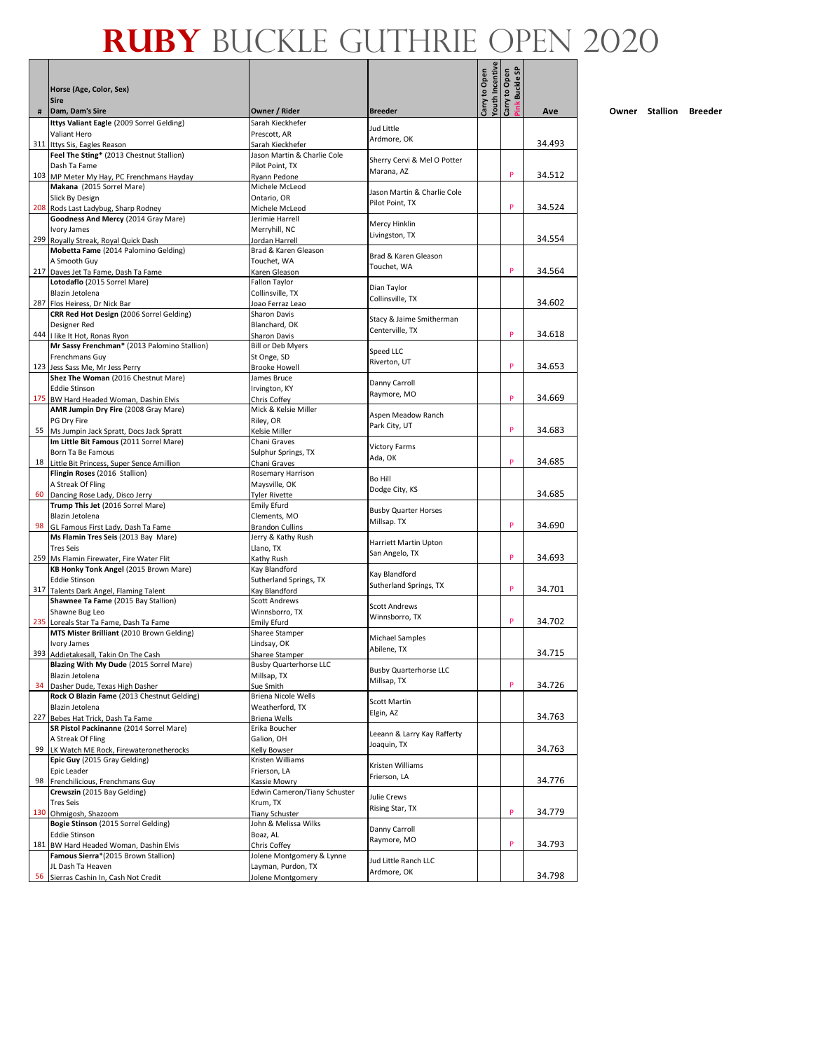# RUBY BUCKLE GUTHRIE OPEN 2020

| # | Horse (Age, Color, Sex) / Sire / Dam, Dam's Sire | Owner / Rider | Breeder | Carry to Open Youth Incentive | Carry to Open Pink Buckle SP | Ave | Owner | Stallion | Breeder |
|---|---|---|---|---|---|---|---|---|---|
| 311 | **Ittys Valiant Eagle** (2009 Sorrel Gelding) / Valiant Hero / Ittys Sis, Eagles Reason | Sarah Kieckhefer / Prescott, AR / Sarah Kieckhefer | Jud Little / Ardmore, OK | | | 34.493 | | | |
| 103 | **Feel The Sting*** (2013 Chestnut Stallion) / Dash Ta Fame / MP Meter My Hay, PC Frenchmans Hayday | Jason Martin & Charlie Cole / Pilot Point, TX / Ryann Pedone | Sherry Cervi & Mel O Potter / Marana, AZ | | P | 34.512 | | | |
| 208 | **Makana** (2015 Sorrel Mare) / Slick By Design / Rods Last Ladybug, Sharp Rodney | Michele McLeod / Ontario, OR / Michele McLeod | Jason Martin & Charlie Cole / Pilot Point, TX | | P | 34.524 | | | |
| 299 | **Goodness And Mercy** (2014 Gray Mare) / Ivory James / Royally Streak, Royal Quick Dash | Jerimie Harrell / Merryhill, NC / Jordan Harrell | Mercy Hinklin / Livingston, TX | | | 34.554 | | | |
| 217 | **Mobetta Fame** (2014 Palomino Gelding) / A Smooth Guy / Daves Jet Ta Fame, Dash Ta Fame | Brad & Karen Gleason / Touchet, WA / Karen Gleason | Brad & Karen Gleason / Touchet, WA | | P | 34.564 | | | |
| 287 | **Lotodaflo** (2015 Sorrel Mare) / Blazin Jetolena / Flos Heiress, Dr Nick Bar | Fallon Taylor / Collinsville, TX / Joao Ferraz Leao | Dian Taylor / Collinsville, TX | | | 34.602 | | | |
| 444 | **CRR Red Hot Design** (2006 Sorrel Gelding) / Designer Red / I like It Hot, Ronas Ryon | Sharon Davis / Blanchard, OK / Sharon Davis | Stacy & Jaime Smitherman / Centerville, TX | | P | 34.618 | | | |
| 123 | **Mr Sassy Frenchman*** (2013 Palomino Stallion) / Frenchmans Guy / Jess Sass Me, Mr Jess Perry | Bill or Deb Myers / St Onge, SD / Brooke Howell | Speed LLC / Riverton, UT | | P | 34.653 | | | |
| 175 | **Shez The Woman** (2016 Chestnut Mare) / Eddie Stinson / BW Hard Headed Woman, Dashin Elvis | James Bruce / Irvington, KY / Chris Coffey | Danny Carroll / Raymore, MO | | P | 34.669 | | | |
| 55 | **AMR Jumpin Dry Fire** (2008 Gray Mare) / PG Dry Fire / Ms Jumpin Jack Spratt, Docs Jack Spratt | Mick & Kelsie Miller / Riley, OR / Kelsie Miller | Aspen Meadow Ranch / Park City, UT | | P | 34.683 | | | |
| 18 | **Im Little Bit Famous** (2011 Sorrel Mare) / Born Ta Be Famous / Little Bit Princess, Super Sence Amillion | Chani Graves / Sulphur Springs, TX / Chani Graves | Victory Farms / Ada, OK | | P | 34.685 | | | |
| 60 | **Flingin Roses** (2016 Stallion) / A Streak Of Fling / Dancing Rose Lady, Disco Jerry | Rosemary Harrison / Maysville, OK / Tyler Rivette | Bo Hill / Dodge City, KS | | | 34.685 | | | |
| 98 | **Trump This Jet** (2016 Sorrel Mare) / Blazin Jetolena / GL Famous First Lady, Dash Ta Fame | Emily Efurd / Clements, MO / Brandon Cullins | Busby Quarter Horses / Millsap. TX | | P | 34.690 | | | |
| 259 | **Ms Flamin Tres Seis** (2013 Bay Mare) / Tres Seis / Ms Flamin Firewater, Fire Water Flit | Jerry & Kathy Rush / Llano, TX / Kathy Rush | Harriett Martin Upton / San Angelo, TX | | P | 34.693 | | | |
| 317 | **KB Honky Tonk Angel** (2015 Brown Mare) / Eddie Stinson / Talents Dark Angel, Flaming Talent | Kay Blandford / Sutherland Springs, TX / Kay Blandford | Kay Blandford / Sutherland Springs, TX | | P | 34.701 | | | |
| 235 | **Shawnee Ta Fame** (2015 Bay Stallion) / Shawne Bug Leo / Loreals Star Ta Fame, Dash Ta Fame | Scott Andrews / Winnsborro, TX / Emily Efurd | Scott Andrews / Winnsborro, TX | | P | 34.702 | | | |
| 393 | **MTS Mister Brilliant** (2010 Brown Gelding) / Ivory James / Addietakesall, Takin On The Cash | Sharee Stamper / Lindsay, OK / Sharee Stamper | Michael Samples / Abilene, TX | | | 34.715 | | | |
| 34 | **Blazing With My Dude** (2015 Sorrel Mare) / Blazin Jetolena / Dasher Dude, Texas High Dasher | Busby Quarterhorse LLC / Millsap, TX / Sue Smith | Busby Quarterhorse LLC / Millsap, TX | | P | 34.726 | | | |
| 227 | **Rock O Blazin Fame** (2013 Chestnut Gelding) / Blazin Jetolena / Bebes Hat Trick, Dash Ta Fame | Briena Nicole Wells / Weatherford, TX / Briena Wells | Scott Martin / Elgin, AZ | | | 34.763 | | | |
| 99 | **SR Pistol Packinanne** (2014 Sorrel Mare) / A Streak Of Fling / LK Watch ME Rock, Firewateronetherocks | Erika Boucher / Galion, OH / Kelly Bowser | Leeann & Larry Kay Rafferty / Joaquin, TX | | | 34.763 | | | |
| 98 | **Epic Guy** (2015 Gray Gelding) / Epic Leader / Frenchilicious, Frenchmans Guy | Kristen Williams / Frierson, LA / Kassie Mowry | Kristen Williams / Frierson, LA | | | 34.776 | | | |
| 130 | **Crewszin** (2015 Bay Gelding) / Tres Seis / Ohmigosh, Shazoom | Edwin Cameron/Tiany Schuster / Krum, TX / Tiany Schuster | Julie Crews / Rising Star, TX | | P | 34.779 | | | |
| 181 | **Bogie Stinson** (2015 Sorrel Gelding) / Eddie Stinson / BW Hard Headed Woman, Dashin Elvis | John & Melissa Wilks / Boaz, AL / Chris Coffey | Danny Carroll / Raymore, MO | | P | 34.793 | | | |
| 56 | **Famous Sierra***(2015 Brown Stallion) / JL Dash Ta Heaven / Sierras Cashin In, Cash Not Credit | Jolene Montgomery & Lynne / Layman, Purdon, TX / Jolene Montgomery | Jud Little Ranch LLC / Ardmore, OK | | | 34.798 | | | |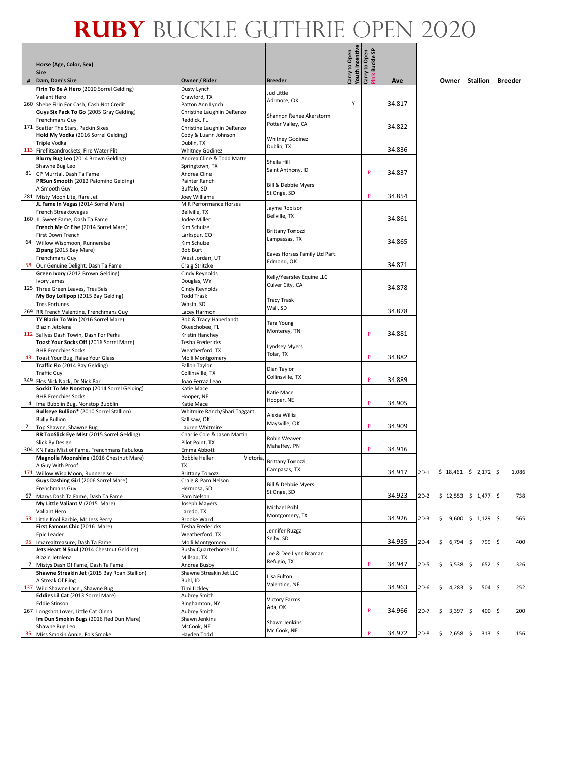# RUBY BUCKLE GUTHRIE OPEN 2020

| # | Horse (Age, Color, Sex) / Sire / Dam, Dam's Sire | Owner / Rider | Breeder | Carry to Open Youth Incentive | Carry to Open Pink Buckle SP | Ave | | Owner | Stallion | Breeder |
|---|---|---|---|---|---|---|---|---|---|---|
| 260 | **Firin To Be A Hero** (2010 Sorrel Gelding) Valiant Hero Shebe Firin For Cash, Cash Not Credit | Dusty Lynch Crawford, TX Patton Ann Lynch | Jud Little Ardmore, OK | Y | | 34.817 | | | | |
| 171 | **Guys Six Pack To Go** (2005 Gray Gelding) Frenchmans Guy Scatter The Stars, Packin Sixes | Christine Laughlin DeRenzo Reddick, FL Christine Laughlin DeRenzo | Shannon Renee Akerstorm Potter Valley, CA | | | 34.822 | | | | |
| 113 | **Hold My Vodka** (2016 Sorrel Gelding) Triple Vodka Fireflitsandrockets, Fire Water Flit | Cody & Luann Johnson Dublin, TX Whitney Godinez | Whitney Godinez Dublin, TX | | | 34.836 | | | | |
| 81 | **Blurry Bug Leo** (2014 Brown Gelding) Shawne Bug Leo CP Murrtal, Dash Ta Fame | Andrea Cline & Todd Matte Springtown, TX Andrea Cline | Sheila Hill Saint Anthony, ID | | P | 34.837 | | | | |
| 281 | **PRSun Smooth** (2012 Palomino Gelding) A Smooth Guy Misty Moon Lite, Rare Jet | Painter Ranch Buffalo, SD Joey Williams | Bill & Debbie Myers St Onge, SD | | P | 34.854 | | | | |
| 160 | **JL Fame In Vegas** (2014 Sorrel Mare) French Streaktovegas JL Sweet Fame, Dash Ta Fame | M R Performance Horses Bellville, TX Jodee Miller | Jayme Robison Bellville, TX | | | 34.861 | | | | |
| 64 | **French Me Cr Else** (2014 Sorrel Mare) First Down French Willow Wispmoon, Runnerelse | Kim Schulze Larkspur, CO Kim Schulze | Brittany Tonozzi Lampassas, TX | | | 34.865 | | | | |
| 58 | **Zipang** (2015 Bay Mare) Frenchmans Guy Our Genuine Delight, Dash Ta Fame | Bob Burt West Jordan, UT Craig Stritzke | Eaves Horses Family Ltd Part Edmond, OK | | | 34.871 | | | | |
| 125 | **Green Ivory** (2012 Brown Gelding) Ivory James Three Green Leaves, Tres Seis | Cindy Reynolds Douglas, WY Cindy Reynolds | Kelly/Yearsley Equine LLC Culver City, CA | | | 34.878 | | | | |
| 269 | **My Boy Lollipop** (2015 Bay Gelding) Tres Fortunes RR French Valentine, Frenchmans Guy | Todd Trask Wasta, SD Lacey Harmon | Tracy Trask Wall, SD | | | 34.878 | | | | |
| 112 | **TY Blazin To Win** (2016 Sorrel Mare) Blazin Jetolena Sallyes Dash Towin, Dash For Perks | Bob & Tracy Haberlandt Okeechobee, FL Kristin Hanchey | Tara Young Monterey, TN | | P | 34.881 | | | | |
| 43 | **Toast Your Socks Off** (2016 Sorrel Mare) BHR Frenchies Socks Toast Your Bug, Raise Your Glass | Tesha Fredericks Weatherford, TX Molli Montgomery | Lyndsey Myers Tolar, TX | | P | 34.882 | | | | |
| 349 | **Traffic Flo** (2014 Bay Gelding) Traffic Guy Flos Nick Nack, Dr Nick Bar | Fallon Taylor Collinsville, TX Joao Ferraz Leao | Dian Taylor Collinsville, TX | | P | 34.889 | | | | |
| 14 | **Sockit To Me Nonstop** (2014 Sorrel Gelding) BHR Frenchies Socks Ima Bubblin Bug, Nonstop Bubblin | Katie Mace Hooper, NE Katie Mace | Katie Mace Hooper, NE | | P | 34.905 | | | | |
| 21 | **Bullseye Bullion*** (2010 Sorrel Stallion) Bully Bullion Top Shawne, Shawne Bug | Whitmire Ranch/Shari Taggart Sallisaw, OK Lauren Whitmire | Alexia Willis Maysville, OK | | P | 34.909 | | | | |
| 304 | **RR TooSlick Eye Mist** (2015 Sorrel Gelding) Slick By Design KN Fabs Mist of Fame, Frenchmans Fabulous | Charlie Cole & Jason Martin Pilot Point, TX Emma Abbott | Robin Weaver Mahaffey, PN | | P | 34.916 | | | | |
| 171 | **Magnolia Moonshine** (2016 Chestnut Mare) A Guy With Proof Willow Wisp Moon, Runnerelse | Bobbie Heller Victoria, TX Brittany Tonozzi | Brittany Tonozzi Campasas, TX | | | 34.917 | 2D-1 | $ 18,461 | $ 2,172 | $ 1,086 |
| 67 | **Guys Dashing Girl** (2006 Sorrel Mare) Frenchmans Guy Marys Dash Ta Fame, Dash Ta Fame | Craig & Pam Nelson Hermosa, SD Pam Nelson | Bill & Debbie Myers St Onge, SD | | | 34.923 | 2D-2 | $ 12,553 | $ 1,477 | $ 738 |
| 53 | **My Little Valiant V** (2015 Mare) Valiant Hero Little Kool Barbie, Mr Jess Perry | Joseph Mayers Laredo, TX Brooke Ward | Michael Pohl Montgomery, TX | | | 34.926 | 2D-3 | $ 9,600 | $ 1,129 | $ 565 |
| 95 | **First Famous Chic** (2016 Mare) Epic Leader Imarealtreasure, Dash Ta Fame | Tesha Fredericks Weatherford, TX Molli Montgomery | Jennifer Ruzga Selby, SD | | | 34.935 | 2D-4 | $ 6,794 | $ 799 | $ 400 |
| 17 | **Jets Heart N Soul** (2014 Chestnut Gelding) Blazin Jetolena Mistys Dash Of Fame, Dash Ta Fame | Busby Quarterhorse LLC Millsap, TX Andrea Busby | Joe & Dee Lynn Braman Refugio, TX | | P | 34.947 | 2D-5 | $ 5,538 | $ 652 | $ 326 |
| 137 | **Shawne Streakin Jet** (2015 Bay Roan Stallion) A Streak Of Fling Wild Shawne Lace , Shawne Bug | Shawne Streakin Jet LLC Buhl, ID Timi Lickley | Lisa Fulton Valentine, NE | | | 34.963 | 2D-6 | $ 4,283 | $ 504 | $ 252 |
| 267 | **Eddies Lil Cat** (2013 Sorrel Mare) Eddie Stinson Longshot Lover, Little Cat Olena | Aubrey Smith Binghamton, NY Aubrey Smith | Victory Farms Ada, OK | | P | 34.966 | 2D-7 | $ 3,397 | $ 400 | $ 200 |
| 35 | **Im Dun Smokin Bugs** (2016 Red Dun Mare) Shawne Bug Leo Miss Smokin Annie, Fols Smoke | Shawn Jenkins McCook, NE Hayden Todd | Shawn Jenkins Mc Cook, NE | | P | 34.972 | 2D-8 | $ 2,658 | $ 313 | $ 156 |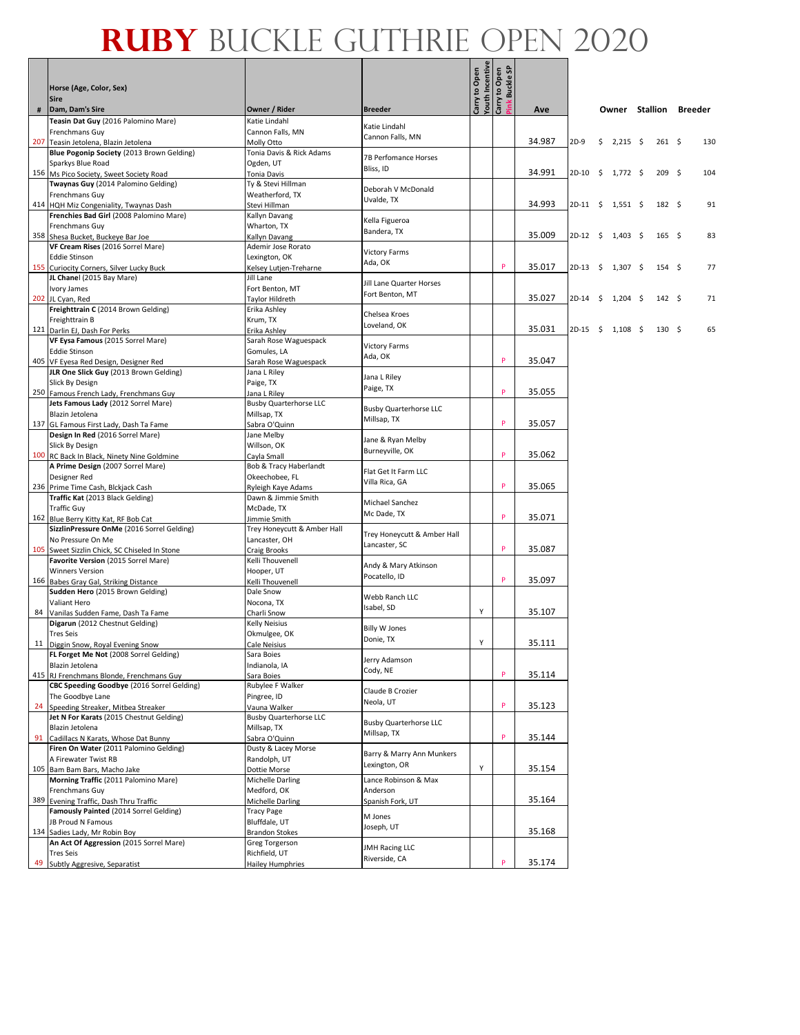# RUBY BUCKLE GUTHRIE OPEN 2020

| # | Horse (Age, Color, Sex) / Sire / Dam, Dam's Sire | Owner / Rider | Breeder | Carry to Open Youth Incentive | Carry to Open Pink Buckle SP | Ave | | Owner | Stallion | Breeder |
|---|---|---|---|---|---|---|---|---|---|---|
| 207 | **Teasin Dat Guy** (2016 Palomino Mare) Frenchmans Guy Teasin Jetolena, Blazin Jetolena | Katie Lindahl Cannon Falls, MN Molly Otto | Katie Lindahl Cannon Falls, MN | | | 34.987 | 2D-9 | $ 2,215 | $ 261 | $ 130 |
| 156 | **Blue Pogonip Society** (2013 Brown Gelding) Sparkys Blue Road Ms Pico Society, Sweet Society Road | Tonia Davis & Rick Adams Ogden, UT Tonia Davis | 7B Perfomance Horses Bliss, ID | | | 34.991 | 2D-10 | $ 1,772 | $ 209 | $ 104 |
| 414 | **Twaynas Guy** (2014 Palomino Gelding) Frenchmans Guy HQH Miz Congeniality, Twaynas Dash | Ty & Stevi Hillman Weatherford, TX Stevi Hillman | Deborah V McDonald Uvalde, TX | | | 34.993 | 2D-11 | $ 1,551 | $ 182 | $ 91 |
| 358 | **Frenchies Bad Girl** (2008 Palomino Mare) Frenchmans Guy Shesa Bucket, Buckeye Bar Joe | Kallyn Davang Wharton, TX Kallyn Davang | Kella Figueroa Bandera, TX | | | 35.009 | 2D-12 | $ 1,403 | $ 165 | $ 83 |
| 155 | **VF Cream Rises** (2016 Sorrel Mare) Eddie Stinson Curiocity Corners, Silver Lucky Buck | Ademir Jose Rorato Lexington, OK Kelsey Lutjen-Treharne | Victory Farms Ada, OK | | P | 35.017 | 2D-13 | $ 1,307 | $ 154 | $ 77 |
| 202 | **JL Chanel** (2015 Bay Mare) Ivory James JL Cyan, Red | Jill Lane Fort Benton, MT Taylor Hildreth | Jill Lane Quarter Horses Fort Benton, MT | | | 35.027 | 2D-14 | $ 1,204 | $ 142 | $ 71 |
| 121 | **Freighttrain C** (2014 Brown Gelding) Freighttrain B Darlin EJ, Dash For Perks | Erika Ashley Krum, TX Erika Ashley | Chelsea Kroes Loveland, OK | | | 35.031 | 2D-15 | $ 1,108 | $ 130 | $ 65 |
| 405 | **VF Eysa Famous** (2015 Sorrel Mare) Eddie Stinson VF Eyesa Red Design, Designer Red | Sarah Rose Waguespack Gomules, LA Sarah Rose Waguespack | Victory Farms Ada, OK | | P | 35.047 | | | | |
| 250 | **JLR One Slick Guy** (2013 Brown Gelding) Slick By Design Famous French Lady, Frenchmans Guy | Jana L Riley Paige, TX Jana L Riley | Jana L Riley Paige, TX | | P | 35.055 | | | | |
| 137 | **Jets Famous Lady** (2012 Sorrel Mare) Blazin Jetolena GL Famous First Lady, Dash Ta Fame | Busby Quarterhorse LLC Millsap, TX Sabra O'Quinn | Busby Quarterhorse LLC Millsap, TX | | P | 35.057 | | | | |
| 100 | **Design In Red** (2016 Sorrel Mare) Slick By Design RC Back In Black, Ninety Nine Goldmine | Jane Melby Willson, OK Cayla Small | Jane & Ryan Melby Burneyville, OK | | P | 35.062 | | | | |
| 236 | **A Prime Design** (2007 Sorrel Mare) Designer Red Prime Time Cash, Blckjack Cash | Bob & Tracy Haberlandt Okeechobee, FL Ryleigh Kaye Adams | Flat Get It Farm LLC Villa Rica, GA | | P | 35.065 | | | | |
| 162 | **Traffic Kat** (2013 Black Gelding) Traffic Guy Blue Berry Kitty Kat, RF Bob Cat | Dawn & Jimmie Smith McDade, TX Jimmie Smith | Michael Sanchez Mc Dade, TX | | P | 35.071 | | | | |
| 105 | **SizzlinPressure OnMe** (2016 Sorrel Gelding) No Pressure On Me Sweet Sizzlin Chick, SC Chiseled In Stone | Trey Honeycutt & Amber Hall Lancaster, OH Craig Brooks | Trey Honeycutt & Amber Hall Lancaster, SC | | P | 35.087 | | | | |
| 166 | **Favorite Version** (2015 Sorrel Mare) Winners Version Babes Gray Gal, Striking Distance | Kelli Thouvenell Hooper, UT Kelli Thouvenell | Andy & Mary Atkinson Pocatello, ID | | P | 35.097 | | | | |
| 84 | **Sudden Hero** (2015 Brown Gelding) Valiant Hero Vanilas Sudden Fame, Dash Ta Fame | Dale Snow Nocona, TX Charli Snow | Webb Ranch LLC Isabel, SD | Y | | 35.107 | | | | |
| 11 | **Digarun** (2012 Chestnut Gelding) Tres Seis Diggin Snow, Royal Evening Snow | Kelly Neisius Okmulgee, OK Cale Neisius | Billy W Jones Donie, TX | Y | | 35.111 | | | | |
| 415 | **FL Forget Me Not** (2008 Sorrel Gelding) Blazin Jetolena RJ Frenchmans Blonde, Frenchmans Guy | Sara Boies Indianola, IA Sara Boies | Jerry Adamson Cody, NE | | P | 35.114 | | | | |
| 24 | **CBC Speeding Goodbye** (2016 Sorrel Gelding) The Goodbye Lane Speeding Streaker, Mitbea Streaker | Rubylee F Walker Pingree, ID Vauna Walker | Claude B Crozier Neola, UT | | P | 35.123 | | | | |
| 91 | **Jet N For Karats** (2015 Chestnut Gelding) Blazin Jetolena Cadillacs N Karats, Whose Dat Bunny | Busby Quarterhorse LLC Millsap, TX Sabra O'Quinn | Busby Quarterhorse LLC Millsap, TX | | P | 35.144 | | | | |
| 105 | **Firen On Water** (2011 Palomino Gelding) A Firewater Twist RB Bam Bam Bars, Macho Jake | Dusty & Lacey Morse Randolph, UT Dottie Morse | Barry & Marry Ann Munkers Lexington, OR | Y | | 35.154 | | | | |
| 389 | **Morning Traffic** (2011 Palomino Mare) Frenchmans Guy Evening Traffic, Dash Thru Traffic | Michelle Darling Medford, OK Michelle Darling | Lance Robinson & Max Anderson Spanish Fork, UT | | | 35.164 | | | | |
| 134 | **Famously Painted** (2014 Sorrel Gelding) JB Proud N Famous Sadies Lady, Mr Robin Boy | Tracy Page Bluffdale, UT Brandon Stokes | M Jones Joseph, UT | | | 35.168 | | | | |
| 49 | **An Act Of Aggression** (2015 Sorrel Mare) Tres Seis Subtly Aggresive, Separatist | Greg Torgerson Richfield, UT Hailey Humphries | JMH Racing LLC Riverside, CA | | P | 35.174 | | | | |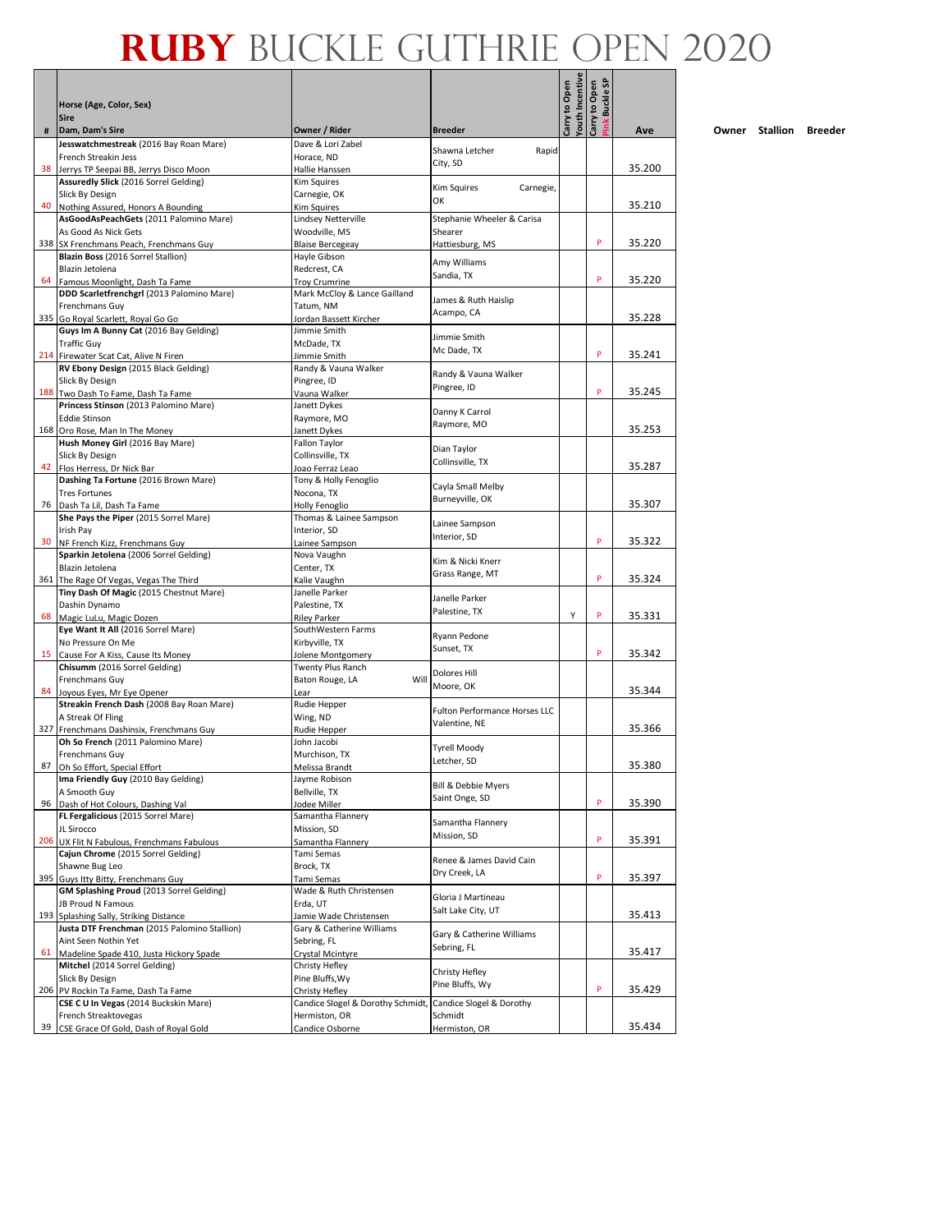# RUBY BUCKLE GUTHRIE OPEN 2020

| # | Horse (Age, Color, Sex) / Sire / Dam, Dam's Sire | Owner / Rider | Breeder | Carry to Open Youth Incentive | Carry to Open Pink Buckle SP | Ave |
|---|---|---|---|---|---|---|
| 38 | **Jesswatchmestreak** (2016 Bay Roan Mare) French Streakin Jess Jerrys TP Seepai BB, Jerrys Disco Moon | Dave & Lori Zabel Horace, ND Hallie Hanssen | Shawna Letcher Rapid City, SD | | | 35.200 |
| 40 | **Assuredly Slick** (2016 Sorrel Gelding) Slick By Design Nothing Assured, Honors A Bounding | Kim Squires Carnegie, OK Kim Squires | Kim Squires Carnegie, OK | | | 35.210 |
| 338 | **AsGoodAsPeachGets** (2011 Palomino Mare) As Good As Nick Gets SX Frenchmans Peach, Frenchmans Guy | Lindsey Netterville Woodville, MS Blaise Bercegeay | Stephanie Wheeler & Carisa Shearer Hattiesburg, MS | | P | 35.220 |
| 64 | **Blazin Boss** (2016 Sorrel Stallion) Blazin Jetolena Famous Moonlight, Dash Ta Fame | Hayle Gibson Redcrest, CA Troy Crumrine | Amy Williams Sandia, TX | | P | 35.220 |
| 335 | **DDD Scarletfrenchgrl** (2013 Palomino Mare) Frenchmans Guy Go Royal Scarlett, Royal Go Go | Mark McCloy & Lance Gailland Tatum, NM Jordan Bassett Kircher | James & Ruth Haislip Acampo, CA | | | 35.228 |
| 214 | **Guys Im A Bunny Cat** (2016 Bay Gelding) Traffic Guy Firewater Scat Cat, Alive N Firen | Jimmie Smith McDade, TX Jimmie Smith | Jimmie Smith Mc Dade, TX | | P | 35.241 |
| 188 | **RV Ebony Design** (2015 Black Gelding) Slick By Design Two Dash To Fame, Dash Ta Fame | Randy & Vauna Walker Pingree, ID Vauna Walker | Randy & Vauna Walker Pingree, ID | | P | 35.245 |
| 168 | **Princess Stinson** (2013 Palomino Mare) Eddie Stinson Oro Rose, Man In The Money | Janett Dykes Raymore, MO Janett Dykes | Danny K Carrol Raymore, MO | | | 35.253 |
| 42 | **Hush Money Girl** (2016 Bay Mare) Slick By Design Flos Herress, Dr Nick Bar | Fallon Taylor Collinsville, TX Joao Ferraz Leao | Dian Taylor Collinsville, TX | | | 35.287 |
| 76 | **Dashing Ta Fortune** (2016 Brown Mare) Tres Fortunes Dash Ta Lil, Dash Ta Fame | Tony & Holly Fenoglio Nocona, TX Holly Fenoglio | Cayla Small Melby Burneyville, OK | | | 35.307 |
| 30 | **She Pays the Piper** (2015 Sorrel Mare) Irish Pay NF French Kizz, Frenchmans Guy | Thomas & Lainee Sampson Interior, SD Lainee Sampson | Lainee Sampson Interior, SD | | P | 35.322 |
| 361 | **Sparkin Jetolena** (2006 Sorrel Gelding) Blazin Jetolena The Rage Of Vegas, Vegas The Third | Nova Vaughn Center, TX Kalie Vaughn | Kim & Nicki Knerr Grass Range, MT | | P | 35.324 |
| 68 | **Tiny Dash Of Magic** (2015 Chestnut Mare) Dashin Dynamo Magic LuLu, Magic Dozen | Janelle Parker Palestine, TX Riley Parker | Janelle Parker Palestine, TX | Y | P | 35.331 |
| 15 | **Eye Want It All** (2016 Sorrel Mare) No Pressure On Me Cause For A Kiss, Cause Its Money | SouthWestern Farms Kirbyville, TX Jolene Montgomery | Ryann Pedone Sunset, TX | | P | 35.342 |
| 84 | **Chisumm** (2016 Sorrel Gelding) Frenchmans Guy Joyous Eyes, Mr Eye Opener | Twenty Plus Ranch Baton Rouge, LA Will Lear | Dolores Hill Moore, OK | | | 35.344 |
| 327 | **Streakin French Dash** (2008 Bay Roan Mare) A Streak Of Fling Frenchmans Dashinsix, Frenchmans Guy | Rudie Hepper Wing, ND Rudie Hepper | Fulton Performance Horses LLC Valentine, NE | | | 35.366 |
| 87 | **Oh So French** (2011 Palomino Mare) Frenchmans Guy Oh So Effort, Special Effort | John Jacobi Murchison, TX Melissa Brandt | Tyrell Moody Letcher, SD | | | 35.380 |
| 96 | **Ima Friendly Guy** (2010 Bay Gelding) A Smooth Guy Dash of Hot Colours, Dashing Val | Jayme Robison Bellville, TX Jodee Miller | Bill & Debbie Myers Saint Onge, SD | | P | 35.390 |
| 206 | **FL Fergalicious** (2015 Sorrel Mare) JL Sirocco UX Flit N Fabulous, Frenchmans Fabulous | Samantha Flannery Mission, SD Samantha Flannery | Samantha Flannery Mission, SD | | P | 35.391 |
| 395 | **Cajun Chrome** (2015 Sorrel Gelding) Shawne Bug Leo Guys Itty Bitty, Frenchmans Guy | Tami Semas Brock, TX Tami Semas | Renee & James David Cain Dry Creek, LA | | P | 35.397 |
| 193 | **GM Splashing Proud** (2013 Sorrel Gelding) JB Proud N Famous Splashing Sally, Striking Distance | Wade & Ruth Christensen Erda, UT Jamie Wade Christensen | Gloria J Martineau Salt Lake City, UT | | | 35.413 |
| 61 | **Justa DTF Frenchman** (2015 Palomino Stallion) Aint Seen Nothin Yet Madeline Spade 410, Justa Hickory Spade | Gary & Catherine Williams Sebring, FL Crystal Mcintyre | Gary & Catherine Williams Sebring, FL | | | 35.417 |
| 206 | **Mitchel** (2014 Sorrel Gelding) Slick By Design PV Rockin Ta Fame, Dash Ta Fame | Christy Hefley Pine Bluffs, Wy Christy Hefley | Christy Hefley Pine Bluffs, Wy | | P | 35.429 |
| 39 | **CSE C U In Vegas** (2014 Buckskin Mare) French Streaktovegas CSE Grace Of Gold, Dash of Royal Gold | Candice Slogel & Dorothy Schmidt, Hermiston, OR Candice Osborne | Candice Slogel & Dorothy Schmidt Hermiston, OR | | | 35.434 |

Owner Stallion Breeder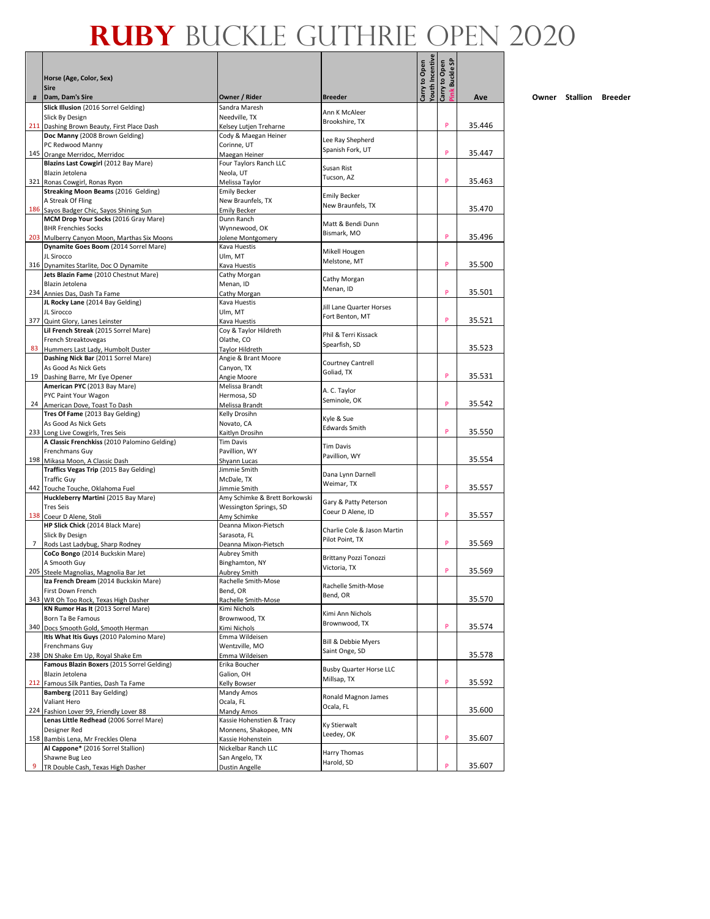# RUBY BUCKLE GUTHRIE OPEN 2020

| # | Horse (Age, Color, Sex) / Sire / Dam, Dam's Sire | Owner / Rider | Breeder | Carry to Open Youth Incentive | Carry to Open Pink Buckle SP | Ave |
|---|---|---|---|---|---|---|
| 211 | **Slick Illusion** (2016 Sorrel Gelding) / Slick By Design / Dashing Brown Beauty, First Place Dash | Sandra Maresh / Needville, TX / Kelsey Lutjen Treharne | Ann K McAleer / Brookshire, TX | | P | 35.446 |
| 145 | **Doc Manny** (2008 Brown Gelding) / PC Redwood Manny / Orange Merridoc, Merridoc | Cody & Maegan Heiner / Corinne, UT / Maegan Heiner | Lee Ray Shepherd / Spanish Fork, UT | | P | 35.447 |
| 321 | **Blazins Last Cowgirl** (2012 Bay Mare) / Blazin Jetolena / Ronas Cowgirl, Ronas Ryon | Four Taylors Ranch LLC / Neola, UT / Melissa Taylor | Susan Rist / Tucson, AZ | | P | 35.463 |
| 186 | **Streaking Moon Beams** (2016 Gelding) / A Streak Of Fling / Sayos Badger Chic, Sayos Shining Sun | Emily Becker / New Braunfels, TX / Emily Becker | Emily Becker / New Braunfels, TX | | | 35.470 |
| 203 | **MCM Drop Your Socks** (2016 Gray Mare) / BHR Frenchies Socks / Mulberry Canyon Moon, Marthas Six Moons | Dunn Ranch / Wynnewood, OK / Jolene Montgomery | Matt & Bendi Dunn / Bismark, MO | | P | 35.496 |
| 316 | **Dynamite Goes Boom** (2014 Sorrel Mare) / JL Sirocco / Dynamites Starlite, Doc O Dynamite | Kava Huestis / Ulm, MT / Kava Huestis | Mikell Hougen / Melstone, MT | | P | 35.500 |
| 234 | **Jets Blazin Fame** (2010 Chestnut Mare) / Blazin Jetolena / Annies Das, Dash Ta Fame | Cathy Morgan / Menan, ID / Cathy Morgan | Cathy Morgan / Menan, ID | | P | 35.501 |
| 377 | **JL Rocky Lane** (2014 Bay Gelding) / JL Sirocco / Quint Glory, Lanes Leinster | Kava Huestis / Ulm, MT / Kava Huestis | Jill Lane Quarter Horses / Fort Benton, MT | | P | 35.521 |
| 83 | **Lil French Streak** (2015 Sorrel Mare) / French Streaktovegas / Hummers Last Lady, Humbolt Duster | Coy & Taylor Hildreth / Olathe, CO / Taylor Hildreth | Phil & Terri Kissack / Spearfish, SD | | | 35.523 |
| 19 | **Dashing Nick Bar** (2011 Sorrel Mare) / As Good As Nick Gets / Dashing Barre, Mr Eye Opener | Angie & Brant Moore / Canyon, TX / Angie Moore | Courtney Cantrell / Goliad, TX | | P | 35.531 |
| 24 | **American PYC** (2013 Bay Mare) / PYC Paint Your Wagon / American Dove, Toast To Dash | Melissa Brandt / Hermosa, SD / Melissa Brandt | A. C. Taylor / Seminole, OK | | P | 35.542 |
| 233 | **Tres Of Fame** (2013 Bay Gelding) / As Good As Nick Gets / Long Live Cowgirls, Tres Seis | Kelly Drosihn / Novato, CA / Kaitlyn Drosihn | Kyle & Sue / Edwards Smith | | P | 35.550 |
| 198 | **A Classic Frenchkiss** (2010 Palomino Gelding) / Frenchmans Guy / Mikasa Moon, A Classic Dash | Tim Davis / Pavillion, WY / Shyann Lucas | Tim Davis / Pavillion, WY | | | 35.554 |
| 442 | **Traffics Vegas Trip** (2015 Bay Gelding) / Traffic Guy / Touche Touche, Oklahoma Fuel | Jimmie Smith / McDale, TX / Jimmie Smith | Dana Lynn Darnell / Weimar, TX | | P | 35.557 |
| 138 | **Huckleberry Martini** (2015 Bay Mare) / Tres Seis / Coeur D Alene, Stoli | Amy Schimke & Brett Borkowski / Wessington Springs, SD / Amy Schimke | Gary & Patty Peterson / Coeur D Alene, ID | | P | 35.557 |
| 7 | **HP Slick Chick** (2014 Black Mare) / Slick By Design / Rods Last Ladybug, Sharp Rodney | Deanna Mixon-Pietsch / Sarasota, FL / Deanna Mixon-Pietsch | Charlie Cole & Jason Martin / Pilot Point, TX | | P | 35.569 |
| 205 | **CoCo Bongo** (2014 Buckskin Mare) / A Smooth Guy / Steele Magnolias, Magnolia Bar Jet | Aubrey Smith / Binghamton, NY / Aubrey Smith | Brittany Pozzi Tonozzi / Victoria, TX | | P | 35.569 |
| 343 | **Iza French Dream** (2014 Buckskin Mare) / First Down French / WR Oh Too Rock, Texas High Dasher | Rachelle Smith-Mose / Bend, OR / Rachelle Smith-Mose | Rachelle Smith-Mose / Bend, OR | | | 35.570 |
| 340 | **KN Rumor Has It** (2013 Sorrel Mare) / Born Ta Be Famous / Docs Smooth Gold, Smooth Herman | Kimi Nichols / Brownwood, TX / Kimi Nichols | Kimi Ann Nichols / Brownwood, TX | | P | 35.574 |
| 238 | **Itls What Itis Guys** (2010 Palomino Mare) / Frenchmans Guy / DN Shake Em Up, Royal Shake Em | Emma Wildeisen / Wentzville, MO / Emma Wildeisen | Bill & Debbie Myers / Saint Onge, SD | | | 35.578 |
| 212 | **Famous Blazin Boxers** (2015 Sorrel Gelding) / Blazin Jetolena / Famous Silk Panties, Dash Ta Fame | Erika Boucher / Galion, OH / Kelly Bowser | Busby Quarter Horse LLC / Millsap, TX | | P | 35.592 |
| 224 | **Bamberg** (2011 Bay Gelding) / Valiant Hero / Fashion Lover 99, Friendly Lover 88 | Mandy Amos / Ocala, FL / Mandy Amos | Ronald Magnon James / Ocala, FL | | | 35.600 |
| 158 | **Lenas Little Redhead** (2006 Sorrel Mare) / Designer Red / Bambis Lena, Mr Freckles Olena | Kassie Hohenstien & Tracy / Monnens, Shakopee, MN / Kassie Hohenstein | Ky Stierwalt / Leedey, OK | | P | 35.607 |
| 9 | **Al Cappone*** (2016 Sorrel Stallion) / Shawne Bug Leo / TR Double Cash, Texas High Dasher | Nickelbar Ranch LLC / San Angelo, TX / Dustin Angelle | Harry Thomas / Harold, SD | | P | 35.607 |

Owner Stallion Breeder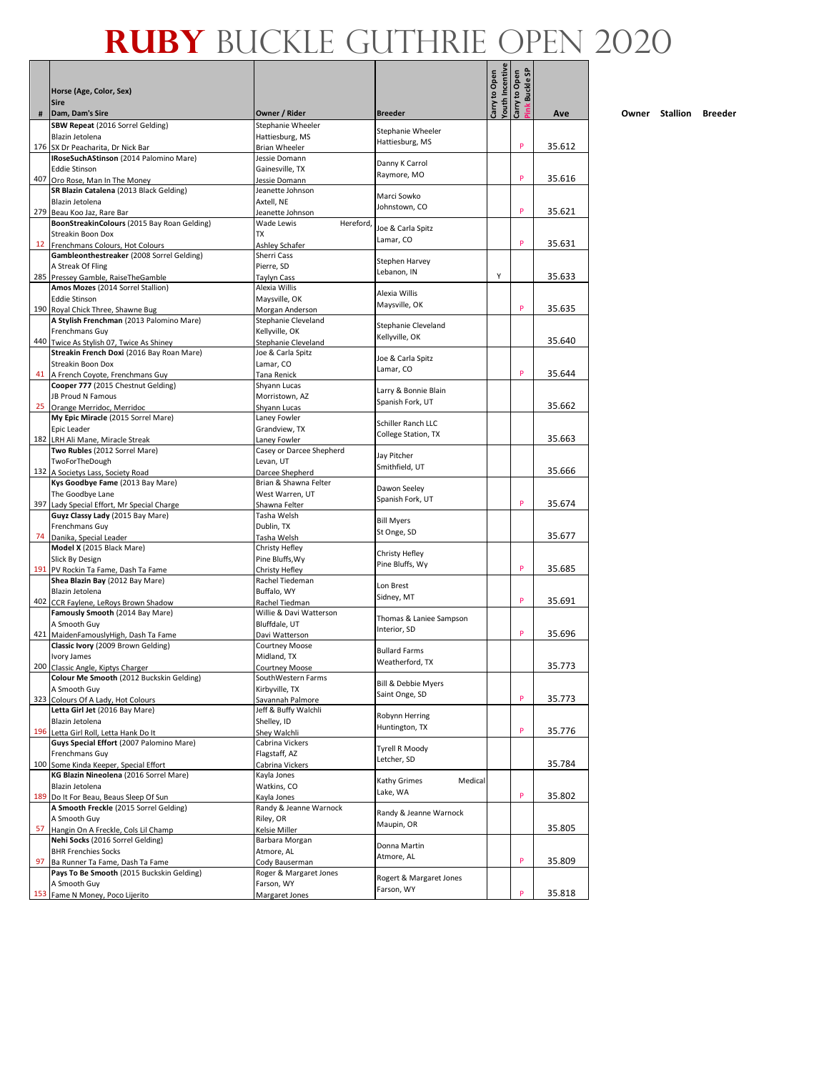# RUBY BUCKLE GUTHRIE OPEN 2020

| # | Horse (Age, Color, Sex) / Sire / Dam, Dam's Sire | Owner / Rider | Breeder | Carry to Open Youth Incentive | Carry to Open Pink Buckle SP | Ave |
|---|---|---|---|---|---|---|
| 176 | **SBW Repeat** (2016 Sorrel Gelding)<br>Blazin Jetolena<br>SX Dr Peacharita, Dr Nick Bar | Stephanie Wheeler<br>Hattiesburg, MS<br>Brian Wheeler | Stephanie Wheeler<br>Hattiesburg, MS | | P | 35.612 |
| 407 | **IRoseSuchAStinson** (2014 Palomino Mare)<br>Eddie Stinson<br>Oro Rose, Man In The Money | Jessie Domann<br>Gainesville, TX<br>Jessie Domann | Danny K Carrol<br>Raymore, MO | | P | 35.616 |
| 279 | **SR Blazin Catalena** (2013 Black Gelding)<br>Blazin Jetolena<br>Beau Koo Jaz, Rare Bar | Jeanette Johnson<br>Axtell, NE<br>Jeanette Johnson | Marci Sowko<br>Johnstown, CO | | P | 35.621 |
| 12 | **BoonStreakinColours** (2015 Bay Roan Gelding)<br>Streakin Boon Dox<br>Frenchmans Colours, Hot Colours | Wade Lewis<br>Hereford, TX<br>Ashley Schafer | Joe & Carla Spitz<br>Lamar, CO | | P | 35.631 |
| 285 | **Gambleonthestreaker** (2008 Sorrel Gelding)<br>A Streak Of Fling<br>Pressey Gamble, RaiseTheGamble | Sherri Cass<br>Pierre, SD<br>Taylyn Cass | Stephen Harvey<br>Lebanon, IN | Y | | 35.633 |
| 190 | **Amos Mozes** (2014 Sorrel Stallion)<br>Eddie Stinson<br>Royal Chick Three, Shawne Bug | Alexia Willis<br>Maysville, OK<br>Morgan Anderson | Alexia Willis<br>Maysville, OK | | P | 35.635 |
| 440 | **A Stylish Frenchman** (2013 Palomino Mare)<br>Frenchmans Guy<br>Twice As Stylish 07, Twice As Shiney | Stephanie Cleveland<br>Kellyville, OK<br>Stephanie Cleveland | Stephanie Cleveland<br>Kellyville, OK | | | 35.640 |
| 41 | **Streakin French Doxi** (2016 Bay Roan Mare)<br>Streakin Boon Dox<br>A French Coyote, Frenchmans Guy | Joe & Carla Spitz<br>Lamar, CO<br>Tana Renick | Joe & Carla Spitz<br>Lamar, CO | | P | 35.644 |
| 25 | **Cooper 777** (2015 Chestnut Gelding)<br>JB Proud N Famous<br>Orange Merridoc, Merridoc | Shyann Lucas<br>Morristown, AZ<br>Shyann Lucas | Larry & Bonnie Blain<br>Spanish Fork, UT | | | 35.662 |
| 182 | **My Epic Miracle** (2015 Sorrel Mare)<br>Epic Leader<br>LRH Ali Mane, Miracle Streak | Laney Fowler<br>Grandview, TX<br>Laney Fowler | Schiller Ranch LLC<br>College Station, TX | | | 35.663 |
| 132 | **Two Rubles** (2012 Sorrel Mare)<br>TwoForTheDough<br>A Societys Lass, Society Road | Casey or Darcee Shepherd<br>Levan, UT<br>Darcee Shepherd | Jay Pitcher<br>Smithfield, UT | | | 35.666 |
| 397 | **Kys Goodbye Fame** (2013 Bay Mare)<br>The Goodbye Lane<br>Lady Special Effort, Mr Special Charge | Brian & Shawna Felter<br>West Warren, UT<br>Shawna Felter | Dawon Seeley<br>Spanish Fork, UT | | P | 35.674 |
| 74 | **Guyz Classy Lady** (2015 Bay Mare)<br>Frenchmans Guy<br>Danika, Special Leader | Tasha Welsh<br>Dublin, TX<br>Tasha Welsh | Bill Myers<br>St Onge, SD | | | 35.677 |
| 191 | **Model X** (2015 Black Mare)<br>Slick By Design<br>PV Rockin Ta Fame, Dash Ta Fame | Christy Hefley<br>Pine Bluffs,Wy<br>Christy Hefley | Christy Hefley<br>Pine Bluffs, Wy | | P | 35.685 |
| 402 | **Shea Blazin Bay** (2012 Bay Mare)<br>Blazin Jetolena<br>CCR Faylene, LeRoys Brown Shadow | Rachel Tiedeman<br>Buffalo, WY<br>Rachel Tiedman | Lon Brest<br>Sidney, MT | | P | 35.691 |
| 421 | **Famously Smooth** (2014 Bay Mare)<br>A Smooth Guy<br>MaidenFamouslyHigh, Dash Ta Fame | Willie & Davi Watterson<br>Bluffdale, UT<br>Davi Watterson | Thomas & Laniee Sampson<br>Interior, SD | | P | 35.696 |
| 200 | **Classic Ivory** (2009 Brown Gelding)<br>Ivory James<br>Classic Angle, Kiptys Charger | Courtney Moose<br>Midland, TX<br>Courtney Moose | Bullard Farms<br>Weatherford, TX | | | 35.773 |
| 323 | **Colour Me Smooth** (2012 Buckskin Gelding)<br>A Smooth Guy<br>Colours Of A Lady, Hot Colours | SouthWestern Farms<br>Kirbyville, TX<br>Savannah Palmore | Bill & Debbie Myers<br>Saint Onge, SD | | P | 35.773 |
| 196 | **Letta Girl Jet** (2016 Bay Mare)<br>Blazin Jetolena<br>Letta Girl Roll, Letta Hank Do It | Jeff & Buffy Walchli<br>Shelley, ID<br>Shey Walchli | Robynn Herring<br>Huntington, TX | | P | 35.776 |
| 100 | **Guys Special Effort** (2007 Palomino Mare)<br>Frenchmans Guy<br>Some Kinda Keeper, Special Effort | Cabrina Vickers<br>Flagstaff, AZ<br>Cabrina Vickers | Tyrell R Moody<br>Letcher, SD | | | 35.784 |
| 189 | **KG Blazin Nineolena** (2016 Sorrel Mare)<br>Blazin Jetolena<br>Do It For Beau, Beaus Sleep Of Sun | Kayla Jones<br>Watkins, CO<br>Kayla Jones | Kathy Grimes<br>Medical Lake, WA | | P | 35.802 |
| 57 | **A Smooth Freckle** (2015 Sorrel Gelding)<br>A Smooth Guy<br>Hangin On A Freckle, Cols Lil Champ | Randy & Jeanne Warnock<br>Riley, OR<br>Kelsie Miller | Randy & Jeanne Warnock<br>Maupin, OR | | | 35.805 |
| 97 | **Nehi Socks** (2016 Sorrel Gelding)<br>BHR Frenchies Socks<br>Ba Runner Ta Fame, Dash Ta Fame | Barbara Morgan<br>Atmore, AL<br>Cody Bauserman | Donna Martin<br>Atmore, AL | | P | 35.809 |
| 153 | **Pays To Be Smooth** (2015 Buckskin Gelding)<br>A Smooth Guy<br>Fame N Money, Poco Lijerito | Roger & Margaret Jones<br>Farson, WY<br>Margaret Jones | Rogert & Margaret Jones<br>Farson, WY | | P | 35.818 |

Owner Stallion Breeder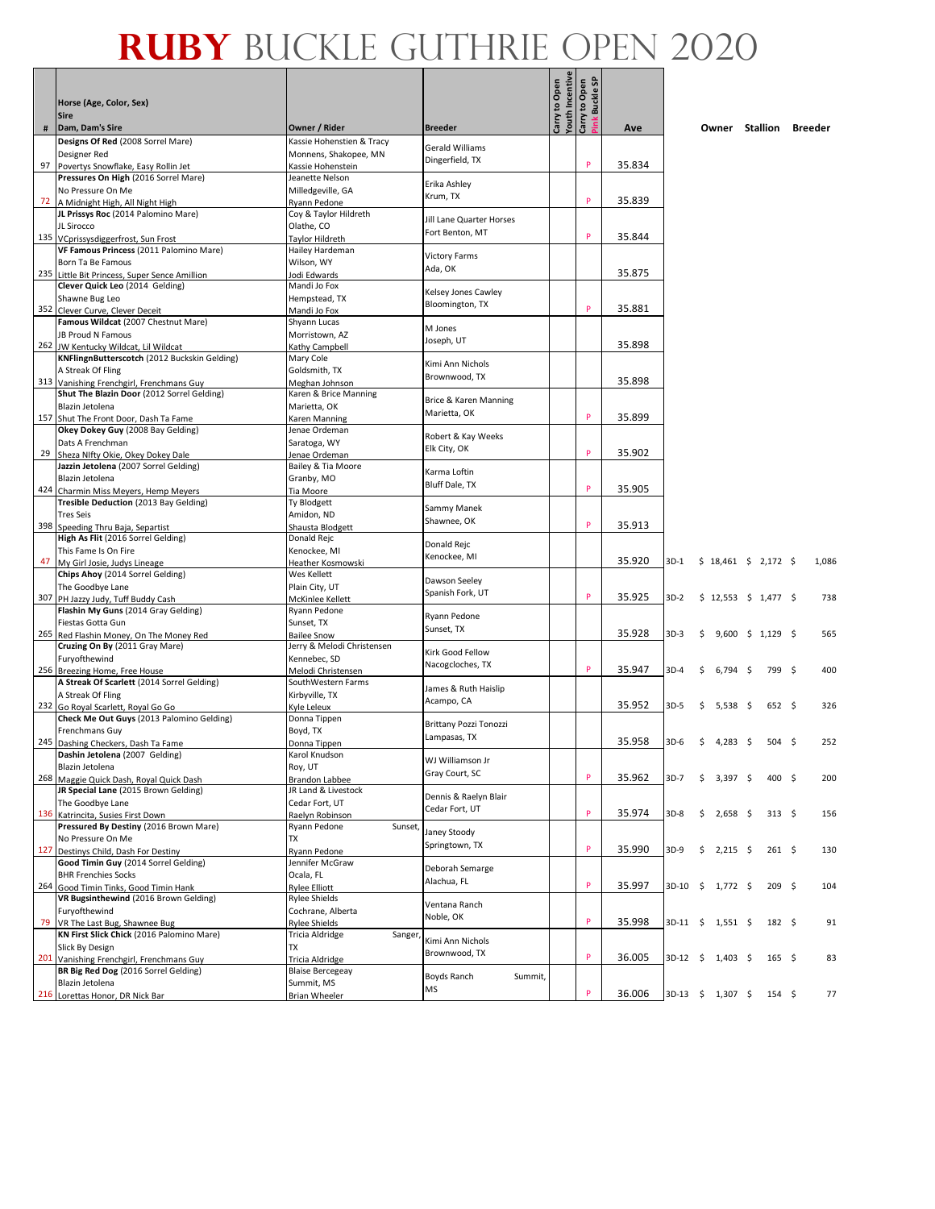# RUBY BUCKLE GUTHRIE OPEN 2020

| # | Horse (Age, Color, Sex) / Sire / Dam, Dam's Sire | Owner / Rider | Breeder | Carry to Open Youth Incentive | Carry to Open Pink Buckle SP | Ave | | Owner | Stallion | Breeder |
|---|---|---|---|---|---|---|---|---|---|---|
| 97 | **Designs Of Red** (2008 Sorrel Mare) Designer Red Povertys Snowflake, Easy Rollin Jet | Kassie Hohenstien & Tracy Monnens, Shakopee, MN Kassie Hohenstein | Gerald Williams Dingerfield, TX | | P | 35.834 | | | | |
| 72 | **Pressures On High** (2016 Sorrel Mare) No Pressure On Me A Midnight High, All Night High | Jeanette Nelson Milledgeville, GA Ryann Pedone | Erika Ashley Krum, TX | | P | 35.839 | | | | |
| 135 | **JL Prissys Roc** (2014 Palomino Mare) JL Sirocco VCprissysdiggerfrost, Sun Frost | Coy & Taylor Hildreth Olathe, CO Taylor Hildreth | Jill Lane Quarter Horses Fort Benton, MT | | P | 35.844 | | | | |
| 235 | **VF Famous Princess** (2011 Palomino Mare) Born Ta Be Famous Little Bit Princess, Super Sence Amillion | Hailey Hardeman Wilson, WY Jodi Edwards | Victory Farms Ada, OK | | | 35.875 | | | | |
| 352 | **Clever Quick Leo** (2014 Gelding) Shawne Bug Leo Clever Curve, Clever Deceit | Mandi Jo Fox Hempstead, TX Mandi Jo Fox | Kelsey Jones Cawley Bloomington, TX | | P | 35.881 | | | | |
| 262 | **Famous Wildcat** (2007 Chestnut Mare) JB Proud N Famous JW Kentucky Wildcat, Lil Wildcat | Shyann Lucas Morristown, AZ Kathy Campbell | M Jones Joseph, UT | | | 35.898 | | | | |
| 313 | **KNFlingnButterscotch** (2012 Buckskin Gelding) A Streak Of Fling Vanishing Frenchgirl, Frenchmans Guy | Mary Cole Goldsmith, TX Meghan Johnson | Kimi Ann Nichols Brownwood, TX | | | 35.898 | | | | |
| 157 | **Shut The Blazin Door** (2012 Sorrel Gelding) Blazin Jetolena Shut The Front Door, Dash Ta Fame | Karen & Brice Manning Marietta, OK Karen Manning | Brice & Karen Manning Marietta, OK | | P | 35.899 | | | | |
| 29 | **Okey Dokey Guy** (2008 Bay Gelding) Dats A Frenchman Sheza NIfty Okie, Okey Dokey Dale | Jenae Ordeman Saratoga, WY Jenae Ordeman | Robert & Kay Weeks Elk City, OK | | P | 35.902 | | | | |
| 424 | **Jazzin Jetolena** (2007 Sorrel Gelding) Blazin Jetolena Charmin Miss Meyers, Hemp Meyers | Bailey & Tia Moore Granby, MO Tia Moore | Karma Loftin Bluff Dale, TX | | P | 35.905 | | | | |
| 398 | **Tresible Deduction** (2013 Bay Gelding) Tres Seis Speeding Thru Baja, Separtist | Ty Blodgett Amidon, ND Shausta Blodgett | Sammy Manek Shawnee, OK | | P | 35.913 | | | | |
| 47 | **High As Flit** (2016 Sorrel Gelding) This Fame Is On Fire My Girl Josie, Judys Lineage | Donald Rejc Kenockee, MI Heather Kosmowski | Donald Rejc Kenockee, MI | | | 35.920 | 3D-1 | $ 18,461 | $ 2,172 | $ 1,086 |
| 307 | **Chips Ahoy** (2014 Sorrel Gelding) The Goodbye Lane PH Jazzy Judy, Tuff Buddy Cash | Wes Kellett Plain City, UT McKinlee Kellett | Dawson Seeley Spanish Fork, UT | | P | 35.925 | 3D-2 | $ 12,553 | $ 1,477 | $ 738 |
| 265 | **Flashin My Guns** (2014 Gray Gelding) Fiestas Gotta Gun Red Flashin Money, On The Money Red | Ryann Pedone Sunset, TX Bailee Snow | Ryann Pedone Sunset, TX | | | 35.928 | 3D-3 | $ 9,600 | $ 1,129 | $ 565 |
| 256 | **Cruzing On By** (2011 Gray Mare) Furyofthewind Breezing Home, Free House | Jerry & Melodi Christensen Kennebec, SD Melodi Christensen | Kirk Good Fellow Nacogcloches, TX | | P | 35.947 | 3D-4 | $ 6,794 | $ 799 | $ 400 |
| 232 | **A Streak Of Scarlett** (2014 Sorrel Gelding) A Streak Of Fling Go Royal Scarlett, Royal Go Go | SouthWestern Farms Kirbyville, TX Kyle Leleux | James & Ruth Haislip Acampo, CA | | | 35.952 | 3D-5 | $ 5,538 | $ 652 | $ 326 |
| 245 | **Check Me Out Guys** (2013 Palomino Gelding) Frenchmans Guy Dashing Checkers, Dash Ta Fame | Donna Tippen Boyd, TX Donna Tippen | Brittany Pozzi Tonozzi Lampasas, TX | | | 35.958 | 3D-6 | $ 4,283 | $ 504 | $ 252 |
| 268 | **Dashin Jetolena** (2007 Gelding) Blazin Jetolena Maggie Quick Dash, Royal Quick Dash | Karol Knudson Roy, UT Brandon Labbee | WJ Williamson Jr Gray Court, SC | | P | 35.962 | 3D-7 | $ 3,397 | $ 400 | $ 200 |
| 136 | **JR Special Lane** (2015 Brown Gelding) The Goodbye Lane Katrincita, Susies First Down | JR Land & Livestock Cedar Fort, UT Raelyn Robinson | Dennis & Raelyn Blair Cedar Fort, UT | | P | 35.974 | 3D-8 | $ 2,658 | $ 313 | $ 156 |
| 127 | **Pressured By Destiny** (2016 Brown Mare) No Pressure On Me Destinys Child, Dash For Destiny | Ryann Pedone Sunset, TX Ryann Pedone | Janey Stoody Springtown, TX | | P | 35.990 | 3D-9 | $ 2,215 | $ 261 | $ 130 |
| 264 | **Good Timin Guy** (2014 Sorrel Gelding) BHR Frenchies Socks Good Timin Tinks, Good Timin Hank | Jennifer McGraw Ocala, FL Rylee Elliott | Deborah Semarge Alachua, FL | | P | 35.997 | 3D-10 | $ 1,772 | $ 209 | $ 104 |
| 79 | **VR Bugsinthewind** (2016 Brown Gelding) Furyofthewind VR The Last Bug, Shawnee Bug | Rylee Shields Cochrane, Alberta Rylee Shields | Ventana Ranch Noble, OK | | P | 35.998 | 3D-11 | $ 1,551 | $ 182 | $ 91 |
| 201 | **KN First Slick Chick** (2016 Palomino Mare) Slick By Design Vanishing Frenchgirl, Frenchmans Guy | Tricia Aldridge Sanger, TX Tricia Aldridge | Kimi Ann Nichols Brownwood, TX | | P | 36.005 | 3D-12 | $ 1,403 | $ 165 | $ 83 |
| 216 | **BR Big Red Dog** (2016 Sorrel Gelding) Blazin Jetolena Lorettas Honor, DR Nick Bar | Blaise Bercegeay Summit, MS Brian Wheeler | Boyds Ranch Summit, MS | | P | 36.006 | 3D-13 | $ 1,307 | $ 154 | $ 77 |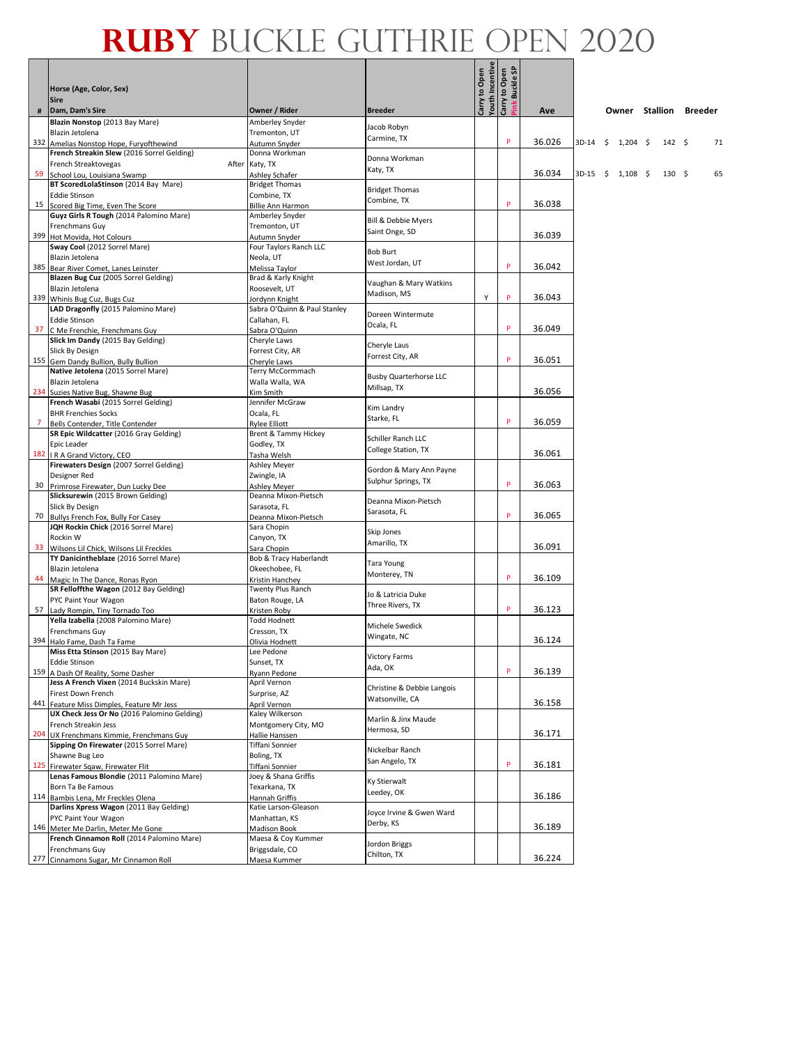# RUBY BUCKLE GUTHRIE OPEN 2020

| # | Horse (Age, Color, Sex)<br>Sire<br>Dam, Dam's Sire | Owner / Rider | Breeder | Carry to Open Youth Incentive | Carry to Open Pink Buckle SP | Ave | | Owner | Stallion | Breeder |
|---|---|---|---|---|---|---|---|---|---|---|
| 332 | **Blazin Nonstop** (2013 Bay Mare)<br>Blazin Jetolena<br>Amelias Nonstop Hope, Furyofthewind | Amberley Snyder<br>Tremonton, UT<br>Autumn Snyder | Jacob Robyn<br>Carmine, TX | | P | 36.026 | 3D-14 | $ 1,204 | $ 142 | $ 71 |
| 59 | **French Streakin Slew** (2016 Sorrel Gelding)<br>French Streaktovegas After<br>School Lou, Louisiana Swamp | Donna Workman<br>Katy, TX<br>Ashley Schafer | Donna Workman<br>Katy, TX | | | 36.034 | 3D-15 | $ 1,108 | $ 130 | $ 65 |
| 15 | **BT ScoredLolaStinson** (2014 Bay Mare)<br>Eddie Stinson<br>Scored Big Time, Even The Score | Bridget Thomas<br>Combine, TX<br>Billie Ann Harmon | Bridget Thomas<br>Combine, TX | | P | 36.038 | | | | |
| 399 | **Guyz Girls R Tough** (2014 Palomino Mare)<br>Frenchmans Guy<br>Hot Movida, Hot Colours | Amberley Snyder<br>Tremonton, UT<br>Autumn Snyder | Bill & Debbie Myers<br>Saint Onge, SD | | | 36.039 | | | | |
| 385 | **Sway Cool** (2012 Sorrel Mare)<br>Blazin Jetolena<br>Bear River Comet, Lanes Leinster | Four Taylors Ranch LLC<br>Neola, UT<br>Melissa Taylor | Bob Burt<br>West Jordan, UT | | P | 36.042 | | | | |
| 339 | **Blazen Bug Cuz** (2005 Sorrel Gelding)<br>Blazin Jetolena<br>Whinis Bug Cuz, Bugs Cuz | Brad & Karly Knight<br>Roosevelt, UT<br>Jordynn Knight | Vaughan & Mary Watkins<br>Madison, MS | Y | P | 36.043 | | | | |
| 37 | **LAD Dragonfly** (2015 Palomino Mare)<br>Eddie Stinson<br>C Me Frenchie, Frenchmans Guy | Sabra O'Quinn & Paul Stanley<br>Callahan, FL<br>Sabra O'Quinn | Doreen Wintermute<br>Ocala, FL | | P | 36.049 | | | | |
| 155 | **Slick Im Dandy** (2015 Bay Gelding)<br>Slick By Design<br>Gem Dandy Bullion, Bully Bullion | Cheryle Laws<br>Forrest City, AR<br>Cheryle Laws | Cheryle Laus<br>Forrest City, AR | | P | 36.051 | | | | |
| 234 | **Native Jetolena** (2015 Sorrel Mare)<br>Blazin Jetolena<br>Suzies Native Bug, Shawne Bug | Terry McCormmach<br>Walla Walla, WA<br>Kim Smith | Busby Quarterhorse LLC<br>Millsap, TX | | | 36.056 | | | | |
| 7 | **French Wasabi** (2015 Sorrel Gelding)<br>BHR Frenchies Socks<br>Bells Contender, Title Contender | Jennifer McGraw<br>Ocala, FL<br>Rylee Elliott | Kim Landry<br>Starke, FL | | P | 36.059 | | | | |
| 182 | **SR Epic Wildcatter** (2016 Gray Gelding)<br>Epic Leader<br>I R A Grand Victory, CEO | Brent & Tammy Hickey<br>Godley, TX<br>Tasha Welsh | Schiller Ranch LLC<br>College Station, TX | | | 36.061 | | | | |
| 30 | **Firewaters Design** (2007 Sorrel Gelding)<br>Designer Red<br>Primrose Firewater, Dun Lucky Dee | Ashley Meyer<br>Zwingle, IA<br>Ashley Meyer | Gordon & Mary Ann Payne<br>Sulphur Springs, TX | | P | 36.063 | | | | |
| 70 | **Slicksurewin** (2015 Brown Gelding)<br>Slick By Design<br>Bullys French Fox, Bully For Casey | Deanna Mixon-Pietsch<br>Sarasota, FL<br>Deanna Mixon-Pietsch | Deanna Mixon-Pietsch<br>Sarasota, FL | | P | 36.065 | | | | |
| 33 | **JQH Rockin Chick** (2016 Sorrel Mare)<br>Rockin W<br>Wilsons Lil Chick, Wilsons Lil Freckles | Sara Chopin<br>Canyon, TX<br>Sara Chopin | Skip Jones<br>Amarillo, TX | | | 36.091 | | | | |
| 44 | **TY Danicintheblaze** (2016 Sorrel Mare)<br>Blazin Jetolena<br>Magic In The Dance, Ronas Ryon | Bob & Tracy Haberlandt<br>Okeechobee, FL<br>Kristin Hanchey | Tara Young<br>Monterey, TN | | P | 36.109 | | | | |
| 57 | **SR Felloffthe Wagon** (2012 Bay Gelding)<br>PYC Paint Your Wagon<br>Lady Rompin, Tiny Tornado Too | Twenty Plus Ranch<br>Baton Rouge, LA<br>Kristen Roby | Jo & Latricia Duke<br>Three Rivers, TX | | P | 36.123 | | | | |
| 394 | **Yella Izabella** (2008 Palomino Mare)<br>Frenchmans Guy<br>Halo Fame, Dash Ta Fame | Todd Hodnett<br>Cresson, TX<br>Olivia Hodnett | Michele Swedick<br>Wingate, NC | | | 36.124 | | | | |
| 159 | **Miss Etta Stinson** (2015 Bay Mare)<br>Eddie Stinson<br>A Dash Of Reality, Some Dasher | Lee Pedone<br>Sunset, TX<br>Ryann Pedone | Victory Farms<br>Ada, OK | | P | 36.139 | | | | |
| 441 | **Jess A French Vixen** (2014 Buckskin Mare)<br>Firest Down French<br>Feature Miss Dimples, Feature Mr Jess | April Vernon<br>Surprise, AZ<br>April Vernon | Christine & Debbie Langois<br>Watsonville, CA | | | 36.158 | | | | |
| 204 | **UX Check Jess Or No** (2016 Palomino Gelding)<br>French Streakin Jess<br>UX Frenchmans Kimmie, Frenchmans Guy | Kaley Wilkerson<br>Montgomery City, MO<br>Hallie Hanssen | Marlin & Jinx Maude<br>Hermosa, SD | | | 36.171 | | | | |
| 125 | **Sipping On Firewater** (2015 Sorrel Mare)<br>Shawne Bug Leo<br>Firewater Sqaw, Firewater Flit | Tiffani Sonnier<br>Boling, TX<br>Tiffani Sonnier | Nickelbar Ranch<br>San Angelo, TX | | P | 36.181 | | | | |
| 114 | **Lenas Famous Blondie** (2011 Palomino Mare)<br>Born Ta Be Famous<br>Bambis Lena, Mr Freckles Olena | Joey & Shana Griffis<br>Texarkana, TX<br>Hannah Griffis | Ky Stierwalt<br>Leedey, OK | | | 36.186 | | | | |
| 146 | **Darlins Xpress Wagon** (2011 Bay Gelding)<br>PYC Paint Your Wagon<br>Meter Me Darlin, Meter Me Gone | Katie Larson-Gleason<br>Manhattan, KS<br>Madison Book | Joyce Irvine & Gwen Ward<br>Derby, KS | | | 36.189 | | | | |
| 277 | **French Cinnamon Roll** (2014 Palomino Mare)<br>Frenchmans Guy<br>Cinnamons Sugar, Mr Cinnamon Roll | Maesa & Coy Kummer<br>Briggsdale, CO<br>Maesa Kummer | Jordon Briggs<br>Chilton, TX | | | 36.224 | | | | |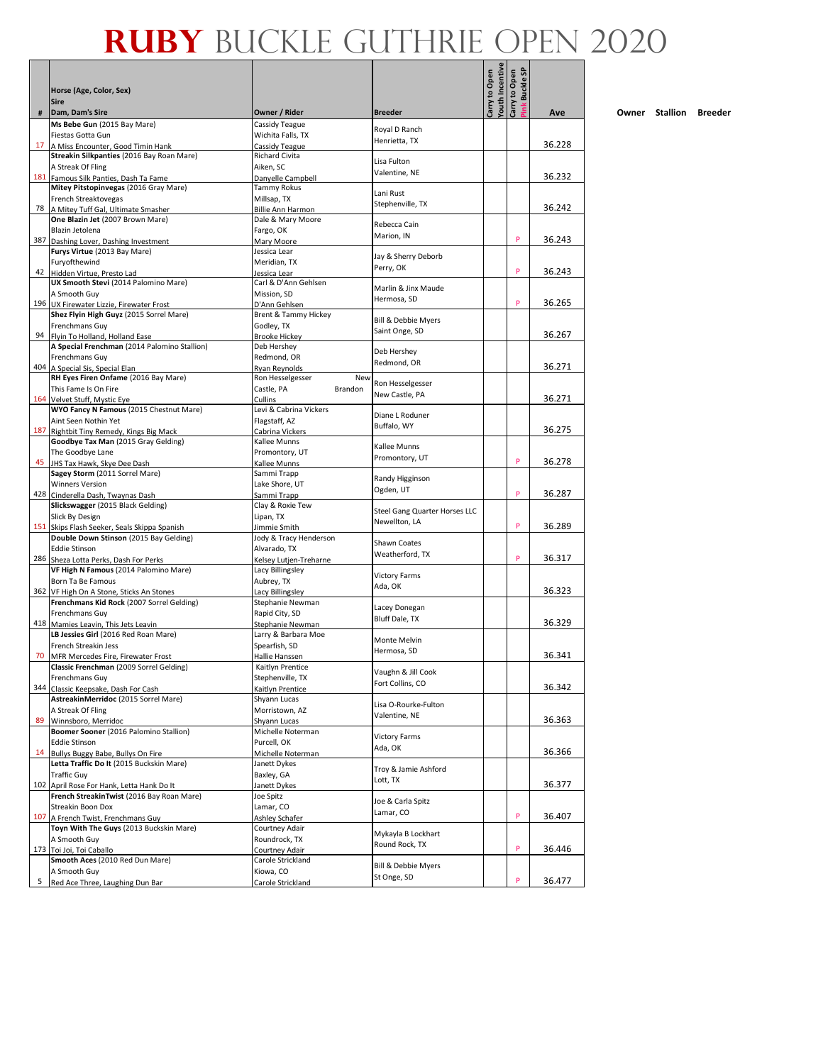# RUBY BUCKLE GUTHRIE OPEN 2020

| # | Horse (Age, Color, Sex) / Sire / Dam, Dam's Sire | Owner / Rider | Breeder | Carry to Open Youth Incentive | Carry to Open Pink Buckle SP | Ave |
|---|---|---|---|---|---|---|
| 17 | **Ms Bebe Gun** (2015 Bay Mare) Fiestas Gotta Gun A Miss Encounter, Good Timin Hank | Cassidy Teague Wichita Falls, TX Cassidy Teague | Royal D Ranch Henrietta, TX | | | 36.228 |
| 181 | **Streakin Silkpanties** (2016 Bay Roan Mare) A Streak Of Fling Famous Silk Panties, Dash Ta Fame | Richard Civita Aiken, SC Danyelle Campbell | Lisa Fulton Valentine, NE | | | 36.232 |
| 78 | **Mitey Pitstopinvegas** (2016 Gray Mare) French Streaktovegas A Mitey Tuff Gal, Ultimate Smasher | Tammy Rokus Millsap, TX Billie Ann Harmon | Lani Rust Stephenville, TX | | | 36.242 |
| 387 | **One Blazin Jet** (2007 Brown Mare) Blazin Jetolena Dashing Lover, Dashing Investment | Dale & Mary Moore Fargo, OK Mary Moore | Rebecca Cain Marion, IN | | P | 36.243 |
| 42 | **Furys Virtue** (2013 Bay Mare) Furyofthewind Hidden Virtue, Presto Lad | Jessica Lear Meridian, TX Jessica Lear | Jay & Sherry Deborb Perry, OK | | P | 36.243 |
| 196 | **UX Smooth Stevi** (2014 Palomino Mare) A Smooth Guy UX Firewater Lizzie, Firewater Frost | Carl & D'Ann Gehlsen Mission, SD D'Ann Gehlsen | Marlin & Jinx Maude Hermosa, SD | | P | 36.265 |
| 94 | **Shez Flyin High Guyz** (2015 Sorrel Mare) Frenchmans Guy Flyin To Holland, Holland Ease | Brent & Tammy Hickey Godley, TX Brooke Hickey | Bill & Debbie Myers Saint Onge, SD | | | 36.267 |
| 404 | **A Special Frenchman** (2014 Palomino Stallion) Frenchmans Guy A Special Sis, Special Elan | Deb Hershey Redmond, OR Ryan Reynolds | Deb Hershey Redmond, OR | | | 36.271 |
| 164 | **RH Eyes Frien Onfame** (2016 Bay Mare) This Fame Is On Fire Velvet Stuff, Mystic Eye | Ron Hesselgesser New Castle, PA Brandon Cullins | Ron Hesselgesser New Castle, PA | | | 36.271 |
| 187 | **WYO Fancy N Famous** (2015 Chestnut Mare) Aint Seen Nothin Yet Rightbit Tiny Remedy, Kings Big Mack | Levi & Cabrina Vickers Flagstaff, AZ Cabrina Vickers | Diane L Roduner Buffalo, WY | | | 36.275 |
| 45 | **Goodbye Tax Man** (2015 Gray Gelding) The Goodbye Lane JHS Tax Hawk, Skye Dee Dash | Kallee Munns Promontory, UT Kallee Munns | Kallee Munns Promontory, UT | | P | 36.278 |
| 428 | **Sagey Storm** (2011 Sorrel Mare) Winners Version Cinderella Dash, Twaynas Dash | Sammi Trapp Lake Shore, UT Sammi Trapp | Randy Higginson Ogden, UT | | P | 36.287 |
| 151 | **Slickswagger** (2015 Black Gelding) Slick By Design Skips Flash Seeker, Seals Skippa Spanish | Clay & Roxie Tew Lipan, TX Jimmie Smith | Steel Gang Quarter Horses LLC Newellton, LA | | P | 36.289 |
| 286 | **Double Down Stinson** (2015 Bay Gelding) Eddie Stinson Sheza Lotta Perks, Dash For Perks | Jody & Tracy Henderson Alvarado, TX Kelsey Lutjen-Treharne | Shawn Coates Weatherford, TX | | P | 36.317 |
| 362 | **VF High N Famous** (2014 Palomino Mare) Born Ta Be Famous VF High On A Stone, Sticks An Stones | Lacy Billingsley Aubrey, TX Lacy Billingsley | Victory Farms Ada, OK | | | 36.323 |
| 418 | **Frenchmans Kid Rock** (2007 Sorrel Gelding) Frenchmans Guy Mamies Leavin, This Jets Leavin | Stephanie Newman Rapid City, SD Stephanie Newman | Lacey Donegan Bluff Dale, TX | | | 36.329 |
| 70 | **LB Jessies Girl** (2016 Red Roan Mare) French Streakin Jess MFR Mercedes Fire, Firewater Frost | Larry & Barbara Moe Spearfish, SD Hallie Hanssen | Monte Melvin Hermosa, SD | | | 36.341 |
| 344 | **Classic Frenchman** (2009 Sorrel Gelding) Frenchmans Guy Classic Keepsake, Dash For Cash | Kaitlyn Prentice Stephenville, TX Kaitlyn Prentice | Vaughn & Jill Cook Fort Collins, CO | | | 36.342 |
| 89 | **AstreakinMerridoc** (2015 Sorrel Mare) A Streak Of Fling Winnsboro, Merridoc | Shyann Lucas Morristown, AZ Shyann Lucas | Lisa O-Rourke-Fulton Valentine, NE | | | 36.363 |
| 14 | **Boomer Sooner** (2016 Palomino Stallion) Eddie Stinson Bullys Buggy Babe, Bullys On Fire | Michelle Noterman Purcell, OK Michelle Noterman | Victory Farms Ada, OK | | | 36.366 |
| 102 | **Letta Traffic Do It** (2015 Buckskin Mare) Traffic Guy April Rose For Hank, Letta Hank Do It | Janett Dykes Baxley, GA Janett Dykes | Troy & Jamie Ashford Lott, TX | | | 36.377 |
| 107 | **French StreakinTwist** (2016 Bay Roan Mare) Streakin Boon Dox A French Twist, Frenchmans Guy | Joe Spitz Lamar, CO Ashley Schafer | Joe & Carla Spitz Lamar, CO | | P | 36.407 |
| 173 | **Toyn With The Guys** (2013 Buckskin Mare) A Smooth Guy Toi Joi, Toi Caballo | Courtney Adair Roundrock, TX Courtney Adair | Mykayla B Lockhart Round Rock, TX | | P | 36.446 |
| 5 | **Smooth Aces** (2010 Red Dun Mare) A Smooth Guy Red Ace Three, Laughing Dun Bar | Carole Strickland Kiowa, CO Carole Strickland | Bill & Debbie Myers St Onge, SD | | P | 36.477 |

Owner Stallion Breeder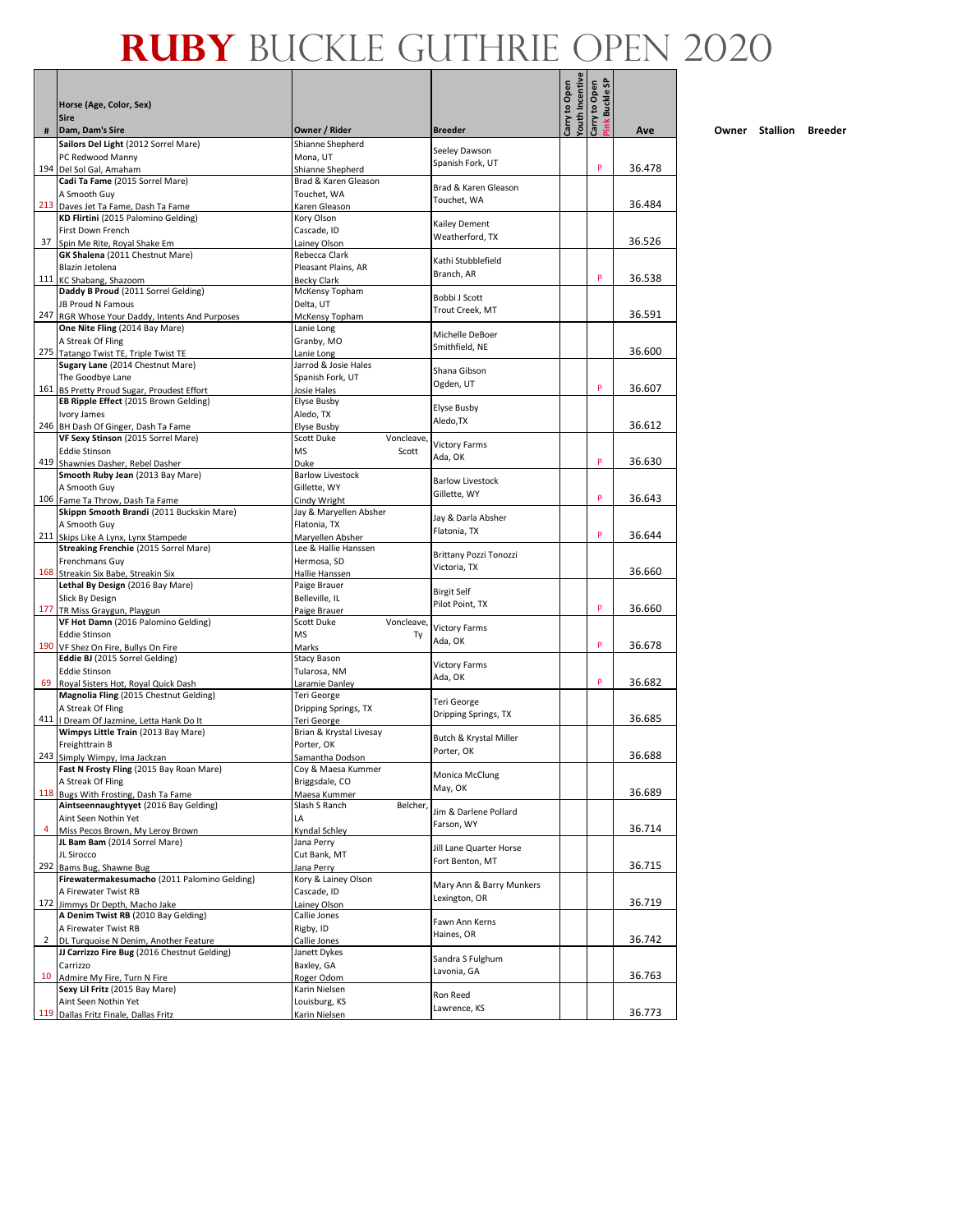# RUBY BUCKLE GUTHRIE OPEN 2020

| # | Horse (Age, Color, Sex) / Sire / Dam, Dam's Sire | Owner / Rider | Breeder | Carry to Open Youth Incentive | Carry to Open Pink Buckle SP | Ave |
|---|---|---|---|---|---|---|
| 194 | **Sailors Del Light** (2012 Sorrel Mare) / PC Redwood Manny / Del Sol Gal, Amaham | Shianne Shepherd / Mona, UT / Shianne Shepherd | Seeley Dawson / Spanish Fork, UT | | P | 36.478 |
| 213 | **Cadi Ta Fame** (2015 Sorrel Mare) / A Smooth Guy / Daves Jet Ta Fame, Dash Ta Fame | Brad & Karen Gleason / Touchet, WA / Karen Gleason | Brad & Karen Gleason / Touchet, WA | | | 36.484 |
| 37 | **KD Flirtini** (2015 Palomino Gelding) / First Down French / Spin Me Rite, Royal Shake Em | Kory Olson / Cascade, ID / Lainey Olson | Kailey Dement / Weatherford, TX | | | 36.526 |
| 111 | **GK Shalena** (2011 Chestnut Mare) / Blazin Jetolena / KC Shabang, Shazoom | Rebecca Clark / Pleasant Plains, AR / Becky Clark | Kathi Stubblefield / Branch, AR | | P | 36.538 |
| 247 | **Daddy B Proud** (2011 Sorrel Gelding) / JB Proud N Famous / RGR Whose Your Daddy, Intents And Purposes | McKensy Topham / Delta, UT / McKensy Topham | Bobbi J Scott / Trout Creek, MT | | | 36.591 |
| 275 | **One Nite Fling** (2014 Bay Mare) / A Streak Of Fling / Tatango Twist TE, Triple Twist TE | Lanie Long / Granby, MO / Lanie Long | Michelle DeBoer / Smithfield, NE | | | 36.600 |
| 161 | **Sugary Lane** (2014 Chestnut Mare) / The Goodbye Lane / BS Pretty Proud Sugar, Proudest Effort | Jarrod & Josie Hales / Spanish Fork, UT / Josie Hales | Shana Gibson / Ogden, UT | | P | 36.607 |
| 246 | **EB Ripple Effect** (2015 Brown Gelding) / Ivory James / BH Dash Of Ginger, Dash Ta Fame | Elyse Busby / Aledo, TX / Elyse Busby | Elyse Busby / Aledo,TX | | | 36.612 |
| 419 | **VF Sexy Stinson** (2015 Sorrel Mare) / Eddie Stinson / Shawnies Dasher, Rebel Dasher | Scott Duke / Voncleave, MS / Scott Duke | Victory Farms / Ada, OK | | P | 36.630 |
| 106 | **Smooth Ruby Jean** (2013 Bay Mare) / A Smooth Guy / Fame To Throw, Dash Ta Fame | Barlow Livestock / Gillette, WY / Cindy Wright | Barlow Livestock / Gillette, WY | | P | 36.643 |
| 211 | **Skippn Smooth Brandi** (2011 Buckskin Mare) / A Smooth Guy / Skips Like A Lynx, Lynx Stampede | Jay & Maryellen Absher / Flatonia, TX / Maryellen Absher | Jay & Darla Absher / Flatonia, TX | | P | 36.644 |
| 168 | **Streaking Frenchie** (2015 Sorrel Mare) / Frenchmans Guy / Streakin Six Babe, Streakin Six | Lee & Hallie Hanssen / Hermosa, SD / Hallie Hanssen | Brittany Pozzi Tonozzi / Victoria, TX | | | 36.660 |
| 177 | **Lethal By Design** (2016 Bay Mare) / Slick By Design / TR Miss Graygun, Playgun | Paige Brauer / Belleville, IL / Paige Brauer | Birgit Self / Pilot Point, TX | | P | 36.660 |
| 190 | **VF Hot Damn** (2016 Palomino Gelding) / Eddie Stinson / VF Shez On Fire, Bullys On Fire | Scott Duke / Voncleave, MS / Ty Marks | Victory Farms / Ada, OK | | P | 36.678 |
| 69 | **Eddie BJ** (2015 Sorrel Gelding) / Eddie Stinson / Royal Sisters Hot, Royal Quick Dash | Stacy Bason / Tularosa, NM / Laramie Danley | Victory Farms / Ada, OK | | P | 36.682 |
| 411 | **Magnolia Fling** (2015 Chestnut Gelding) / A Streak Of Fling / I Dream Of Jazmine, Letta Hank Do It | Teri George / Dripping Springs, TX / Teri George | Teri George / Dripping Springs, TX | | | 36.685 |
| 243 | **Wimpys Little Train** (2013 Bay Mare) / Freighttrain B / Simply Wimpy, Ima Jackzan | Brian & Krystal Livesay / Porter, OK / Samantha Dodson | Butch & Krystal Miller / Porter, OK | | | 36.688 |
| 118 | **Fast N Frosty Fling** (2015 Bay Roan Mare) / A Streak Of Fling / Bugs With Frosting, Dash Ta Fame | Coy & Maesa Kummer / Briggsdale, CO / Maesa Kummer | Monica McClung / May, OK | | | 36.689 |
| 4 | **Aintseennaughtyyet** (2016 Bay Gelding) / Aint Seen Nothin Yet / Miss Pecos Brown, My Leroy Brown | Slash S Ranch / Belcher, LA / Kyndal Schley | Jim & Darlene Pollard / Farson, WY | | | 36.714 |
| 292 | **JL Bam Bam** (2014 Sorrel Mare) / JL Sirocco / Bams Bug, Shawne Bug | Jana Perry / Cut Bank, MT / Jana Perry | Jill Lane Quarter Horse / Fort Benton, MT | | | 36.715 |
| 172 | **Firewatermakesumacho** (2011 Palomino Gelding) / A Firewater Twist RB / Jimmys Dr Depth, Macho Jake | Kory & Lainey Olson / Cascade, ID / Lainey Olson | Mary Ann & Barry Munkers / Lexington, OR | | | 36.719 |
| 2 | **A Denim Twist RB** (2010 Bay Gelding) / A Firewater Twist RB / DL Turquoise N Denim, Another Feature | Callie Jones / Rigby, ID / Callie Jones | Fawn Ann Kerns / Haines, OR | | | 36.742 |
| 10 | **JJ Carizzo Fire Bug** (2016 Chestnut Gelding) / Carrizzo / Admire My Fire, Turn N Fire | Janett Dykes / Baxley, GA / Roger Odom | Sandra S Fulghum / Lavonia, GA | | | 36.763 |
| 119 | **Sexy Lil Fritz** (2015 Bay Mare) / Aint Seen Nothin Yet / Dallas Fritz Finale, Dallas Fritz | Karin Nielsen / Louisburg, KS / Karin Nielsen | Ron Reed / Lawrence, KS | | | 36.773 |

Owner Stallion Breeder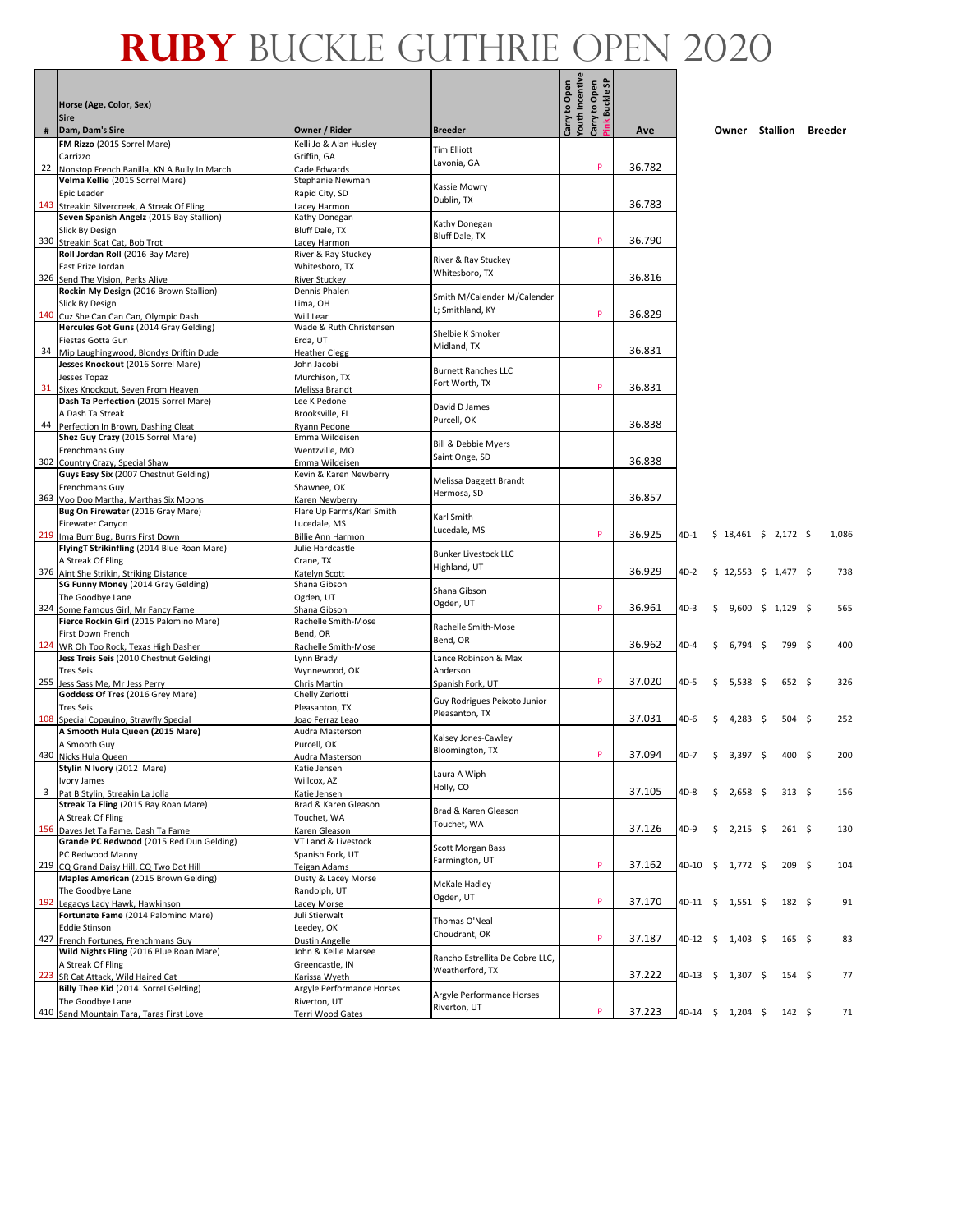# RUBY BUCKLE GUTHRIE OPEN 2020

| # | Horse (Age, Color, Sex) / Sire / Dam, Dam's Sire | Owner / Rider | Breeder | Carry to Open Youth Incentive | Carry to Open Pink Buckle SP | Ave | | Owner | Stallion | Breeder |
|---|---|---|---|---|---|---|---|---|---|---|
| 22 | **FM Rizzo** (2015 Sorrel Mare) / Carrizzo / Nonstop French Banilla, KN A Bully In March | Kelli Jo & Alan Husley / Griffin, GA / Cade Edwards | Tim Elliott / Lavonia, GA | | P | 36.782 | | | | |
| 143 | **Velma Kellie** (2015 Sorrel Mare) / Epic Leader / Streakin Silvercreek, A Streak Of Fling | Stephanie Newman / Rapid City, SD / Lacey Harmon | Kassie Mowry / Dublin, TX | | | 36.783 | | | | |
| 330 | **Seven Spanish Angelz** (2015 Bay Stallion) / Slick By Design / Streakin Scat Cat, Bob Trot | Kathy Donegan / Bluff Dale, TX / Lacey Harmon | Kathy Donegan / Bluff Dale, TX | | P | 36.790 | | | | |
| 326 | **Roll Jordan Roll** (2016 Bay Mare) / Fast Prize Jordan / Send The Vision, Perks Alive | River & Ray Stuckey / Whitesboro, TX / River Stuckey | River & Ray Stuckey / Whitesboro, TX | | | 36.816 | | | | |
| 140 | **Rockin My Design** (2016 Brown Stallion) / Slick By Design / Cuz She Can Can Can, Olympic Dash | Dennis Phalen / Lima, OH / Will Lear | Smith M/Calender M/Calender L; Smithland, KY | | P | 36.829 | | | | |
| 34 | **Hercules Got Guns** (2014 Gray Gelding) / Fiestas Gotta Gun / Mip Laughingwood, Blondys Driftin Dude | Wade & Ruth Christensen / Erda, UT / Heather Clegg | Shelbie K Smoker / Midland, TX | | | 36.831 | | | | |
| 31 | **Jesses Knockout** (2016 Sorrel Mare) / Jesses Topaz / Sixes Knockout, Seven From Heaven | John Jacobi / Murchison, TX / Melissa Brandt | Burnett Ranches LLC / Fort Worth, TX | | P | 36.831 | | | | |
| 44 | **Dash Ta Perfection** (2015 Sorrel Mare) / A Dash Ta Streak / Perfection In Brown, Dashing Cleat | Lee K Pedone / Brooksville, FL / Ryann Pedone | David D James / Purcell, OK | | | 36.838 | | | | |
| 302 | **Shez Guy Crazy** (2015 Sorrel Mare) / Frenchmans Guy / Country Crazy, Special Shaw | Emma Wildeisen / Wentzville, MO / Emma Wildeisen | Bill & Debbie Myers / Saint Onge, SD | | | 36.838 | | | | |
| 363 | **Guys Easy Six** (2007 Chestnut Gelding) / Frenchmans Guy / Voo Doo Martha, Marthas Six Moons | Kevin & Karen Newberry / Shawnee, OK / Karen Newberry | Melissa Daggett Brandt / Hermosa, SD | | | 36.857 | | | | |
| 219 | **Bug On Firewater** (2016 Gray Mare) / Firewater Canyon / Ima Burr Bug, Burrs First Down | Flare Up Farms/Karl Smith / Lucedale, MS / Billie Ann Harmon | Karl Smith / Lucedale, MS | | P | 36.925 | 4D-1 | $ 18,461 | $ 2,172 | $ 1,086 |
| 376 | **FlyingT Strikinfling** (2014 Blue Roan Mare) / A Streak Of Fling / Aint She Strikin, Striking Distance | Julie Hardcastle / Crane, TX / Katelyn Scott | Bunker Livestock LLC / Highland, UT | | | 36.929 | 4D-2 | $ 12,553 | $ 1,477 | $ 738 |
| 324 | **SG Funny Money** (2014 Gray Gelding) / The Goodbye Lane / Some Famous Girl, Mr Fancy Fame | Shana Gibson / Ogden, UT / Shana Gibson | Shana Gibson / Ogden, UT | | P | 36.961 | 4D-3 | $ 9,600 | $ 1,129 | $ 565 |
| 124 | **Fierce Rockin Girl** (2015 Palomino Mare) / First Down French / WR Oh Too Rock, Texas High Dasher | Rachelle Smith-Mose / Bend, OR / Rachelle Smith-Mose | Rachelle Smith-Mose / Bend, OR | | | 36.962 | 4D-4 | $ 6,794 | $ 799 | $ 400 |
| 255 | **Jess Treis Seis** (2010 Chestnut Gelding) / Tres Seis / Jess Sass Me, Mr Jess Perry | Lynn Brady / Wynnewood, OK / Chris Martin | Lance Robinson & Max Anderson / Spanish Fork, UT | | P | 37.020 | 4D-5 | $ 5,538 | $ 652 | $ 326 |
| 108 | **Goddess Of Tres** (2016 Grey Mare) / Tres Seis / Special Copauino, Strawfly Special | Chelly Zeriotti / Pleasanton, TX / Joao Ferraz Leao | Guy Rodrigues Peixoto Junior / Pleasanton, TX | | | 37.031 | 4D-6 | $ 4,283 | $ 504 | $ 252 |
| 430 | **A Smooth Hula Queen (2015 Mare)** / A Smooth Guy / Nicks Hula Queen | Audra Masterson / Purcell, OK / Audra Masterson | Kalsey Jones-Cawley / Bloomington, TX | | P | 37.094 | 4D-7 | $ 3,397 | $ 400 | $ 200 |
| 3 | **Stylin N Ivory** (2012 Mare) / Ivory James / Pat B Stylin, Streakin La Jolla | Katie Jensen / Willcox, AZ / Katie Jensen | Laura A Wiph / Holly, CO | | | 37.105 | 4D-8 | $ 2,658 | $ 313 | $ 156 |
| 156 | **Streak Ta Fling** (2015 Bay Roan Mare) / A Streak Of Fling / Daves Jet Ta Fame, Dash Ta Fame | Brad & Karen Gleason / Touchet, WA / Karen Gleason | Brad & Karen Gleason / Touchet, WA | | | 37.126 | 4D-9 | $ 2,215 | $ 261 | $ 130 |
| 219 | **Grande PC Redwood** (2015 Red Dun Gelding) / PC Redwood Manny / CQ Grand Daisy Hill, CQ Two Dot Hill | VT Land & Livestock / Spanish Fork, UT / Teigan Adams | Scott Morgan Bass / Farmington, UT | | P | 37.162 | 4D-10 | $ 1,772 | $ 209 | $ 104 |
| 192 | **Maples American** (2015 Brown Gelding) / The Goodbye Lane / Legacys Lady Hawk, Hawkinson | Dusty & Lacey Morse / Randolph, UT / Lacey Morse | McKale Hadley / Ogden, UT | | P | 37.170 | 4D-11 | $ 1,551 | $ 182 | $ 91 |
| 427 | **Fortunate Fame** (2014 Palomino Mare) / Eddie Stinson / French Fortunes, Frenchmans Guy | Juli Stierwalt / Leedey, OK / Dustin Angelle | Thomas O'Neal / Choudrant, OK | | P | 37.187 | 4D-12 | $ 1,403 | $ 165 | $ 83 |
| 223 | **Wild Nights Fling** (2016 Blue Roan Mare) / A Streak Of Fling / SR Cat Attack, Wild Haired Cat | John & Kellie Marsee / Greencastle, IN / Karissa Wyeth | Rancho Estrellita De Cobre LLC, / Weatherford, TX | | | 37.222 | 4D-13 | $ 1,307 | $ 154 | $ 77 |
| 410 | **Billy Thee Kid** (2014 Sorrel Gelding) / The Goodbye Lane / Sand Mountain Tara, Taras First Love | Argyle Performance Horses / Riverton, UT / Terri Wood Gates | Argyle Performance Horses / Riverton, UT | | P | 37.223 | 4D-14 | $ 1,204 | $ 142 | $ 71 |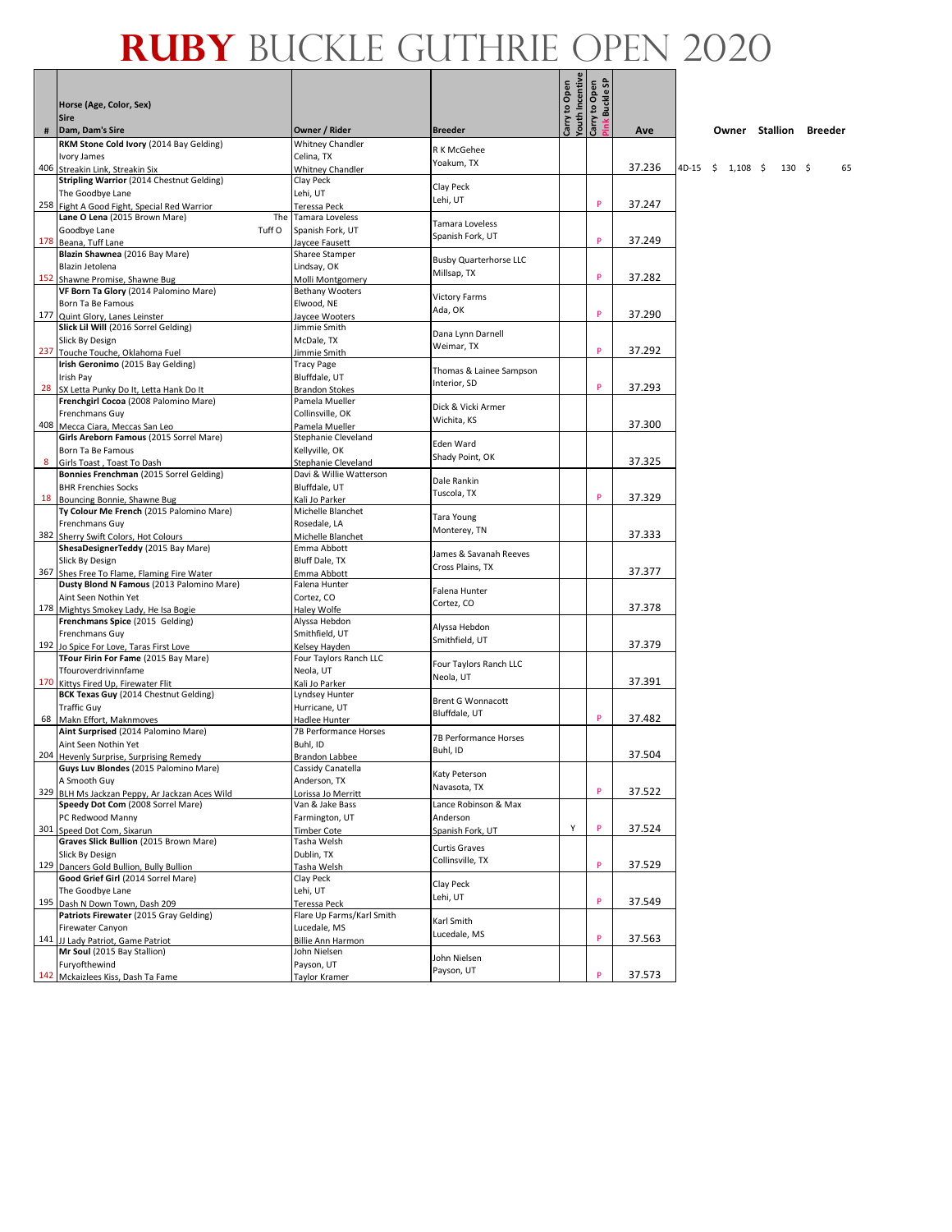# RUBY BUCKLE GUTHRIE OPEN 2020

| # | Horse (Age, Color, Sex) / Sire / Dam, Dam's Sire | Owner / Rider | Breeder | Carry to Open Youth Incentive | Carry to Open Pink Buckle SP | Ave | | Owner | Stallion | Breeder |
|---|---|---|---|---|---|---|---|---|---|---|
| 406 | **RKM Stone Cold Ivory** (2014 Bay Gelding) Ivory James Streakin Link, Streakin Six | Whitney Chandler Celina, TX Whitney Chandler | R K McGehee Yoakum, TX | | | 37.236 | 4D-15 | $ 1,108 | $ 130 | $ 65 |
| 258 | **Stripling Warrior** (2014 Chestnut Gelding) The Goodbye Lane Fight A Good Fight, Special Red Warrior | Clay Peck Lehi, UT Teressa Peck | Clay Peck Lehi, UT | | P | 37.247 | | | | |
| 178 | **Lane O Lena** (2015 Brown Mare) The Goodbye Lane Tuff O Beana, Tuff Lane | Tamara Loveless Spanish Fork, UT Jaycee Fausett | Tamara Loveless Spanish Fork, UT | | P | 37.249 | | | | |
| 152 | **Blazin Shawnea** (2016 Bay Mare) Blazin Jetolena Shawnre Promise, Shawne Bug | Sharee Stamper Lindsay, OK Molli Montgomery | Busby Quarterhorse LLC Millsap, TX | | P | 37.282 | | | | |
| 177 | **VF Born Ta Glory** (2014 Palomino Mare) Born Ta Be Famous Quint Glory, Lanes Leinster | Bethany Wooters Elwood, NE Jaycee Wooters | Victory Farms Ada, OK | | P | 37.290 | | | | |
| 237 | **Slick Lil Will** (2016 Sorrel Gelding) Slick By Design Touche Touche, Oklahoma Fuel | Jimmie Smith McDade, TX Jimmie Smith | Dana Lynn Darnell Weimar, TX | | P | 37.292 | | | | |
| 28 | **Irish Geronimo** (2015 Bay Gelding) Irish Pay SX Letta Punky Do It, Letta Hank Do It | Tracy Page Bluffdale, UT Brandon Stokes | Thomas & Lainee Sampson Interior, SD | | P | 37.293 | | | | |
| 408 | **Frenchgirl Cocoa** (2008 Palomino Mare) Frenchmans Guy Mecca Ciara, Meccas San Leo | Pamela Mueller Collinsville, OK Pamela Mueller | Dick & Vicki Armer Wichita, KS | | | 37.300 | | | | |
| 8 | **Girls Areborn Famous** (2015 Sorrel Mare) Born Ta Be Famous Girls Toast , Toast To Dash | Stephanie Cleveland Kellyville, OK Stephanie Cleveland | Eden Ward Shady Point, OK | | | 37.325 | | | | |
| 18 | **Bonnies Frenchman** (2015 Sorrel Gelding) BHR Frenchies Socks Bouncing Bonnie, Shawne Bug | Davi & Willie Watterson Bluffdale, UT Kali Jo Parker | Dale Rankin Tuscola, TX | | P | 37.329 | | | | |
| 382 | **Ty Colour Me French** (2015 Palomino Mare) Frenchmans Guy Sherry Swift Colors, Hot Colours | Michelle Blanchet Rosedale, LA Michelle Blanchet | Tara Young Monterey, TN | | | 37.333 | | | | |
| 367 | **ShesaDesignerTeddy** (2015 Bay Mare) Slick By Design Shes Free To Flame, Flaming Fire Water | Emma Abbott Bluff Dale, TX Emma Abbott | James & Savanah Reeves Cross Plains, TX | | | 37.377 | | | | |
| 178 | **Dusty Blond N Famous** (2013 Palomino Mare) Aint Seen Nothin Yet Mightys Smokey Lady, He Isa Bogie | Falena Hunter Cortez, CO Haley Wolfe | Falena Hunter Cortez, CO | | | 37.378 | | | | |
| 192 | **Frenchmans Spice** (2015 Gelding) Frenchmans Guy Jo Spice For Love, Taras First Love | Alyssa Hebdon Smithfield, UT Kelsey Hayden | Alyssa Hebdon Smithfield, UT | | | 37.379 | | | | |
| 170 | **TFour Firin For Fame** (2015 Bay Mare) Tfouroverdrivinnfame Kittys Fired Up, Firewater Flit | Four Taylors Ranch LLC Neola, UT Kali Jo Parker | Four Taylors Ranch LLC Neola, UT | | | 37.391 | | | | |
| 68 | **BCK Texas Guy** (2014 Chestnut Gelding) Traffic Guy Makn Effort, Maknmoves | Lyndsey Hunter Hurricane, UT Hadlee Hunter | Brent G Wonnacott Bluffdale, UT | | P | 37.482 | | | | |
| 204 | **Aint Surprised** (2014 Palomino Mare) Aint Seen Nothin Yet Hevenly Surprise, Surprising Remedy | 7B Performance Horses Buhl, ID Brandon Labbee | 7B Performance Horses Buhl, ID | | | 37.504 | | | | |
| 329 | **Guys Luv Blondes** (2015 Palomino Mare) A Smooth Guy BLH Ms Jackzan Peppy, Ar Jackzan Aces Wild | Cassidy Canatella Anderson, TX Lorissa Jo Merritt | Katy Peterson Navasota, TX | | P | 37.522 | | | | |
| 301 | **Speedy Dot Com** (2008 Sorrel Mare) PC Redwood Manny Speed Dot Com, Sixarun | Van & Jake Bass Farmington, UT Timber Cote | Lance Robinson & Max Anderson Spanish Fork, UT | Y | P | 37.524 | | | | |
| 129 | **Graves Slick Bullion** (2015 Brown Mare) Slick By Design Dancers Gold Bullion, Bully Bullion | Tasha Welsh Dublin, TX Tasha Welsh | Curtis Graves Collinsville, TX | | P | 37.529 | | | | |
| 195 | **Good Grief Girl** (2014 Sorrel Mare) The Goodbye Lane Dash N Down Town, Dash 209 | Clay Peck Lehi, UT Teressa Peck | Clay Peck Lehi, UT | | P | 37.549 | | | | |
| 141 | **Patriots Firewater** (2015 Gray Gelding) Firewater Canyon JJ Lady Patriot, Game Patriot | Flare Up Farms/Karl Smith Lucedale, MS Billie Ann Harmon | Karl Smith Lucedale, MS | | P | 37.563 | | | | |
| 142 | **Mr Soul** (2015 Bay Stallion) Furyofthewind Mckaizlees Kiss, Dash Ta Fame | John Nielsen Payson, UT Taylor Kramer | John Nielsen Payson, UT | | P | 37.573 | | | | |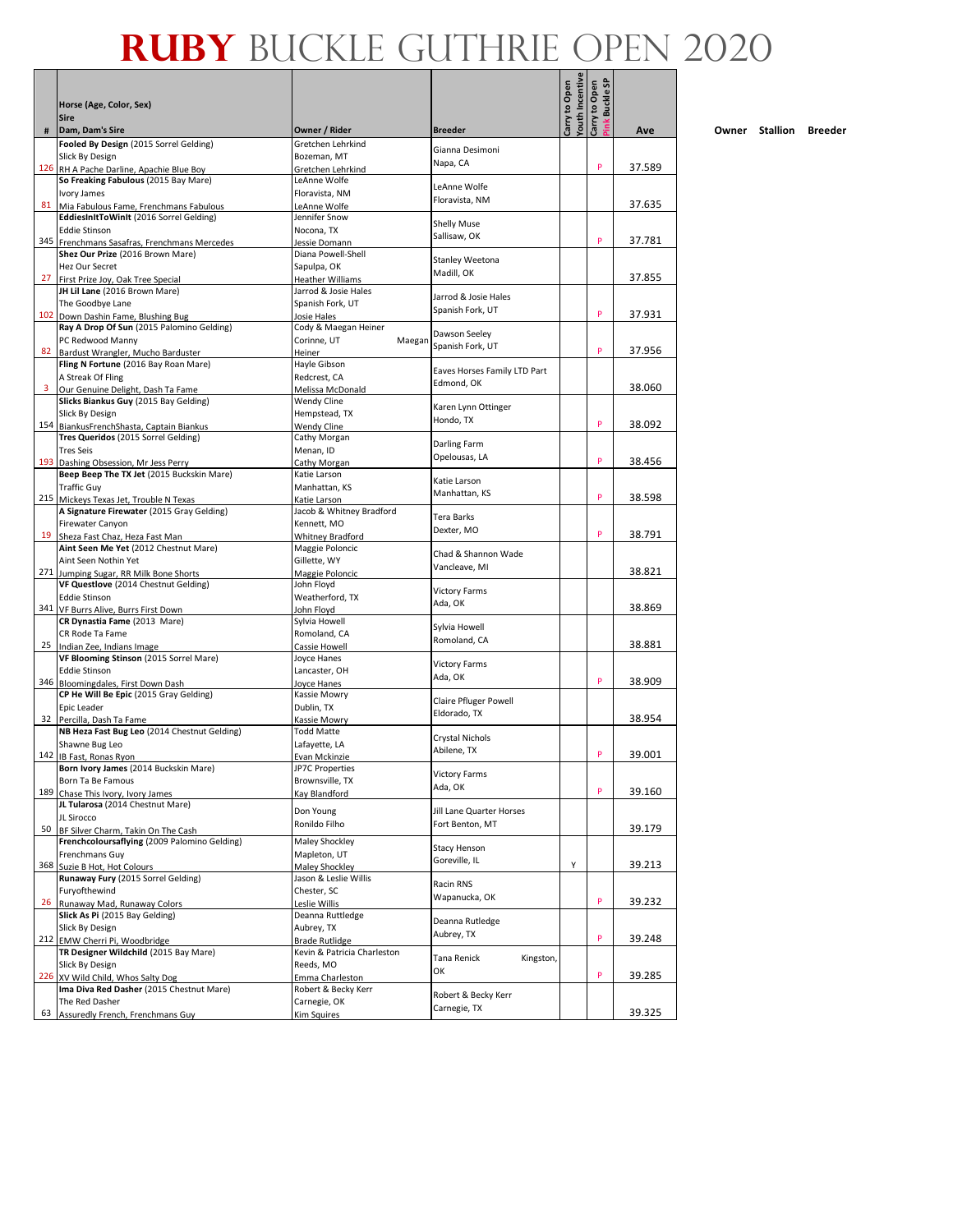# RUBY BUCKLE GUTHRIE OPEN 2020

| # | Horse (Age, Color, Sex) Sire Dam, Dam's Sire | Owner / Rider | Breeder | Carry to Open Youth Incentive | Carry to Open Pink Buckle SP | Ave | Owner | Stallion | Breeder |
|---|---|---|---|---|---|---|---|---|---|
| 126 | **Fooled By Design** (2015 Sorrel Gelding) Slick By Design RH A Pache Darline, Apache Blue Boy | Gretchen Lehrkind Bozeman, MT Gretchen Lehrkind | Gianna Desimoni Napa, CA | | P | 37.589 | | | |
| 81 | **So Freaking Fabulous** (2015 Bay Mare) Ivory James Mia Fabulous Fame, Frenchmans Fabulous | LeAnne Wolfe Floravista, NM LeAnne Wolfe | LeAnne Wolfe Floravista, NM | | | 37.635 | | | |
| 345 | **EddiesInItToWinIt** (2016 Sorrel Gelding) Eddie Stinson Frenchmans Sasafras, Frenchmans Mercedes | Jennifer Snow Nocona, TX Jessie Domann | Shelly Muse Sallisaw, OK | | P | 37.781 | | | |
| 27 | **Shez Our Prize** (2016 Brown Mare) Hez Our Secret First Prize Joy, Oak Tree Special | Diana Powell-Shell Sapulpa, OK Heather Williams | Stanley Weetona Madill, OK | | | 37.855 | | | |
| 102 | **JH Lil Lane** (2016 Brown Mare) The Goodbye Lane Down Dashin Fame, Blushing Bug | Jarrod & Josie Hales Spanish Fork, UT Josie Hales | Jarrod & Josie Hales Spanish Fork, UT | | P | 37.931 | | | |
| 82 | **Ray A Drop Of Sun** (2015 Palomino Gelding) PC Redwood Manny Bardust Wrangler, Mucho Barduster | Cody & Maegan Heiner Corinne, UT Maegan Heiner | Dawson Seeley Spanish Fork, UT | | P | 37.956 | | | |
| 3 | **Fling N Fortune** (2016 Bay Roan Mare) A Streak Of Fling Our Genuine Delight, Dash Ta Fame | Hayle Gibson Redcrest, CA Melissa McDonald | Eaves Horses Family LTD Part Edmond, OK | | | 38.060 | | | |
| 154 | **Slicks Biankus Guy** (2015 Bay Gelding) Slick By Design BiankusFrenchShasta, Captain Biankus | Wendy Cline Hempstead, TX Wendy Cline | Karen Lynn Ottinger Hondo, TX | | P | 38.092 | | | |
| 193 | **Tres Queridos** (2015 Sorrel Gelding) Tres Seis Dashing Obsession, Mr Jess Perry | Cathy Morgan Menan, ID Cathy Morgan | Darling Farm Opelousas, LA | | P | 38.456 | | | |
| 215 | **Beep Beep The TX Jet** (2015 Buckskin Mare) Traffic Guy Mickeys Texas Jet, Trouble N Texas | Katie Larson Manhattan, KS Katie Larson | Katie Larson Manhattan, KS | | P | 38.598 | | | |
| 19 | **A Signature Firewater** (2015 Gray Gelding) Firewater Canyon Sheza Fast Chaz, Heza Fast Man | Jacob & Whitney Bradford Kennett, MO Whitney Bradford | Tera Barks Dexter, MO | | P | 38.791 | | | |
| 271 | **Aint Seen Me Yet** (2012 Chestnut Mare) Aint Seen Nothin Yet Jumping Sugar, RR Milk Bone Shorts | Maggie Poloncic Gillette, WY Maggie Poloncic | Chad & Shannon Wade Vancleave, MI | | | 38.821 | | | |
| 341 | **VF Questlove** (2014 Chestnut Gelding) Eddie Stinson VF Burrs Alive, Burrs First Down | John Floyd Weatherford, TX John Floyd | Victory Farms Ada, OK | | | 38.869 | | | |
| 25 | **CR Dynastia Fame** (2013 Mare) CR Rode Ta Fame Indian Zee, Indians Image | Sylvia Howell Romoland, CA Cassie Howell | Sylvia Howell Romoland, CA | | | 38.881 | | | |
| 346 | **VF Blooming Stinson** (2015 Sorrel Mare) Eddie Stinson Bloomingdales, First Down Dash | Joyce Hanes Lancaster, OH Joyce Hanes | Victory Farms Ada, OK | | P | 38.909 | | | |
| 32 | **CP He Will Be Epic** (2015 Gray Gelding) Epic Leader Percilla, Dash Ta Fame | Kassie Mowry Dublin, TX Kassie Mowry | Claire Pfluger Powell Eldorado, TX | | | 38.954 | | | |
| 142 | **NB Heza Fast Bug Leo** (2014 Chestnut Gelding) Shawne Bug Leo IB Fast, Ronas Ryon | Todd Matte Lafayette, LA Evan Mckinzie | Crystal Nichols Abilene, TX | | P | 39.001 | | | |
| 189 | **Born Ivory James** (2014 Buckskin Mare) Born Ta Be Famous Chase This Ivory, Ivory James | JP7C Properties Brownsville, TX Kay Blandford | Victory Farms Ada, OK | | P | 39.160 | | | |
| 50 | **JL Tularosa** (2014 Chestnut Mare) JL Sirocco BF Silver Charm, Takin On The Cash | Don Young Ronildo Filho | Jill Lane Quarter Horses Fort Benton, MT | | | 39.179 | | | |
| 368 | **Frenchcoloursaflying** (2009 Palomino Gelding) Frenchmans Guy Suzie B Hot, Hot Colours | Maley Shockley Mapleton, UT Maley Shockley | Stacy Henson Goreville, IL | Y | | 39.213 | | | |
| 26 | **Runaway Fury** (2015 Sorrel Gelding) Furyofthewind Runaway Mad, Runaway Colors | Jason & Leslie Willis Chester, SC Leslie Willis | Racin RNS Wapanucka, OK | | P | 39.232 | | | |
| 212 | **Slick As Pi** (2015 Bay Gelding) Slick By Design EMW Cherri Pi, Woodbridge | Deanna Ruttledge Aubrey, TX Brade Rutlidge | Deanna Rutledge Aubrey, TX | | P | 39.248 | | | |
| 226 | **TR Designer Wildchild** (2015 Bay Mare) Slick By Design XV Wild Child, Whos Salty Dog | Kevin & Patricia Charleston Reeds, MO Emma Charleston | Tana Renick Kingston, OK | | P | 39.285 | | | |
| 63 | **Ima Diva Red Dasher** (2015 Chestnut Mare) The Red Dasher Assuredly French, Frenchmans Guy | Robert & Becky Kerr Carnegie, OK Kim Squires | Robert & Becky Kerr Carnegie, TX | | | 39.325 | | | |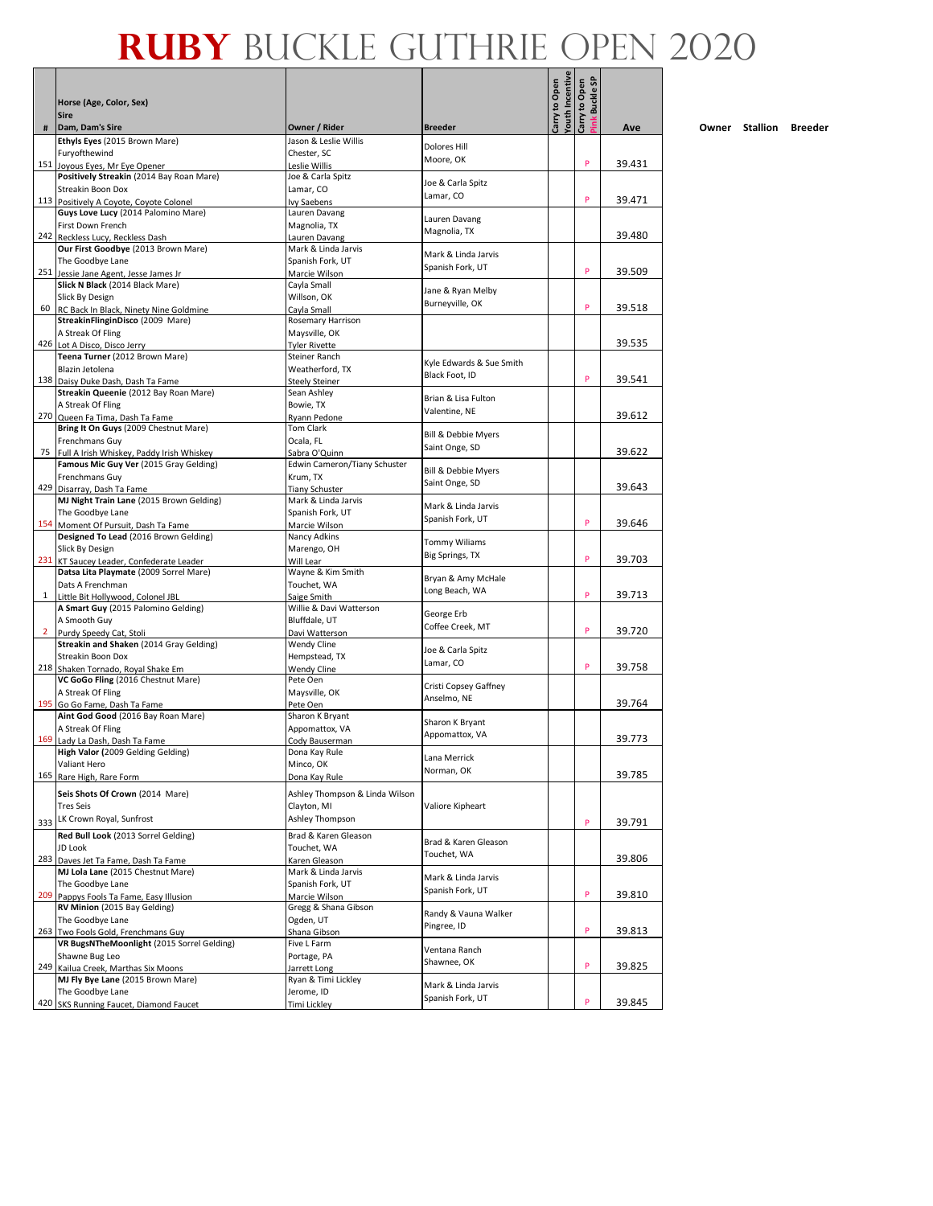# RUBY BUCKLE GUTHRIE OPEN 2020

| # | Horse (Age, Color, Sex)<br>Sire<br>Dam, Dam's Sire | Owner / Rider | Breeder | Carry to Open Youth Incentive | Carry to Open Pink Buckle SP | Ave |
|---|---|---|---|---|---|---|
| 151 | **Ethyls Eyes** (2015 Brown Mare)<br>Furyofthewind<br>Joyous Eyes, Mr Eye Opener | Jason & Leslie Willis<br>Chester, SC<br>Leslie Willis | Dolores Hill<br>Moore, OK | | P | 39.431 |
| 113 | **Positively Streakin** (2014 Bay Roan Mare)<br>Streakin Boon Dox<br>Positively A Coyote, Coyote Colonel | Joe & Carla Spitz<br>Lamar, CO<br>Ivy Saebens | Joe & Carla Spitz<br>Lamar, CO | | P | 39.471 |
| 242 | **Guys Love Lucy** (2014 Palomino Mare)<br>First Down French<br>Reckless Lucy, Reckless Dash | Lauren Davang<br>Magnolia, TX<br>Lauren Davang | Lauren Davang<br>Magnolia, TX | | | 39.480 |
| 251 | **Our First Goodbye** (2013 Brown Mare)<br>The Goodbye Lane<br>Jessie Jane Agent, Jesse James Jr | Mark & Linda Jarvis<br>Spanish Fork, UT<br>Marcie Wilson | Mark & Linda Jarvis<br>Spanish Fork, UT | | P | 39.509 |
| 60 | **Slick N Black** (2014 Black Mare)<br>Slick By Design<br>RC Back In Black, Ninety Nine Goldmine | Cayla Small<br>Willson, OK<br>Cayla Small | Jane & Ryan Melby<br>Burneyville, OK | | P | 39.518 |
| 426 | **StreakinFlinginDisco** (2009 Mare)<br>A Streak Of Fling<br>Lot A Disco, Disco Jerry | Rosemary Harrison<br>Maysville, OK<br>Tyler Rivette | | | | 39.535 |
| 138 | **Teena Turner** (2012 Brown Mare)<br>Blazin Jetolena<br>Daisy Duke Dash, Dash Ta Fame | Steiner Ranch<br>Weatherford, TX<br>Steely Steiner | Kyle Edwards & Sue Smith<br>Black Foot, ID | | P | 39.541 |
| 270 | **Streakin Queenie** (2012 Bay Roan Mare)<br>A Streak Of Fling<br>Queen Fa Tima, Dash Ta Fame | Sean Ashley<br>Bowie, TX<br>Ryann Pedone | Brian & Lisa Fulton<br>Valentine, NE | | | 39.612 |
| 75 | **Bring It On Guys** (2009 Chestnut Mare)<br>Frenchmans Guy<br>Full A Irish Whiskey, Paddy Irish Whiskey | Tom Clark<br>Ocala, FL<br>Sabra O'Quinn | Bill & Debbie Myers<br>Saint Onge, SD | | | 39.622 |
| 429 | **Famous Mic Guy Ver** (2015 Gray Gelding)<br>Frenchmans Guy<br>Disarray, Dash Ta Fame | Edwin Cameron/Tiany Schuster<br>Krum, TX<br>Tiany Schuster | Bill & Debbie Myers<br>Saint Onge, SD | | | 39.643 |
| 154 | **MJ Night Train Lane** (2015 Brown Gelding)<br>The Goodbye Lane<br>Moment Of Pursuit, Dash Ta Fame | Mark & Linda Jarvis<br>Spanish Fork, UT<br>Marcie Wilson | Mark & Linda Jarvis<br>Spanish Fork, UT | | P | 39.646 |
| 231 | **Designed To Lead** (2016 Brown Gelding)<br>Slick By Design<br>KT Saucey Leader, Confederate Leader | Nancy Adkins<br>Marengo, OH<br>Will Lear | Tommy Wiliams<br>Big Springs, TX | | P | 39.703 |
| 1 | **Datsa Lita Playmate** (2009 Sorrel Mare)<br>Dats A Frenchman<br>Little Bit Hollywood, Colonel JBL | Wayne & Kim Smith<br>Touchet, WA<br>Saige Smith | Bryan & Amy McHale<br>Long Beach, WA | | P | 39.713 |
| 2 | **A Smart Guy** (2015 Palomino Gelding)<br>A Smooth Guy<br>Purdy Speedy Cat, Stoli | Willie & Davi Watterson<br>Bluffdale, UT<br>Davi Watterson | George Erb<br>Coffee Creek, MT | | P | 39.720 |
| 218 | **Streakin and Shaken** (2014 Gray Gelding)<br>Streakin Boon Dox<br>Shaken Tornado, Royal Shake Em | Wendy Cline<br>Hempstead, TX<br>Wendy Cline | Joe & Carla Spitz<br>Lamar, CO | | P | 39.758 |
| 195 | **VC GoGo Fling** (2016 Chestnut Mare)<br>A Streak Of Fling<br>Go Go Fame, Dash Ta Fame | Pete Oen<br>Maysville, OK<br>Pete Oen | Cristi Copsey Gaffney<br>Anselmo, NE | | | 39.764 |
| 169 | **Aint God Good** (2016 Bay Roan Mare)<br>A Streak Of Fling<br>Lady La Dash, Dash Ta Fame | Sharon K Bryant<br>Appomattox, VA<br>Cody Bauserman | Sharon K Bryant<br>Appomattox, VA | | | 39.773 |
| 165 | **High Valor (**2009 Gelding Gelding)<br>Valiant Hero<br>Rare High, Rare Form | Dona Kay Rule<br>Minco, OK<br>Dona Kay Rule | Lana Merrick<br>Norman, OK | | | 39.785 |
| 333 | **Seis Shots Of Crown** (2014 Mare)<br>Tres Seis<br>LK Crown Royal, Sunfrost | Ashley Thompson & Linda Wilson<br>Clayton, MI<br>Ashley Thompson | Valiore Kipheart | | P | 39.791 |
| 283 | **Red Bull Look** (2013 Sorrel Gelding)<br>JD Look<br>Daves Jet Ta Fame, Dash Ta Fame | Brad & Karen Gleason<br>Touchet, WA<br>Karen Gleason | Brad & Karen Gleason<br>Touchet, WA | | | 39.806 |
| 209 | **MJ Lola Lane** (2015 Chestnut Mare)<br>The Goodbye Lane<br>Pappys Fools Ta Fame, Easy Illusion | Mark & Linda Jarvis<br>Spanish Fork, UT<br>Marcie Wilson | Mark & Linda Jarvis<br>Spanish Fork, UT | | P | 39.810 |
| 263 | **RV Minion** (2015 Bay Gelding)<br>The Goodbye Lane<br>Two Fools Gold, Frenchmans Guy | Gregg & Shana Gibson<br>Ogden, UT<br>Shana Gibson | Randy & Vauna Walker<br>Pingree, ID | | P | 39.813 |
| 249 | **VR BugsNTheMoonlight** (2015 Sorrel Gelding)<br>Shawne Bug Leo<br>Kailua Creek, Marthas Six Moons | Five L Farm<br>Portage, PA<br>Jarrett Long | Ventana Ranch<br>Shawnee, OK | | P | 39.825 |
| 420 | **MJ Fly Bye Lane** (2015 Brown Mare)<br>The Goodbye Lane<br>SKS Running Faucet, Diamond Faucet | Ryan & Timi Lickley<br>Jerome, ID<br>Timi Lickley | Mark & Linda Jarvis<br>Spanish Fork, UT | | P | 39.845 |

Owner Stallion Breeder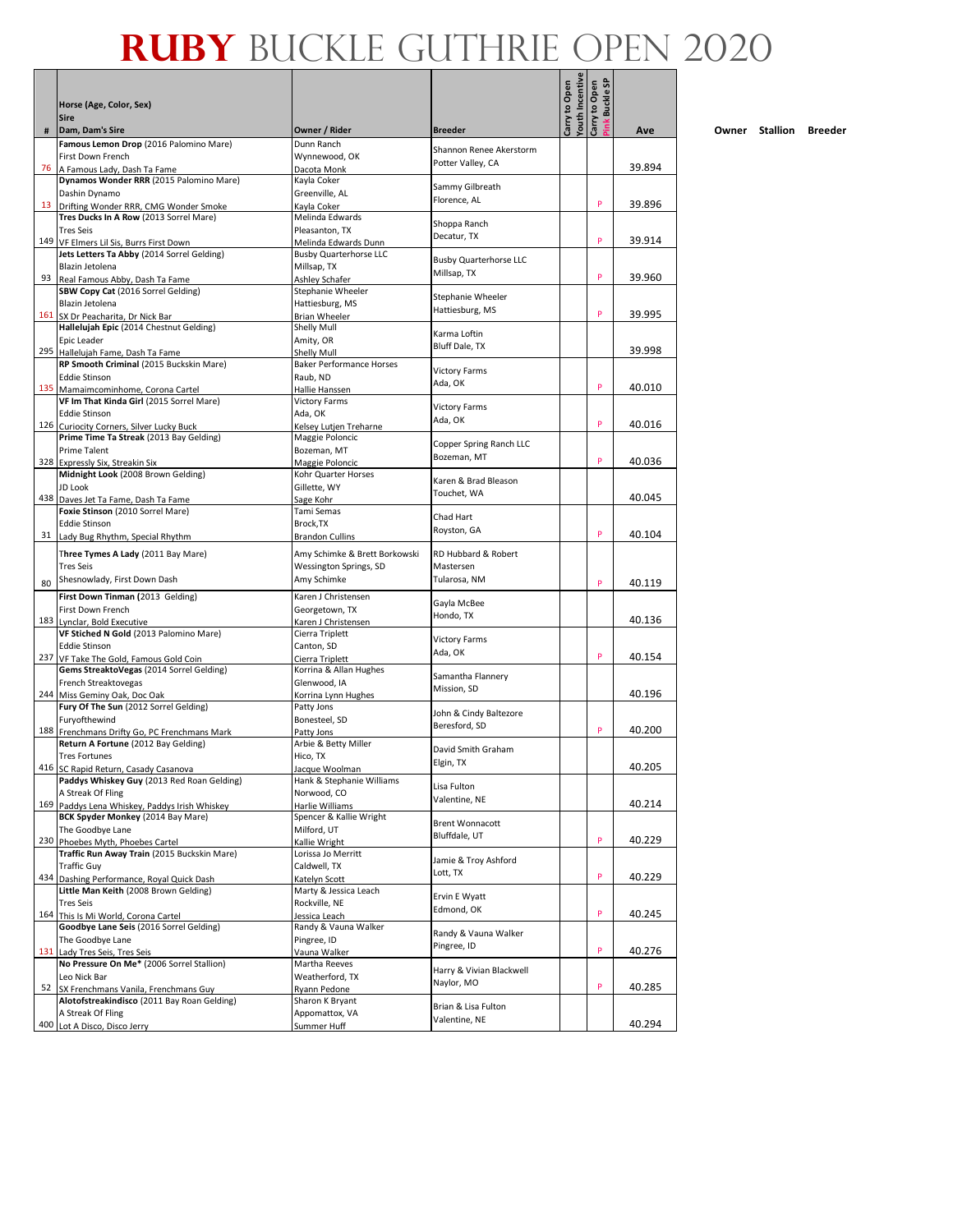# RUBY BUCKLE GUTHRIE OPEN 2020

| # | Horse (Age, Color, Sex) Sire Dam, Dam's Sire | Owner / Rider | Breeder | Carry to Open Youth Incentive | Carry to Open Pink Buckle SP | Ave |
|---|---|---|---|---|---|---|
| 76 | **Famous Lemon Drop** (2016 Palomino Mare) First Down French A Famous Lady, Dash Ta Fame | Dunn Ranch Wynnewood, OK Dacota Monk | Shannon Renee Akerstorm Potter Valley, CA | | | 39.894 |
| 13 | **Dynamos Wonder RRR** (2015 Palomino Mare) Dashin Dynamo Drifting Wonder RRR, CMG Wonder Smoke | Kayla Coker Greenville, AL Kayla Coker | Sammy Gilbreath Florence, AL | | P | 39.896 |
| 149 | **Tres Ducks In A Row** (2013 Sorrel Mare) Tres Seis VF Elmers Lil Sis, Burrs First Down | Melinda Edwards Pleasanton, TX Melinda Edwards Dunn | Shoppa Ranch Decatur, TX | | P | 39.914 |
| 93 | **Jets Letters Ta Abby** (2014 Sorrel Gelding) Blazin Jetolena Real Famous Abby, Dash Ta Fame | Busby Quarterhorse LLC Millsap, TX Ashley Schafer | Busby Quarterhorse LLC Millsap, TX | | P | 39.960 |
| 161 | **SBW Copy Cat** (2016 Sorrel Gelding) Blazin Jetolena SX Dr Peacharita, Dr Nick Bar | Stephanie Wheeler Hattiesburg, MS Brian Wheeler | Stephanie Wheeler Hattiesburg, MS | | P | 39.995 |
| 295 | **Hallelujah Epic** (2014 Chestnut Gelding) Epic Leader Hallelujah Fame, Dash Ta Fame | Shelly Mull Amity, OR Shelly Mull | Karma Loftin Bluff Dale, TX | | | 39.998 |
| 135 | **RP Smooth Criminal** (2015 Buckskin Mare) Eddie Stinson Mamaimcominhome, Corona Cartel | Baker Performance Horses Raub, ND Hallie Hanssen | Victory Farms Ada, OK | | P | 40.010 |
| 126 | **VF Im That Kinda Girl** (2015 Sorrel Mare) Eddie Stinson Curiocity Corners, Silver Lucky Buck | Victory Farms Ada, OK Kelsey Lutjen Treharne | Victory Farms Ada, OK | | P | 40.016 |
| 328 | **Prime Time Ta Streak** (2013 Bay Gelding) Prime Talent Expressly Six, Streakin Six | Maggie Poloncic Bozeman, MT Maggie Poloncic | Copper Spring Ranch LLC Bozeman, MT | | P | 40.036 |
| 438 | **Midnight Look** (2008 Brown Gelding) JD Look Daves Jet Ta Fame, Dash Ta Fame | Kohr Quarter Horses Gillette, WY Sage Kohr | Karen & Brad Bleason Touchet, WA | | | 40.045 |
| 31 | **Foxie Stinson** (2010 Sorrel Mare) Eddie Stinson Lady Bug Rhythm, Special Rhythm | Tami Semas Brock,TX Brandon Cullins | Chad Hart Royston, GA | | P | 40.104 |
| 80 | **Three Tymes A Lady** (2011 Bay Mare) Tres Seis Shesnowlady, First Down Dash | Amy Schimke & Brett Borkowski Wessington Springs, SD Amy Schimke | RD Hubbard & Robert Mastersen Tularosa, NM | | P | 40.119 |
| 183 | **First Down Tinman** (2013 Gelding) First Down French Lynclar, Bold Executive | Karen J Christensen Georgetown, TX Karen J Christensen | Gayla McBee Hondo, TX | | | 40.136 |
| 237 | **VF Stiched N Gold** (2013 Palomino Mare) Eddie Stinson VF Take The Gold, Famous Gold Coin | Cierra Triplett Canton, SD Cierra Triplett | Victory Farms Ada, OK | | P | 40.154 |
| 244 | **Gems StreaktoVegas** (2014 Sorrel Gelding) French Streaktovegas Miss Geminy Oak, Doc Oak | Korrina & Allan Hughes Glenwood, IA Korrina Lynn Hughes | Samantha Flannery Mission, SD | | | 40.196 |
| 188 | **Fury Of The Sun** (2012 Sorrel Gelding) Furyofthewind Frenchmans Drifty Go, PC Frenchmans Mark | Patty Jons Bonesteel, SD Patty Jons | John & Cindy Baltezore Beresford, SD | | P | 40.200 |
| 416 | **Return A Fortune** (2012 Bay Gelding) Tres Fortunes SC Rapid Return, Casady Casanova | Arbie & Betty Miller Hico, TX Jacque Woolman | David Smith Graham Elgin, TX | | | 40.205 |
| 169 | **Paddys Whiskey Guy** (2013 Red Roan Gelding) A Streak Of Fling Paddys Lena Whiskey, Paddys Irish Whiskey | Hank & Stephanie Williams Norwood, CO Harlie Williams | Lisa Fulton Valentine, NE | | | 40.214 |
| 230 | **BCK Spyder Monkey** (2014 Bay Mare) The Goodbye Lane Phoebes Myth, Phoebes Cartel | Spencer & Kallie Wright Milford, UT Kallie Wright | Brent Wonnacott Bluffdale, UT | | P | 40.229 |
| 434 | **Traffic Run Away Train** (2015 Buckskin Mare) Traffic Guy Dashing Performance, Royal Quick Dash | Lorissa Jo Merritt Caldwell, TX Katelyn Scott | Jamie & Troy Ashford Lott, TX | | P | 40.229 |
| 164 | **Little Man Keith** (2008 Brown Gelding) Tres Seis This Is Mi World, Corona Cartel | Marty & Jessica Leach Rockville, NE Jessica Leach | Ervin E Wyatt Edmond, OK | | P | 40.245 |
| 131 | **Goodbye Lane Seis** (2016 Sorrel Gelding) The Goodbye Lane Lady Tres Seis, Tres Seis | Randy & Vauna Walker Pingree, ID Vauna Walker | Randy & Vauna Walker Pingree, ID | | P | 40.276 |
| 52 | **No Pressure On Me*** (2006 Sorrel Stallion) Leo Nick Bar SX Frenchmans Vanila, Frenchmans Guy | Martha Reeves Weatherford, TX Ryann Pedone | Harry & Vivian Blackwell Naylor, MO | | P | 40.285 |
| 400 | **Alotofstreakindisco** (2011 Bay Roan Gelding) A Streak Of Fling Lot A Disco, Disco Jerry | Sharon K Bryant Appomattox, VA Summer Huff | Brian & Lisa Fulton Valentine, NE | | | 40.294 |

Owner Stallion Breeder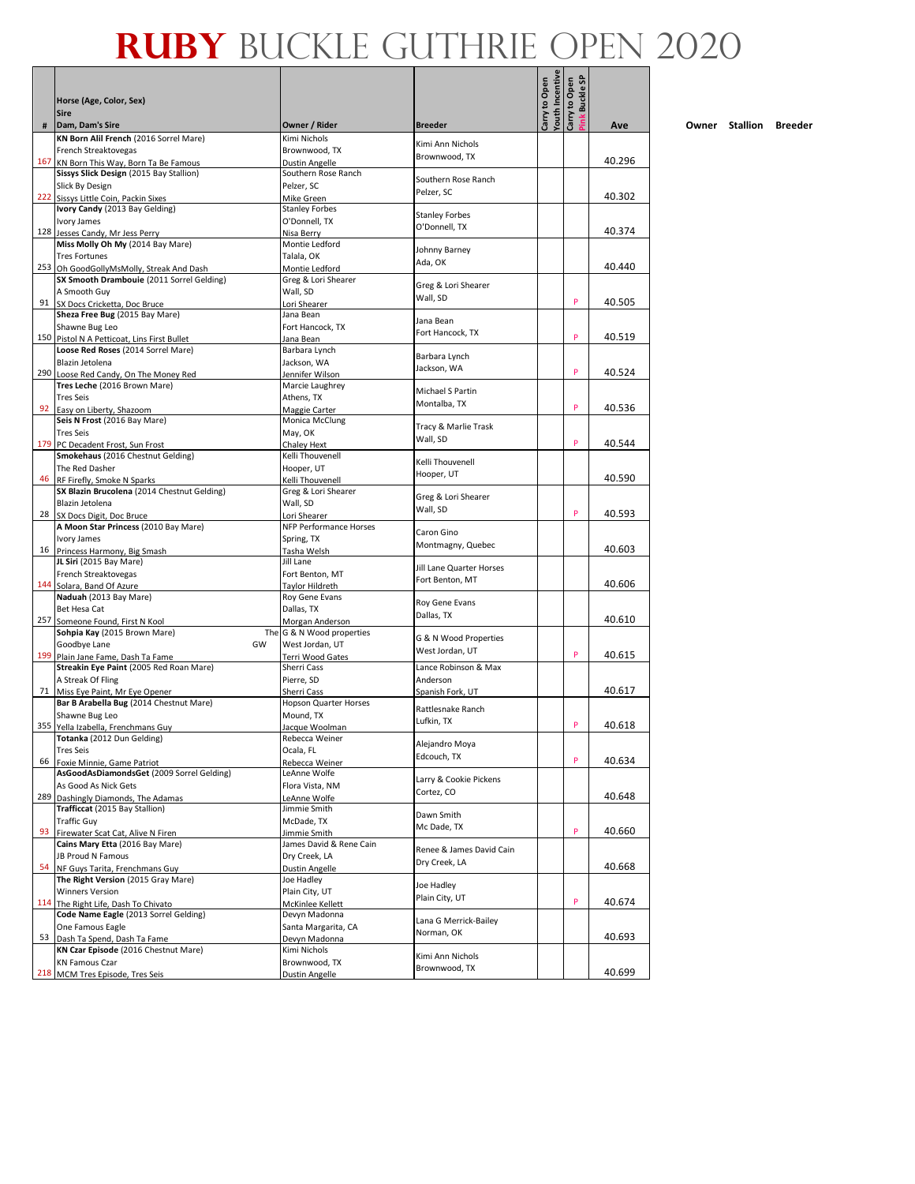# RUBY BUCKLE GUTHRIE OPEN 2020

| # | Horse (Age, Color, Sex) / Sire / Dam, Dam's Sire | Owner / Rider | Breeder | Carry to Open Youth Incentive | Carry to Open Pink Buckle SP | Ave | Owner | Stallion | Breeder |
|---|---|---|---|---|---|---|---|---|---|
| 167 | **KN Born Alil French** (2016 Sorrel Mare)<br>French Streaktovegas<br>KN Born This Way, Born Ta Be Famous | Kimi Nichols<br>Brownwood, TX<br>Dustin Angelle | Kimi Ann Nichols<br>Brownwood, TX | | | 40.296 | | | |
| 222 | **Sissys Slick Design** (2015 Bay Stallion)<br>Slick By Design<br>Sissys Little Coin, Packin Sixes | Southern Rose Ranch<br>Pelzer, SC<br>Mike Green | Southern Rose Ranch<br>Pelzer, SC | | | 40.302 | | | |
| 128 | **Ivory Candy** (2013 Bay Gelding)<br>Ivory James<br>Jesses Candy, Mr Jess Perry | Stanley Forbes<br>O'Donnell, TX<br>Nisa Berry | Stanley Forbes<br>O'Donnell, TX | | | 40.374 | | | |
| 253 | **Miss Molly Oh My** (2014 Bay Mare)<br>Tres Fortunes<br>Oh GoodGollyMsMolly, Streak And Dash | Montie Ledford<br>Talala, OK<br>Montie Ledford | Johnny Barney<br>Ada, OK | | | 40.440 | | | |
| 91 | **SX Smooth Drambouie** (2011 Sorrel Gelding)<br>A Smooth Guy<br>SX Docs Cricketta, Doc Bruce | Greg & Lori Shearer<br>Wall, SD<br>Lori Shearer | Greg & Lori Shearer<br>Wall, SD | | P | 40.505 | | | |
| 150 | **Sheza Free Bug** (2015 Bay Mare)<br>Shawne Bug Leo<br>Pistol N A Petticoat, Lins First Bullet | Jana Bean<br>Fort Hancock, TX<br>Jana Bean | Jana Bean<br>Fort Hancock, TX | | P | 40.519 | | | |
| 290 | **Loose Red Roses** (2014 Sorrel Mare)<br>Blazin Jetolena<br>Loose Red Candy, On The Money Red | Barbara Lynch<br>Jackson, WA<br>Jennifer Wilson | Barbara Lynch<br>Jackson, WA | | P | 40.524 | | | |
| 92 | **Tres Leche** (2016 Brown Mare)<br>Tres Seis<br>Easy on Liberty, Shazoom | Marcie Laughrey<br>Athens, TX<br>Maggie Carter | Michael S Partin<br>Montalba, TX | | P | 40.536 | | | |
| 179 | **Seis N Frost** (2016 Bay Mare)<br>Tres Seis<br>PC Decadent Frost, Sun Frost | Monica McClung<br>May, OK<br>Chaley Hext | Tracy & Marlie Trask<br>Wall, SD | | P | 40.544 | | | |
| 46 | **Smokehaus** (2016 Chestnut Gelding)<br>The Red Dasher<br>RF Firefly, Smoke N Sparks | Kelli Thouvenell<br>Hooper, UT<br>Kelli Thouvenell | Kelli Thouvenell<br>Hooper, UT | | | 40.590 | | | |
| 28 | **SX Blazin Brucolena** (2014 Chestnut Gelding)<br>Blazin Jetolena<br>SX Docs Digit, Doc Bruce | Greg & Lori Shearer<br>Wall, SD<br>Lori Shearer | Greg & Lori Shearer<br>Wall, SD | | P | 40.593 | | | |
| 16 | **A Moon Star Princess** (2010 Bay Mare)<br>Ivory James<br>Princess Harmony, Big Smash | NFP Performance Horses<br>Spring, TX<br>Tasha Welsh | Caron Gino<br>Montmagny, Quebec | | | 40.603 | | | |
| 144 | **JL Siri** (2015 Bay Mare)<br>French Streaktovegas<br>Solara, Band Of Azure | Jill Lane<br>Fort Benton, MT<br>Taylor Hildreth | Jill Lane Quarter Horses<br>Fort Benton, MT | | | 40.606 | | | |
| 257 | **Naduah** (2013 Bay Mare)<br>Bet Hesa Cat<br>Someone Found, First N Kool | Roy Gene Evans<br>Dallas, TX<br>Morgan Anderson | Roy Gene Evans<br>Dallas, TX | | | 40.610 | | | |
| 199 | **Sohpia Kay** (2015 Brown Mare) The<br>Goodbye Lane GW<br>Plain Jane Fame, Dash Ta Fame | G & N Wood properties<br>West Jordan, UT<br>Terri Wood Gates | G & N Wood Properties<br>West Jordan, UT | | P | 40.615 | | | |
| 71 | **Streakin Eye Paint** (2005 Red Roan Mare)<br>A Streak Of Fling<br>Miss Eye Paint, Mr Eye Opener | Sherri Cass<br>Pierre, SD<br>Sherri Cass | Lance Robinson & Max Anderson<br>Spanish Fork, UT | | | 40.617 | | | |
| 355 | **Bar B Arabella Bug** (2014 Chestnut Mare)<br>Shawne Bug Leo<br>Yella Izabella, Frenchmans Guy | Hopson Quarter Horses<br>Mound, TX<br>Jacque Woolman | Rattlesnake Ranch<br>Lufkin, TX | | P | 40.618 | | | |
| 66 | **Totanka** (2012 Dun Gelding)<br>Tres Seis<br>Foxie Minnie, Game Patriot | Rebecca Weiner<br>Ocala, FL<br>Rebecca Weiner | Alejandro Moya<br>Edcouch, TX | | P | 40.634 | | | |
| 289 | **AsGoodAsDiamondsGet** (2009 Sorrel Gelding)<br>As Good As Nick Gets<br>Dashingly Diamonds, The Adamas | LeAnne Wolfe<br>Flora Vista, NM<br>LeAnne Wolfe | Larry & Cookie Pickens<br>Cortez, CO | | | 40.648 | | | |
| 93 | **Trafficcat** (2015 Bay Stallion)<br>Traffic Guy<br>Firewater Scat Cat, Alive N Firen | Jimmie Smith<br>McDade, TX<br>Jimmie Smith | Dawn Smith<br>Mc Dade, TX | | P | 40.660 | | | |
| 54 | **Cains Mary Etta** (2016 Bay Mare)<br>JB Proud N Famous<br>NF Guys Tarita, Frenchmans Guy | James David & Rene Cain<br>Dry Creek, LA<br>Dustin Angelle | Renee & James David Cain<br>Dry Creek, LA | | | 40.668 | | | |
| 114 | **The Right Version** (2015 Gray Mare)<br>Winners Version<br>The Right Life, Dash To Chivato | Joe Hadley<br>Plain City, UT<br>McKinlee Kellett | Joe Hadley<br>Plain City, UT | | P | 40.674 | | | |
| 53 | **Code Name Eagle** (2013 Sorrel Gelding)<br>One Famous Eagle<br>Dash Ta Spend, Dash Ta Fame | Devyn Madonna<br>Santa Margarita, CA<br>Devyn Madonna | Lana G Merrick-Bailey<br>Norman, OK | | | 40.693 | | | |
| 218 | **KN Czar Episode** (2016 Chestnut Mare)<br>KN Famous Czar<br>MCM Tres Episode, Tres Seis | Kimi Nichols<br>Brownwood, TX<br>Dustin Angelle | Kimi Ann Nichols<br>Brownwood, TX | | | 40.699 | | | |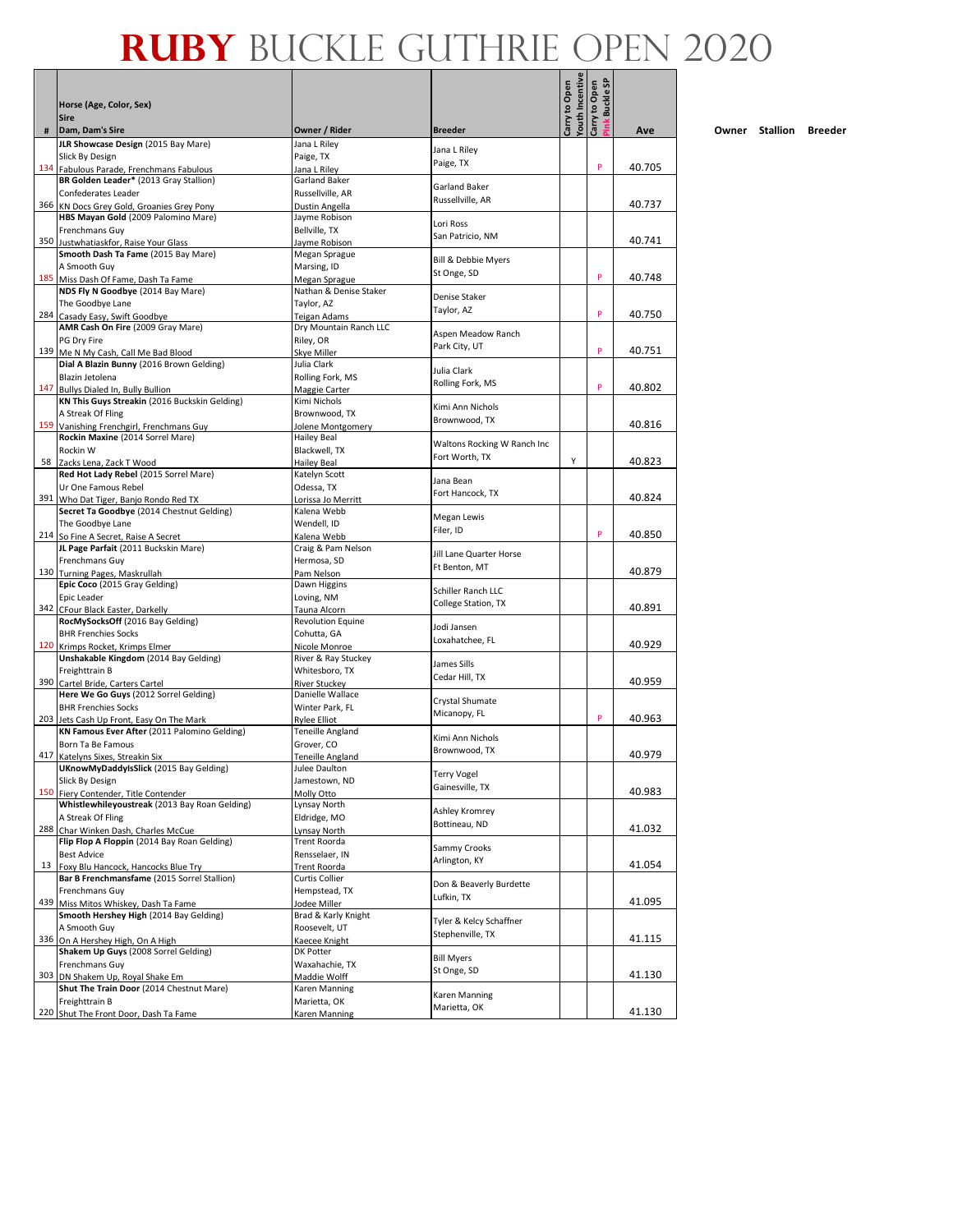# RUBY BUCKLE GUTHRIE OPEN 2020

| # | Horse (Age, Color, Sex) / Sire / Dam, Dam's Sire | Owner / Rider | Breeder | Carry to Open Youth Incentive | Carry to Open Pink Buckle SP | Ave |
|---|---|---|---|---|---|---|
| 134 | **JLR Showcase Design** (2015 Bay Mare) / Slick By Design / Fabulous Parade, Frenchmans Fabulous | Jana L Riley / Paige, TX / Jana L Riley | Jana L Riley / Paige, TX | | P | 40.705 |
| 366 | **BR Golden Leader*** (2013 Gray Stallion) / Confederates Leader / KN Docs Grey Gold, Groanies Grey Pony | Garland Baker / Russellville, AR / Dustin Angella | Garland Baker / Russellville, AR | | | 40.737 |
| 350 | **HBS Mayan Gold** (2009 Palomino Mare) / Frenchmans Guy / Justwhatiaskfor, Raise Your Glass | Jayme Robison / Bellville, TX / Jayme Robison | Lori Ross / San Patricio, NM | | | 40.741 |
| 185 | **Smooth Dash Ta Fame** (2015 Bay Mare) / A Smooth Guy / Miss Dash Of Fame, Dash Ta Fame | Megan Sprague / Marsing, ID / Megan Sprague | Bill & Debbie Myers / St Onge, SD | | P | 40.748 |
| 284 | **NDS Fly N Goodbye** (2014 Bay Mare) / The Goodbye Lane / Casady Easy, Swift Goodbye | Nathan & Denise Staker / Taylor, AZ / Teigan Adams | Denise Staker / Taylor, AZ | | P | 40.750 |
| 139 | **AMR Cash On Fire** (2009 Gray Mare) / PG Dry Fire / Me N My Cash, Call Me Bad Blood | Dry Mountain Ranch LLC / Riley, OR / Skye Miller | Aspen Meadow Ranch / Park City, UT | | P | 40.751 |
| 147 | **Dial A Blazin Bunny** (2016 Brown Gelding) / Blazin Jetolena / Bullys Dialed In, Bully Bullion | Julia Clark / Rolling Fork, MS / Maggie Carter | Julia Clark / Rolling Fork, MS | | P | 40.802 |
| 159 | **KN This Guys Streakin** (2016 Buckskin Gelding) / A Streak Of Fling / Vanishing Frenchgirl, Frenchmans Guy | Kimi Nichols / Brownwood, TX / Jolene Montgomery | Kimi Ann Nichols / Brownwood, TX | | | 40.816 |
| 58 | **Rockin Maxine** (2014 Sorrel Mare) / Rockin W / Zacks Lena, Zack T Wood | Hailey Beal / Blackwell, TX / Hailey Beal | Waltons Rocking W Ranch Inc / Fort Worth, TX | Y | | 40.823 |
| 391 | **Red Hot Lady Rebel** (2015 Sorrel Mare) / Ur One Famous Rebel / Who Dat Tiger, Banjo Rondo Red TX | Katelyn Scott / Odessa, TX / Lorissa Jo Merritt | Jana Bean / Fort Hancock, TX | | | 40.824 |
| 214 | **Secret Ta Goodbye** (2014 Chestnut Gelding) / The Goodbye Lane / So Fine A Secret, Raise A Secret | Kalena Webb / Wendell, ID / Kalena Webb | Megan Lewis / Filer, ID | | P | 40.850 |
| 130 | **JL Page Parfait** (2011 Buckskin Mare) / Frenchmans Guy / Turning Pages, Maskrullah | Craig & Pam Nelson / Hermosa, SD / Pam Nelson | Jill Lane Quarter Horse / Ft Benton, MT | | | 40.879 |
| 342 | **Epic Coco** (2015 Gray Gelding) / Epic Leader / CFour Black Easter, Darkelly | Dawn Higgins / Loving, NM / Tauna Alcorn | Schiller Ranch LLC / College Station, TX | | | 40.891 |
| 120 | **RocMySocksOff** (2016 Bay Gelding) / BHR Frenchies Socks / Krimps Rocket, Krimps Elmer | Revolution Equine / Cohutta, GA / Nicole Monroe | Jodi Jansen / Loxahatchee, FL | | | 40.929 |
| 390 | **Unshakable Kingdom** (2014 Bay Gelding) / Freighttrain B / Cartel Bride, Carters Cartel | River & Ray Stuckey / Whitesboro, TX / River Stuckey | James Sills / Cedar Hill, TX | | | 40.959 |
| 203 | **Here We Go Guys** (2012 Sorrel Gelding) / BHR Frenchies Socks / Jets Cash Up Front, Easy On The Mark | Danielle Wallace / Winter Park, FL / Rylee Elliot | Crystal Shumate / Micanopy, FL | | P | 40.963 |
| 417 | **KN Famous Ever After** (2011 Palomino Gelding) / Born Ta Be Famous / Katelyns Sixes, Streakin Six | Teneille Angland / Grover, CO / Teneille Angland | Kimi Ann Nichols / Brownwood, TX | | | 40.979 |
| 150 | **UKnowMyDaddyIsSlick** (2015 Bay Gelding) / Slick By Design / Fiery Contender, Title Contender | Julee Daulton / Jamestown, ND / Molly Otto | Terry Vogel / Gainesville, TX | | | 40.983 |
| 288 | **Whistlewhileyoustreak** (2013 Bay Roan Gelding) / A Streak Of Fling / Char Winken Dash, Charles McCue | Lynsay North / Eldridge, MO / Lynsay North | Ashley Kromrey / Bottineau, ND | | | 41.032 |
| 13 | **Flip Flop A Floppin** (2014 Bay Roan Gelding) / Best Advice / Foxy Blu Hancock, Hancocks Blue Try | Trent Roorda / Rensselaer, IN / Trent Roorda | Sammy Crooks / Arlington, KY | | | 41.054 |
| 439 | **Bar B Frenchmansfame** (2015 Sorrel Stallion) / Frenchmans Guy / Miss Mitos Whiskey, Dash Ta Fame | Curtis Collier / Hempstead, TX / Jodee Miller | Don & Beaverly Burdette / Lufkin, TX | | | 41.095 |
| 336 | **Smooth Hershey High** (2014 Bay Gelding) / A Smooth Guy / On A Hershey High, On A High | Brad & Karly Knight / Roosevelt, UT / Kaecee Knight | Tyler & Kelcy Schaffner / Stephenville, TX | | | 41.115 |
| 303 | **Shakem Up Guys** (2008 Sorrel Gelding) / Frenchmans Guy / DN Shakem Up, Royal Shake Em | DK Potter / Waxahachie, TX / Maddie Wolff | Bill Myers / St Onge, SD | | | 41.130 |
| 220 | **Shut The Train Door** (2014 Chestnut Mare) / Freighttrain B / Shut The Front Door, Dash Ta Fame | Karen Manning / Marietta, OK / Karen Manning | Karen Manning / Marietta, OK | | | 41.130 |

Owner Stallion Breeder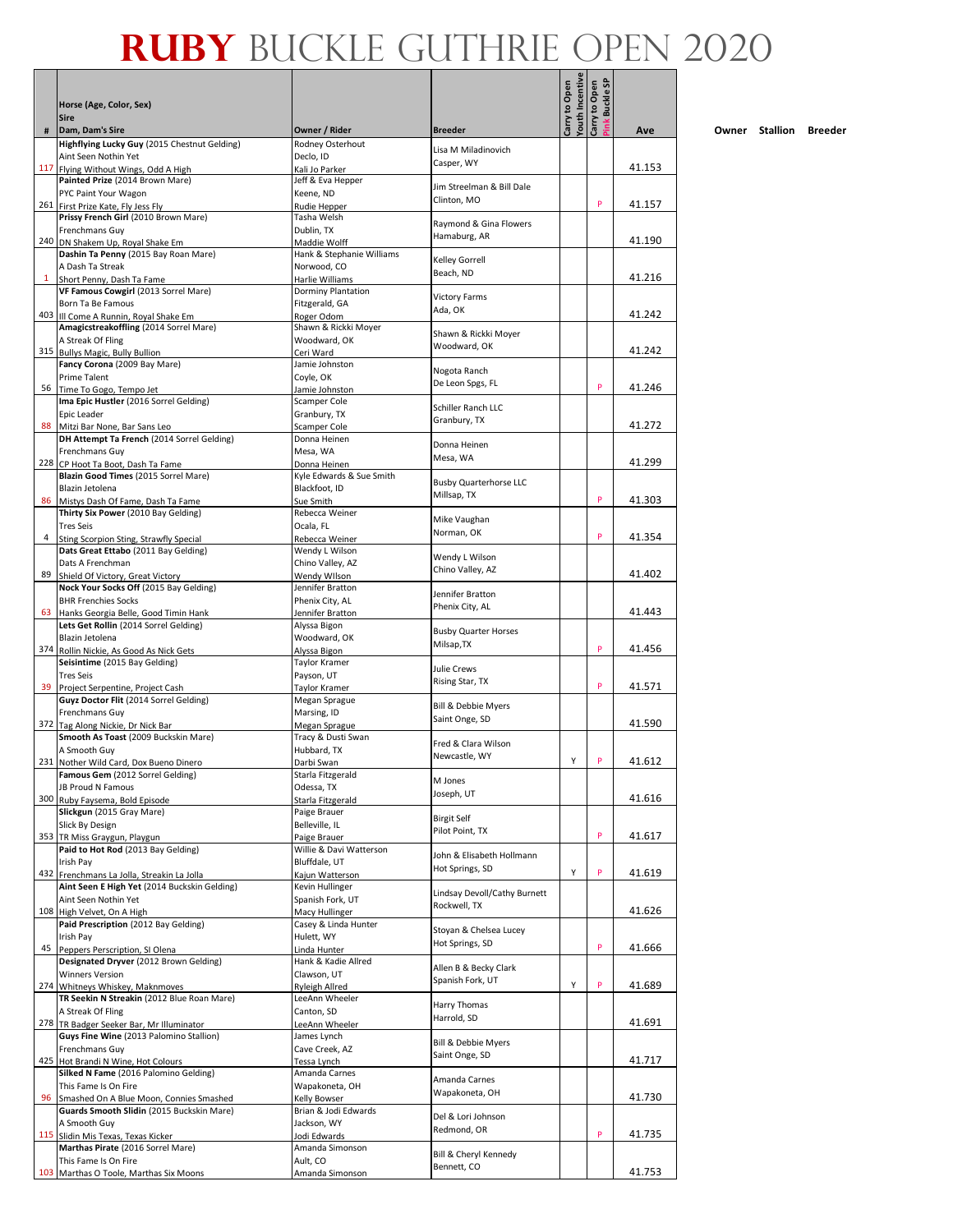# RUBY BUCKLE GUTHRIE OPEN 2020

| # | Horse (Age, Color, Sex) / Sire / Dam, Dam's Sire | Owner / Rider | Breeder | Carry to Open Youth Incentive | Carry to Open Pink Buckle SP | Ave | Owner | Stallion | Breeder |
|---|---|---|---|---|---|---|---|---|---|
| 117 | **Highflying Lucky Guy** (2015 Chestnut Gelding) Aint Seen Nothin Yet Flying Without Wings, Odd A High | Rodney Osterhout Declo, ID Kali Jo Parker | Lisa M Miladinovich Casper, WY | | | 41.153 | | | |
| 261 | **Painted Prize** (2014 Brown Mare) PYC Paint Your Wagon First Prize Kate, Fly Jess Fly | Jeff & Eva Hepper Keene, ND Rudie Hepper | Jim Streelman & Bill Dale Clinton, MO | | P | 41.157 | | | |
| 240 | **Prissy French Girl** (2010 Brown Mare) Frenchmans Guy DN Shakem Up, Royal Shake Em | Tasha Welsh Dublin, TX Maddie Wolff | Raymond & Gina Flowers Hamaburg, AR | | | 41.190 | | | |
| 1 | **Dashin Ta Penny** (2015 Bay Roan Mare) A Dash Ta Streak Short Penny, Dash Ta Fame | Hank & Stephanie Williams Norwood, CO Harlie Williams | Kelley Gorrell Beach, ND | | | 41.216 | | | |
| 403 | **VF Famous Cowgirl** (2013 Sorrel Mare) Born Ta Be Famous Ill Come A Runnin, Royal Shake Em | Dorminy Plantation Fitzgerald, GA Roger Odom | Victory Farms Ada, OK | | | 41.242 | | | |
| 315 | **Amagicstreakoffling** (2014 Sorrel Mare) A Streak Of Fling Bullys Magic, Bully Bullion | Shawn & Rickki Moyer Woodward, OK Ceri Ward | Shawn & Rickki Moyer Woodward, OK | | | 41.242 | | | |
| 56 | **Fancy Corona** (2009 Bay Mare) Prime Talent Time To Gogo, Tempo Jet | Jamie Johnston Coyle, OK Jamie Johnston | Nogota Ranch De Leon Spgs, FL | | P | 41.246 | | | |
| 88 | **Ima Epic Hustler** (2016 Sorrel Gelding) Epic Leader Mitzi Bar None, Bar Sans Leo | Scamper Cole Granbury, TX Scamper Cole | Schiller Ranch LLC Granbury, TX | | | 41.272 | | | |
| 228 | **DH Attempt Ta French** (2014 Sorrel Gelding) Frenchmans Guy CP Hoot Ta Boot, Dash Ta Fame | Donna Heinen Mesa, WA Donna Heinen | Donna Heinen Mesa, WA | | | 41.299 | | | |
| 86 | **Blazin Good Times** (2015 Sorrel Mare) Blazin Jetolena Mistys Dash Of Fame, Dash Ta Fame | Kyle Edwards & Sue Smith Blackfoot, ID Sue Smith | Busby Quarterhorse LLC Millsap, TX | | P | 41.303 | | | |
| 4 | **Thirty Six Power** (2010 Bay Gelding) Tres Seis Sting Scorpion Sting, Strawfly Special | Rebecca Weiner Ocala, FL Rebecca Weiner | Mike Vaughan Norman, OK | | P | 41.354 | | | |
| 89 | **Dats Great Ettabo** (2011 Bay Gelding) Dats A Frenchman Shield Of Victory, Great Victory | Wendy L Wilson Chino Valley, AZ Wendy Wilson | Wendy L Wilson Chino Valley, AZ | | | 41.402 | | | |
| 63 | **Nock Your Socks Off** (2015 Bay Gelding) BHR Frenchies Socks Hanks Georgia Belle, Good Timin Hank | Jennifer Bratton Phenix City, AL Jennifer Bratton | Jennifer Bratton Phenix City, AL | | | 41.443 | | | |
| 374 | **Lets Get Rollin** (2014 Sorrel Gelding) Blazin Jetolena Rollin Nickie, As Good As Nick Gets | Alyssa Bigon Woodward, OK Alyssa Bigon | Busby Quarter Horses Milsap,TX | | P | 41.456 | | | |
| 39 | **Seisintime** (2015 Bay Gelding) Tres Seis Project Serpentine, Project Cash | Taylor Kramer Payson, UT Taylor Kramer | Julie Crews Rising Star, TX | | P | 41.571 | | | |
| 372 | **Guyz Doctor Flit** (2014 Sorrel Gelding) Frenchmans Guy Tag Along Nickie, Dr Nick Bar | Megan Sprague Marsing, ID Megan Sprague | Bill & Debbie Myers Saint Onge, SD | | | 41.590 | | | |
| 231 | **Smooth As Toast** (2009 Buckskin Mare) A Smooth Guy Nother Wild Card, Dox Bueno Dinero | Tracy & Dusti Swan Hubbard, TX Darbi Swan | Fred & Clara Wilson Newcastle, WY | Y | P | 41.612 | | | |
| 300 | **Famous Gem** (2012 Sorrel Gelding) JB Proud N Famous Ruby Faysema, Bold Episode | Starla Fitzgerald Odessa, TX Starla Fitzgerald | M Jones Joseph, UT | | | 41.616 | | | |
| 353 | **Slickgun** (2015 Gray Mare) Slick By Design TR Miss Graygun, Playgun | Paige Brauer Belleville, IL Paige Brauer | Birgit Self Pilot Point, TX | | P | 41.617 | | | |
| 432 | **Paid to Hot Rod** (2013 Bay Gelding) Irish Pay Frenchmans La Jolla, Streakin La Jolla | Willie & Davi Watterson Bluffdale, UT Kajun Watterson | John & Elisabeth Hollmann Hot Springs, SD | Y | P | 41.619 | | | |
| 108 | **Aint Seen E High Yet** (2014 Buckskin Gelding) Aint Seen Nothin Yet High Velvet, On A High | Kevin Hullinger Spanish Fork, UT Macy Hullinger | Lindsay Devoll/Cathy Burnett Rockwell, TX | | | 41.626 | | | |
| 45 | **Paid Prescription** (2012 Bay Gelding) Irish Pay Peppers Perscription, SI Olena | Casey & Linda Hunter Hulett, WY Linda Hunter | Stoyan & Chelsea Lucey Hot Springs, SD | | P | 41.666 | | | |
| 274 | **Designated Dryver** (2012 Brown Gelding) Winners Version Whitneys Whiskey, Maknmoves | Hank & Kadie Allred Clawson, UT Ryleigh Allred | Allen B & Becky Clark Spanish Fork, UT | Y | P | 41.689 | | | |
| 278 | **TR Seekin N Streakin** (2012 Blue Roan Mare) A Streak Of Fling TR Badger Seeker Bar, Mr Illuminator | LeeAnn Wheeler Canton, SD LeeAnn Wheeler | Harry Thomas Harrold, SD | | | 41.691 | | | |
| 425 | **Guys Fine Wine** (2013 Palomino Stallion) Frenchmans Guy Hot Brandi N Wine, Hot Colours | James Lynch Cave Creek, AZ Tessa Lynch | Bill & Debbie Myers Saint Onge, SD | | | 41.717 | | | |
| 96 | **Silked N Fame** (2016 Palomino Gelding) This Fame Is On Fire Smashed On A Blue Moon, Connies Smashed | Amanda Carnes Wapakoneta, OH Kelly Bowser | Amanda Carnes Wapakoneta, OH | | | 41.730 | | | |
| 115 | **Guards Smooth Slidin** (2015 Buckskin Mare) A Smooth Guy Slidin Mis Texas, Texas Kicker | Brian & Jodi Edwards Jackson, WY Jodi Edwards | Del & Lori Johnson Redmond, OR | | P | 41.735 | | | |
| 103 | **Marthas Pirate** (2016 Sorrel Mare) This Fame Is On Fire Marthas O Toole, Marthas Six Moons | Amanda Simonson Ault, CO Amanda Simonson | Bill & Cheryl Kennedy Bennett, CO | | | 41.753 | | | |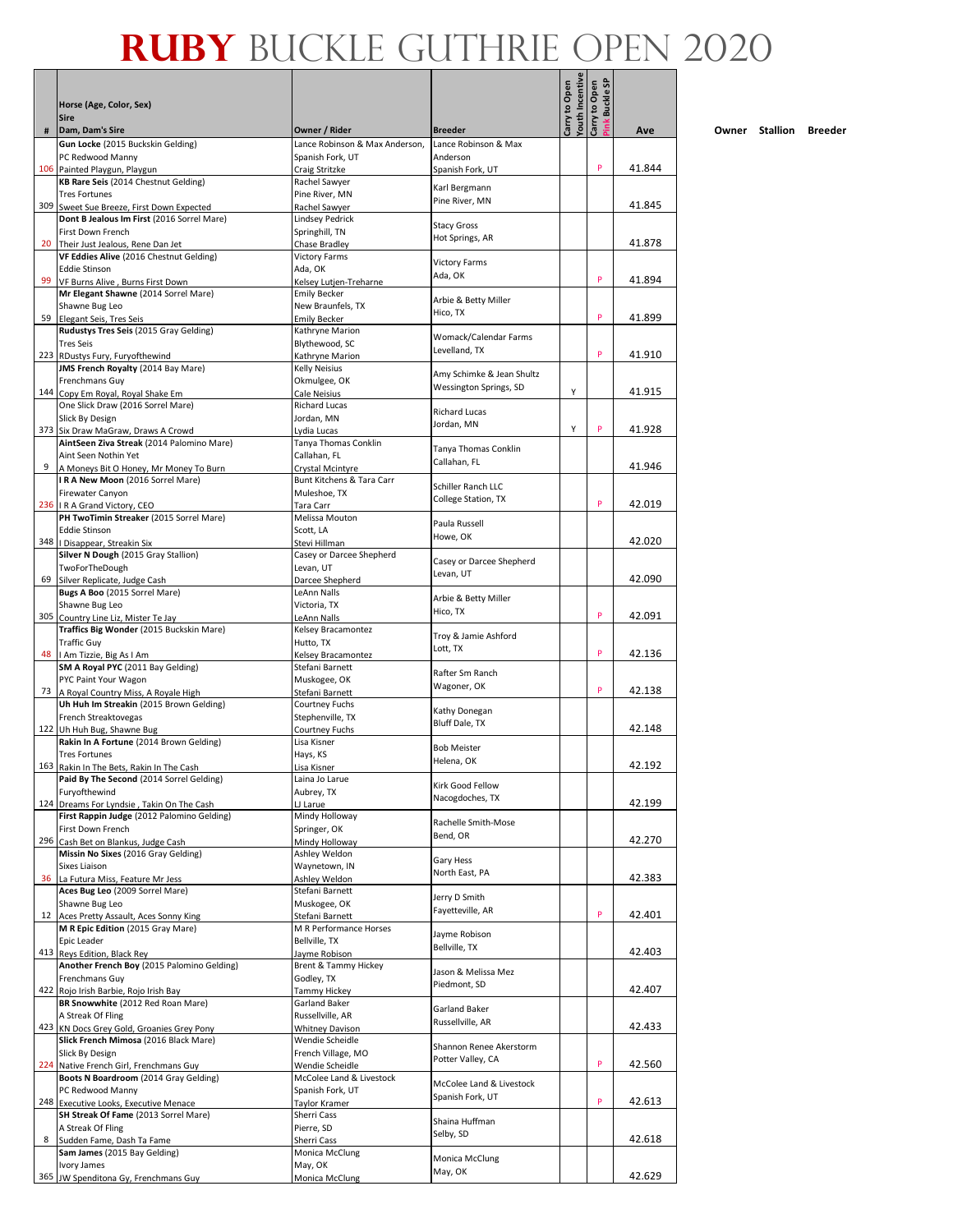# RUBY BUCKLE GUTHRIE OPEN 2020

| # | Horse (Age, Color, Sex) / Sire / Dam, Dam's Sire | Owner / Rider | Breeder | Carry to Open Youth Incentive | Carry to Open Pink Buckle SP | Ave |
|---|---|---|---|---|---|---|
| 106 | **Gun Locke** (2015 Buckskin Gelding) / PC Redwood Manny / Painted Playgun, Playgun | Lance Robinson & Max Anderson, Spanish Fork, UT / Craig Stritzke | Lance Robinson & Max Anderson, Spanish Fork, UT | | P | 41.844 |
| 309 | **KB Rare Seis** (2014 Chestnut Gelding) / Tres Fortunes / Sweet Sue Breeze, First Down Expected | Rachel Sawyer, Pine River, MN / Rachel Sawyer | Karl Bergmann, Pine River, MN | | | 41.845 |
| 20 | **Dont B Jealous Im First** (2016 Sorrel Mare) / First Down French / Their Just Jealous, Rene Dan Jet | Lindsey Pedrick, Springhill, TN / Chase Bradley | Stacy Gross, Hot Springs, AR | | | 41.878 |
| 99 | **VF Eddies Alive** (2016 Chestnut Gelding) / Eddie Stinson / VF Burns Alive , Burns First Down | Victory Farms, Ada, OK / Kelsey Lutjen-Treharne | Victory Farms, Ada, OK | | P | 41.894 |
| 59 | **Mr Elegant Shawne** (2014 Sorrel Mare) / Shawne Bug Leo / Elegant Seis, Tres Seis | Emily Becker, New Braunfels, TX / Emily Becker | Arbie & Betty Miller, Hico, TX | | P | 41.899 |
| 223 | **Rudustys Tres Seis** (2015 Gray Gelding) / Tres Seis / RDustys Fury, Furyofthewind | Kathryne Marion, Blythewood, SC / Kathryne Marion | Womack/Calendar Farms, Levelland, TX | | P | 41.910 |
| 144 | **JMS French Royalty** (2014 Bay Mare) / Frenchmans Guy / Copy Em Royal, Royal Shake Em | Kelly Neisius, Okmulgee, OK / Cale Neisius | Amy Schimke & Jean Shultz, Wessington Springs, SD | Y | | 41.915 |
| 373 | One Slick Draw (2016 Sorrel Mare) / Slick By Design / Six Draw MaGraw, Draws A Crowd | Richard Lucas, Jordan, MN / Lydia Lucas | Richard Lucas, Jordan, MN | Y | P | 41.928 |
| 9 | **AintSeen Ziva Streak** (2014 Palomino Mare) / Aint Seen Nothin Yet / A Moneys Bit O Honey, Mr Money To Burn | Tanya Thomas Conklin, Callahan, FL / Crystal Mcintyre | Tanya Thomas Conklin, Callahan, FL | | | 41.946 |
| 236 | **I R A New Moon** (2016 Sorrel Mare) / Firewater Canyon / I R A Grand Victory, CEO | Bunt Kitchens & Tara Carr, Muleshoe, TX / Tara Carr | Schiller Ranch LLC, College Station, TX | | P | 42.019 |
| 348 | **PH TwoTimin Streaker** (2015 Sorrel Mare) / Eddie Stinson / I Disappear, Streakin Six | Melissa Mouton, Scott, LA / Stevi Hillman | Paula Russell, Howe, OK | | | 42.020 |
| 69 | **Silver N Dough** (2015 Gray Stallion) / TwoForTheDough / Silver Replicate, Judge Cash | Casey or Darcee Shepherd, Levan, UT / Darcee Shepherd | Casey or Darcee Shepherd, Levan, UT | | | 42.090 |
| 305 | **Bugs A Boo** (2015 Sorrel Mare) / Shawne Bug Leo / Country Line Liz, Mister Te Jay | LeAnn Nalls, Victoria, TX / LeAnn Nalls | Arbie & Betty Miller, Hico, TX | | P | 42.091 |
| 48 | **Traffics Big Wonder** (2015 Buckskin Mare) / Traffic Guy / I Am Tizzie, Big As I Am | Kelsey Bracamontez, Hutto, TX / Kelsey Bracamontez | Troy & Jamie Ashford, Lott, TX | | P | 42.136 |
| 73 | **SM A Royal PYC** (2011 Bay Gelding) / PYC Paint Your Wagon / A Royal Country Miss, A Royale High | Stefani Barnett, Muskogee, OK / Stefani Barnett | Rafter Sm Ranch, Wagoner, OK | | P | 42.138 |
| 122 | **Uh Huh Im Streakin** (2015 Brown Gelding) / French Streaktovegas / Uh Huh Bug, Shawne Bug | Courtney Fuchs, Stephenville, TX / Courtney Fuchs | Kathy Donegan, Bluff Dale, TX | | | 42.148 |
| 163 | **Rakin In A Fortune** (2014 Brown Gelding) / Tres Fortunes / Rakin In The Bets, Rakin In The Cash | Lisa Kisner, Hays, KS / Lisa Kisner | Bob Meister, Helena, OK | | | 42.192 |
| 124 | **Paid By The Second** (2014 Sorrel Gelding) / Furyofthewind / Dreams For Lyndsie , Takin On The Cash | Laina Jo Larue, Aubrey, TX / LJ Larue | Kirk Good Fellow, Nacogdoches, TX | | | 42.199 |
| 296 | **First Rappin Judge** (2012 Palomino Gelding) / First Down French / Cash Bet on Blankus, Judge Cash | Mindy Holloway, Springer, OK / Mindy Holloway | Rachelle Smith-Mose, Bend, OR | | | 42.270 |
| 36 | **Missin No Sixes** (2016 Gray Gelding) / Sixes Liaison / La Futura Miss, Feature Mr Jess | Ashley Weldon, Waynetown, IN / Ashley Weldon | Gary Hess, North East, PA | | | 42.383 |
| 12 | **Aces Bug Leo** (2009 Sorrel Mare) / Shawne Bug Leo / Aces Pretty Assault, Aces Sonny King | Stefani Barnett, Muskogee, OK / Stefani Barnett | Jerry D Smith, Fayetteville, AR | | P | 42.401 |
| 413 | **M R Epic Edition** (2015 Gray Mare) / Epic Leader / Reys Edition, Black Rey | M R Performance Horses, Bellville, TX / Jayme Robison | Jayme Robison, Bellville, TX | | | 42.403 |
| 422 | **Another French Boy** (2015 Palomino Gelding) / Frenchmans Guy / Rojo Irish Bay, Rojo Irish Bay | Brent & Tammy Hickey, Godley, TX / Tammy Hickey | Jason & Melissa Mez, Piedmont, SD | | | 42.407 |
| 423 | **BR Snowwhite** (2012 Red Roan Mare) / A Streak Of Fling / KN Docs Grey Gold, Groanies Grey Pony | Garland Baker, Russellville, AR / Whitney Davison | Garland Baker, Russellville, AR | | | 42.433 |
| 224 | **Slick French Mimosa** (2016 Black Mare) / Slick By Design / Native French Girl, Frenchmans Guy | Wendie Scheidle, French Village, MO / Wendie Scheidle | Shannon Renee Akerstorm, Potter Valley, CA | | P | 42.560 |
| 248 | **Boots N Boardroom** (2014 Gray Gelding) / PC Redwood Manny / Executive Looks, Executive Menace | McColee Land & Livestock, Spanish Fork, UT / Taylor Kramer | McColee Land & Livestock, Spanish Fork, UT | | P | 42.613 |
| 8 | **SH Streak Of Fame** (2013 Sorrel Mare) / A Streak Of Fling / Sudden Fame, Dash Ta Fame | Sherri Cass, Pierre, SD / Sherri Cass | Shaina Huffman, Selby, SD | | | 42.618 |
| 365 | **Sam James** (2015 Bay Gelding) / Ivory James / JW Spenditona Gy, Frenchmans Guy | Monica McClung, May, OK / Monica McClung | Monica McClung, May, OK | | | 42.629 |

Owner Stallion Breeder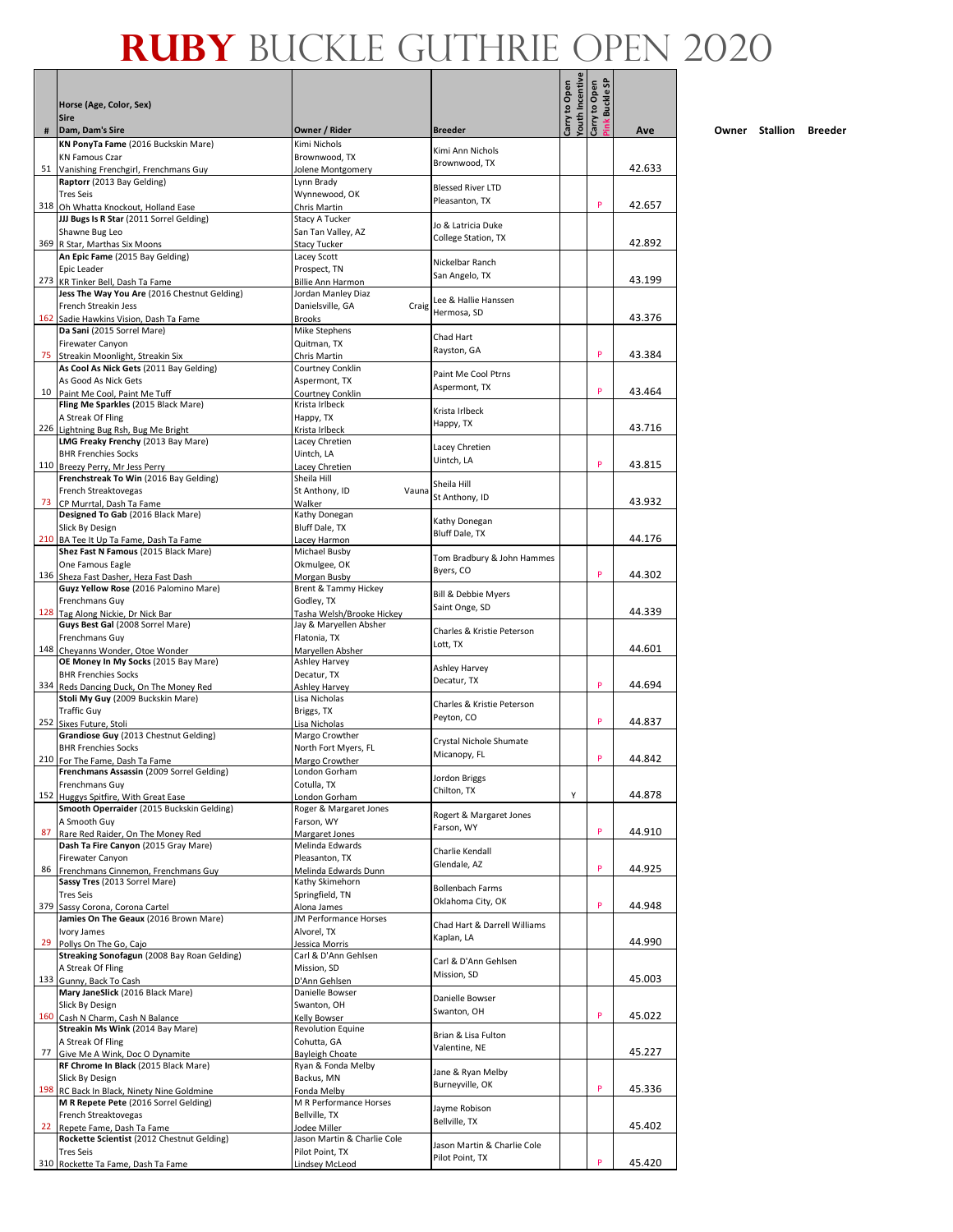# RUBY BUCKLE GUTHRIE OPEN 2020

| # | Horse (Age, Color, Sex) / Sire / Dam, Dam's Sire | Owner / Rider | Breeder | Carry to Open Youth Incentive | Carry to Open Pink Buckle SP | Ave |
|---|---|---|---|---|---|---|
| 51 | **KN PonyTa Fame** (2016 Buckskin Mare) / KN Famous Czar / Vanishing Frenchgirl, Frenchmans Guy | Kimi Nichols / Brownwood, TX / Jolene Montgomery | Kimi Ann Nichols / Brownwood, TX | | | 42.633 |
| 318 | **Raptorr** (2013 Bay Gelding) / Tres Seis / Oh Whatta Knockout, Holland Ease | Lynn Brady / Wynnewood, OK / Chris Martin | Blessed River LTD / Pleasanton, TX | | P | 42.657 |
| 369 | **JJJ Bugs Is R Star** (2011 Sorrel Gelding) / Shawne Bug Leo / R Star, Marthas Six Moons | Stacy A Tucker / San Tan Valley, AZ / Stacy Tucker | Jo & Latricia Duke / College Station, TX | | | 42.892 |
| 273 | **An Epic Fame** (2015 Bay Gelding) / Epic Leader / KR Tinker Bell, Dash Ta Fame | Lacey Scott / Prospect, TN / Billie Ann Harmon | Nickelbar Ranch / San Angelo, TX | | | 43.199 |
| 162 | **Jess The Way You Are** (2016 Chestnut Gelding) / French Streakin Jess / Sadie Hawkins Vision, Dash Ta Fame | Jordan Manley Diaz / Danielsville, GA / Craig Brooks | Lee & Hallie Hanssen / Hermosa, SD | | | 43.376 |
| 75 | **Da Sani** (2015 Sorrel Mare) / Firewater Canyon / Streakin Moonlight, Streakin Six | Mike Stephens / Quitman, TX / Chris Martin | Chad Hart / Rayston, GA | | P | 43.384 |
| 10 | **As Cool As Nick Gets** (2011 Bay Gelding) / As Good As Nick Gets / Paint Me Cool, Paint Me Tuff | Courtney Conklin / Aspermont, TX / Courtney Conklin | Paint Me Cool Ptrns / Aspermont, TX | | P | 43.464 |
| 226 | **Fling Me Sparkles** (2015 Black Mare) / A Streak Of Fling / Lightning Bug Rsh, Bug Me Bright | Krista Irlbeck / Happy, TX / Krista Irlbeck | Krista Irlbeck / Happy, TX | | | 43.716 |
| 110 | **LMG Freaky Frenchy** (2013 Bay Mare) / BHR Frenchies Socks / Breezy Perry, Mr Jess Perry | Lacey Chretien / Uintch, LA / Lacey Chretien | Lacey Chretien / Uintch, LA | | P | 43.815 |
| 73 | **Frenchstreak To Win** (2016 Bay Gelding) / French Streaktovegas / CP Murrtal, Dash Ta Fame | Sheila Hill / St Anthony, ID / Vauna Walker | Sheila Hill / St Anthony, ID | | | 43.932 |
| 210 | **Designed To Gab** (2016 Black Mare) / Slick By Design / BA Tee It Up Ta Fame, Dash Ta Fame | Kathy Donegan / Bluff Dale, TX / Lacey Harmon | Kathy Donegan / Bluff Dale, TX | | | 44.176 |
| 136 | **Shez Fast N Famous** (2015 Black Mare) / One Famous Eagle / Sheza Fast Dasher, Heza Fast Dash | Michael Busby / Okmulgee, OK / Morgan Busby | Tom Bradbury & John Hammes / Byers, CO | | P | 44.302 |
| 128 | **Guyz Yellow Rose** (2016 Palomino Mare) / Frenchmans Guy / Tag Along Nickie, Dr Nick Bar | Brent & Tammy Hickey / Godley, TX / Tasha Welsh/Brooke Hickey | Bill & Debbie Myers / Saint Onge, SD | | | 44.339 |
| 148 | **Guys Best Gal** (2008 Sorrel Mare) / Frenchmans Guy / Cheyanns Wonder, Otoe Wonder | Jay & Maryellen Absher / Flatonia, TX / Maryellen Absher | Charles & Kristie Peterson / Lott, TX | | | 44.601 |
| 334 | **OE Money In My Socks** (2015 Bay Mare) / BHR Frenchies Socks / Reds Dancing Duck, On The Money Red | Ashley Harvey / Decatur, TX / Ashley Harvey | Ashley Harvey / Decatur, TX | | P | 44.694 |
| 252 | **Stoli My Guy** (2009 Buckskin Mare) / Traffic Guy / Sixes Future, Stoli | Lisa Nicholas / Briggs, TX / Lisa Nicholas | Charles & Kristie Peterson / Peyton, CO | | P | 44.837 |
| 210 | **Grandiose Guy** (2013 Chestnut Gelding) / BHR Frenchies Socks / For The Fame, Dash Ta Fame | Margo Crowther / North Fort Myers, FL / Margo Crowther | Crystal Nichole Shumate / Micanopy, FL | | P | 44.842 |
| 152 | **Frenchmans Assassin** (2009 Sorrel Gelding) / Frenchmans Guy / Huggys Spitfire, With Great Ease | London Gorham / Cotulla, TX / London Gorham | Jordon Briggs / Chilton, TX | Y | | 44.878 |
| 87 | **Smooth Operraider** (2015 Buckskin Gelding) / A Smooth Guy / Rare Red Raider, On The Money Red | Roger & Margaret Jones / Farson, WY / Margaret Jones | Rogert & Margaret Jones / Farson, WY | | P | 44.910 |
| 86 | **Dash Ta Fire Canyon** (2015 Gray Mare) / Firewater Canyon / Frenchmans Cinnemon, Frenchmans Guy | Melinda Edwards / Pleasanton, TX / Melinda Edwards Dunn | Charlie Kendall / Glendale, AZ | | P | 44.925 |
| 379 | **Sassy Tres** (2013 Sorrel Mare) / Tres Seis / Sassy Corona, Corona Cartel | Kathy Skimehorn / Springfield, TN / Alona James | Bollenbach Farms / Oklahoma City, OK | | P | 44.948 |
| 29 | **Jamies On The Geaux** (2016 Brown Mare) / Ivory James / Pollys On The Go, Cajo | JM Performance Horses / Alvorel, TX / Jessica Morris | Chad Hart & Darrell Williams / Kaplan, LA | | | 44.990 |
| 133 | **Streaking Sonofagun** (2008 Bay Roan Gelding) / A Streak Of Fling / Gunny, Back To Cash | Carl & D'Ann Gehlsen / Mission, SD / D'Ann Gehlsen | Carl & D'Ann Gehlsen / Mission, SD | | | 45.003 |
| 160 | **Mary JaneSlick** (2016 Black Mare) / Slick By Design / Cash N Charm, Cash N Balance | Danielle Bowser / Swanton, OH / Kelly Bowser | Danielle Bowser / Swanton, OH | | P | 45.022 |
| 77 | **Streakin Ms Wink** (2014 Bay Mare) / A Streak Of Fling / Give Me A Wink, Doc O Dynamite | Revolution Equine / Cohutta, GA / Bayleigh Choate | Brian & Lisa Fulton / Valentine, NE | | | 45.227 |
| 198 | **RF Chrome In Black** (2015 Black Mare) / Slick By Design / RC Back In Black, Ninety Nine Goldmine | Ryan & Fonda Melby / Backus, MN / Fonda Melby | Jane & Ryan Melby / Burneyville, OK | | P | 45.336 |
| 22 | **M R Repete Pete** (2016 Sorrel Gelding) / French Streaktovegas / Repete Fame, Dash Ta Fame | M R Performance Horses / Bellville, TX / Jodee Miller | Jayme Robison / Bellville, TX | | | 45.402 |
| 310 | **Rockette Scientist** (2012 Chestnut Gelding) / Tres Seis / Rockette Ta Fame, Dash Ta Fame | Jason Martin & Charlie Cole / Pilot Point, TX / Lindsey McLeod | Jason Martin & Charlie Cole / Pilot Point, TX | | P | 45.420 |

Owner Stallion Breeder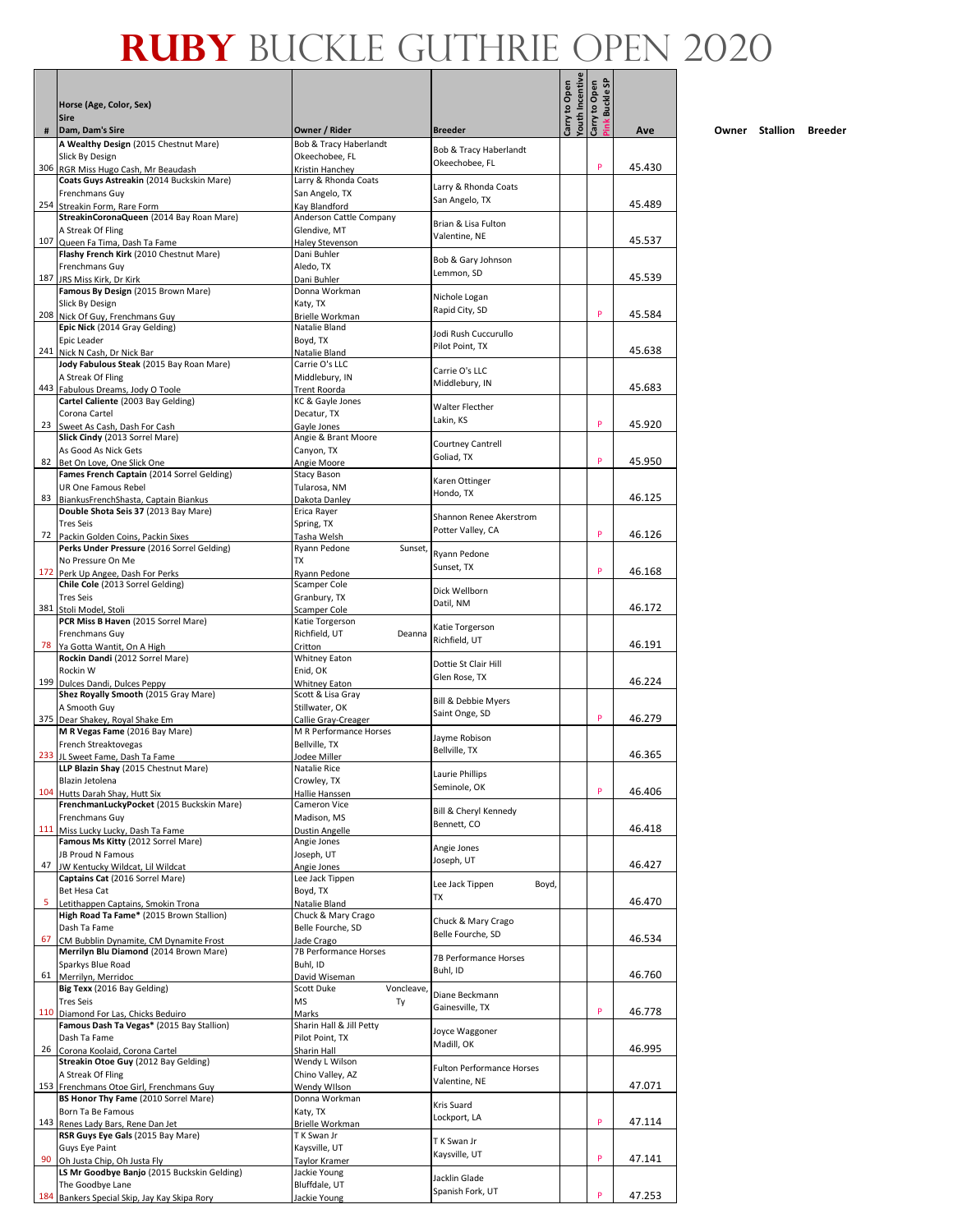# RUBY BUCKLE GUTHRIE OPEN 2020

| # | Horse (Age, Color, Sex) / Sire / Dam, Dam's Sire | Owner / Rider | Breeder | Carry to Open Youth Incentive | Carry to Open Pink Buckle SP | Ave | Owner | Stallion | Breeder |
|---|---|---|---|---|---|---|---|---|---|
| 306 | **A Wealthy Design** (2015 Chestnut Mare) / Slick By Design / RGR Miss Hugo Cash, Mr Beaudash | Bob & Tracy Haberlandt / Okeechobee, FL / Kristin Hanchey | Bob & Tracy Haberlandt / Okeechobee, FL | | P | 45.430 | | | |
| 254 | **Coats Guys Astreakin** (2014 Buckskin Mare) / Frenchmans Guy / Streakin Form, Rare Form | Larry & Rhonda Coats / San Angelo, TX / Kay Blandford | Larry & Rhonda Coats / San Angelo, TX | | | 45.489 | | | |
| 107 | **StreakinCoronaQueen** (2014 Bay Roan Mare) / A Streak Of Fling / Queen Fa Tima, Dash Ta Fame | Anderson Cattle Company / Glendive, MT / Haley Stevenson | Brian & Lisa Fulton / Valentine, NE | | | 45.537 | | | |
| 187 | **Flashy French Kirk** (2010 Chestnut Mare) / Frenchmans Guy / JRS Miss Kirk, Dr Kirk | Dani Buhler / Aledo, TX / Dani Buhler | Bob & Gary Johnson / Lemmon, SD | | | 45.539 | | | |
| 208 | **Famous By Design** (2015 Brown Mare) / Slick By Design / Nick Of Guy, Frenchmans Guy | Donna Workman / Katy, TX / Brielle Workman | Nichole Logan / Rapid City, SD | | P | 45.584 | | | |
| 241 | **Epic Nick** (2014 Gray Gelding) / Epic Leader / Nick N Cash, Dr Nick Bar | Natalie Bland / Boyd, TX / Natalie Bland | Jodi Rush Cuccurullo / Pilot Point, TX | | | 45.638 | | | |
| 443 | **Jody Fabulous Steak** (2015 Bay Roan Mare) / A Streak Of Fling / Fabulous Dreams, Jody O Toole | Carrie O's LLC / Middlebury, IN / Trent Roorda | Carrie O's LLC / Middlebury, IN | | | 45.683 | | | |
| 23 | **Cartel Caliente** (2003 Bay Gelding) / Corona Cartel / Sweet As Cash, Dash For Cash | KC & Gayle Jones / Decatur, TX / Gayle Jones | Walter Flecther / Lakin, KS | | P | 45.920 | | | |
| 82 | **Slick Cindy** (2013 Sorrel Mare) / As Good As Nick Gets / Bet On Love, One Slick One | Angie & Brant Moore / Canyon, TX / Angie Moore | Courtney Cantrell / Goliad, TX | | P | 45.950 | | | |
| 83 | **Fames French Captain** (2014 Sorrel Gelding) / UR One Famous Rebel / BiankusFrenchShasta, Captain Biankus | Stacy Bason / Tularosa, NM / Dakota Danley | Karen Ottinger / Hondo, TX | | | 46.125 | | | |
| 72 | **Double Shota Seis 37** (2013 Bay Mare) / Tres Seis / Packin Golden Coins, Packin Sixes | Erica Rayer / Spring, TX / Tasha Welsh | Shannon Renee Akerstrom / Potter Valley, CA | | P | 46.126 | | | |
| 172 | **Perks Under Pressure** (2016 Sorrel Gelding) / No Pressure On Me / Perk Up Angee, Dash For Perks | Ryann Pedone / Sunset, TX / Ryann Pedone | Ryann Pedone / Sunset, TX | | P | 46.168 | | | |
| 381 | **Chile Cole** (2013 Sorrel Gelding) / Tres Seis / Stoli Model, Stoli | Scamper Cole / Granbury, TX / Scamper Cole | Dick Wellborn / Datil, NM | | | 46.172 | | | |
| 78 | **PCR Miss B Haven** (2015 Sorrel Mare) / Frenchmans Guy / Ya Gotta Wantit, On A High | Katie Torgerson / Richfield, UT / Deanna Critton | Katie Torgerson / Richfield, UT | | | 46.191 | | | |
| 199 | **Rockin Dandi** (2012 Sorrel Mare) / Rockin W / Dulces Dandi, Dulces Peppy | Whitney Eaton / Enid, OK / Whitney Eaton | Dottie St Clair Hill / Glen Rose, TX | | | 46.224 | | | |
| 375 | **Shez Royally Smooth** (2015 Gray Mare) / A Smooth Guy / Dear Shakey, Royal Shake Em | Scott & Lisa Gray / Stillwater, OK / Callie Gray-Creager | Bill & Debbie Myers / Saint Onge, SD | | P | 46.279 | | | |
| 233 | **M R Vegas Fame** (2016 Bay Mare) / French Streaktovegas / JL Sweet Fame, Dash Ta Fame | M R Performance Horses / Bellville, TX / Jodee Miller | Jayme Robison / Bellville, TX | | | 46.365 | | | |
| 104 | **LLP Blazin Shay** (2015 Chestnut Mare) / Blazin Jetolena / Hutts Darah Shay, Hutt Six | Natalie Rice / Crowley, TX / Hallie Hanssen | Laurie Phillips / Seminole, OK | | P | 46.406 | | | |
| 111 | **FrenchmanLuckyPocket** (2015 Buckskin Mare) / Frenchmans Guy / Miss Lucky Lucky, Dash Ta Fame | Cameron Vice / Madison, MS / Dustin Angelle | Bill & Cheryl Kennedy / Bennett, CO | | | 46.418 | | | |
| 47 | **Famous Ms Kitty** (2012 Sorrel Mare) / JB Proud N Famous / JW Kentucky Wildcat, Lil Wildcat | Angie Jones / Joseph, UT / Angie Jones | Angie Jones / Joseph, UT | | | 46.427 | | | |
| 5 | **Captains Cat** (2016 Sorrel Mare) / Bet Hesa Cat / Letithappen Captains, Smokin Trona | Lee Jack Tippen / Boyd, TX / Natalie Bland | Lee Jack Tippen / Boyd, TX | | | 46.470 | | | |
| 67 | **High Road Ta Fame*** (2015 Brown Stallion) / Dash Ta Fame / CM Bubblin Dynamite, CM Dynamite Frost | Chuck & Mary Crago / Belle Fourche, SD / Jade Crago | Chuck & Mary Crago / Belle Fourche, SD | | | 46.534 | | | |
| 61 | **Merrilyn Blu Diamond** (2014 Brown Mare) / Sparkys Blue Road / Merrilyn, Merridoc | 7B Performance Horses / Buhl, ID / David Wiseman | 7B Performance Horses / Buhl, ID | | | 46.760 | | | |
| 110 | **Big Texx** (2016 Bay Gelding) / Tres Seis / Diamond For Las, Chicks Beduiro | Scott Duke / Voncleave, MS / Ty Marks | Diane Beckmann / Gainesville, TX | | P | 46.778 | | | |
| 26 | **Famous Dash Ta Vegas*** (2015 Bay Stallion) / Dash Ta Fame / Corona Koolaid, Corona Cartel | Sharin Hall & Jill Petty / Pilot Point, TX / Sharin Hall | Joyce Waggoner / Madill, OK | | | 46.995 | | | |
| 153 | **Streakin Otoe Guy** (2012 Bay Gelding) / A Streak Of Fling / Frenchmans Otoe Girl, Frenchmans Guy | Wendy L Wilson / Chino Valley, AZ / Wendy WIlson | Fulton Performance Horses / Valentine, NE | | | 47.071 | | | |
| 143 | **BS Honor Thy Fame** (2010 Sorrel Mare) / Born Ta Be Famous / Renes Lady Bars, Rene Dan Jet | Donna Workman / Katy, TX / Brielle Workman | Kris Suard / Lockport, LA | | P | 47.114 | | | |
| 90 | **RSR Guys Eye Gals** (2015 Bay Mare) / Guys Eye Paint / Oh Justa Chip, Oh Justa Fly | T K Swan Jr / Kaysville, UT / Taylor Kramer | T K Swan Jr / Kaysville, UT | | P | 47.141 | | | |
| 184 | **LS Mr Goodbye Banjo** (2015 Buckskin Gelding) / The Goodbye Lane / Bankers Special Skip, Jay Kay Skipa Rory | Jackie Young / Bluffdale, UT / Jackie Young | Jacklin Glade / Spanish Fork, UT | | P | 47.253 | | | |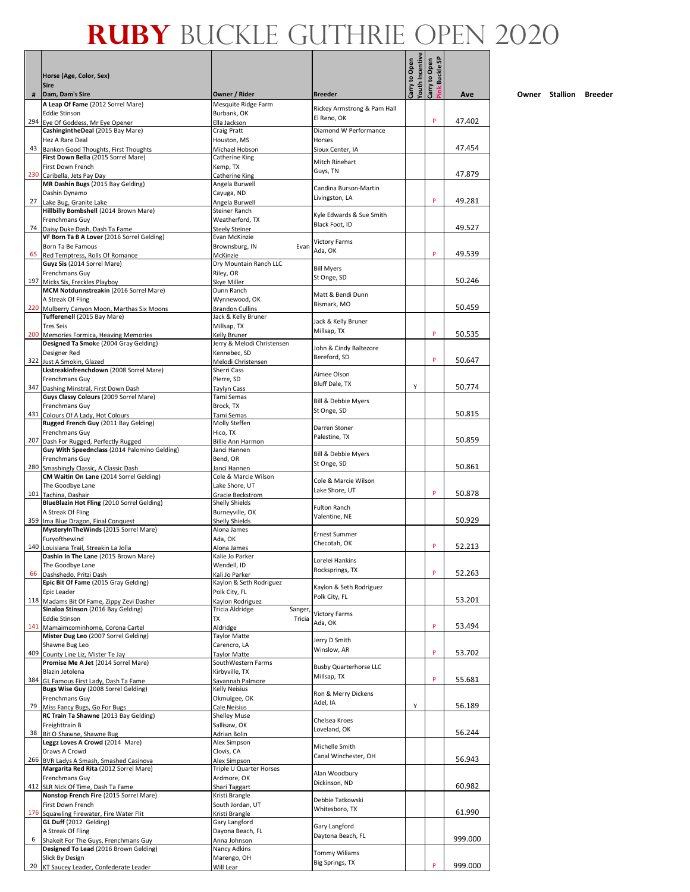# RUBY BUCKLE GUTHRIE OPEN 2020

| # | Horse (Age, Color, Sex)<br>Sire<br>Dam, Dam's Sire | Owner / Rider | Breeder | Carry to Open Youth Incentive | Carry to Open Pink Buckle SP | Ave |
|---|---|---|---|---|---|---|
| 294 | A Leap Of Fame (2012 Sorrel Mare)<br>Eddie Stinson<br>Eye Of Goddess, Mr Eye Opener | Mesquite Ridge Farm<br>Burbank, OK<br>Ella Jackson | Rickey Armstrong & Pam Hall<br>El Reno, OK | | P | 47.402 |
| 43 | CashingintheDeal (2015 Bay Mare)<br>Hez A Rare Deal<br>Bankon Good Thoughts, First Thoughts | Craig Pratt<br>Houston, MS<br>Michael Hobson | Diamond W Performance Horses<br>Sioux Center, IA | | | 47.454 |
| 230 | First Down Bella (2015 Sorrel Mare)<br>First Down French<br>Caribella, Jets Pay Day | Catherine King<br>Kemp, TX<br>Catherine King | Mitch Rinehart<br>Guys, TN | | | 47.879 |
| 27 | MR Dashin Bugs (2015 Bay Gelding)<br>Dashin Dynamo<br>Lake Bug, Granite Lake | Angela Burwell<br>Cayuga, ND<br>Angela Burwell | Candina Burson-Martin<br>Livingston, LA | | P | 49.281 |
| 74 | Hillbilly Bombshell (2014 Brown Mare)<br>Frenchmans Guy<br>Daisy Duke Dash, Dash Ta Fame | Steiner Ranch<br>Weatherford, TX<br>Steely Steiner | Kyle Edwards & Sue Smith<br>Black Foot, ID | | | 49.527 |
| 65 | VF Born Ta B A Lover (2016 Sorrel Gelding)<br>Born Ta Be Famous<br>Red Temptress, Rolls Of Romance | Evan McKinzie<br>Brownsburg, IN Evan McKinzie | Victory Farms<br>Ada, OK | | P | 49.539 |
| 197 | Guyz Sis (2014 Sorrel Mare)<br>Frenchmans Guy<br>Micks Sis, Freckles Playboy | Dry Mountain Ranch LLC<br>Riley, OR<br>Skye Miller | Bill Myers<br>St Onge, SD | | | 50.246 |
| 220 | MCM Notdunnstreakin (2016 Sorrel Mare)<br>A Streak Of Fling<br>Mulberry Canyon Moon, Marthas Six Moons | Dunn Ranch<br>Wynnewood, OK<br>Brandon Cullins | Matt & Bendi Dunn<br>Bismark, MO | | | 50.459 |
| 200 | Tufferenell (2015 Bay Mare)<br>Tres Seis<br>Memories Formica, Heaving Memories | Jack & Kelly Bruner<br>Millsap, TX<br>Kelly Bruner | Jack & Kelly Bruner<br>Millsap, TX | | P | 50.535 |
| 322 | Designed Ta Smoke (2004 Gray Gelding)<br>Designer Red<br>Just A Smokin, Glazed | Jerry & Melodi Christensen<br>Kennebec, SD<br>Melodi Christensen | John & Cindy Baltezore<br>Bereford, SD | | P | 50.647 |
| 347 | Lkstreakinfrenchdown (2008 Sorrel Mare)<br>Frenchmans Guy<br>Dashing Minstral, First Down Dash | Sherri Cass<br>Pierre, SD<br>Taylyn Cass | Aimee Olson<br>Bluff Dale, TX | Y | | 50.774 |
| 431 | Guys Classy Colours (2009 Sorrel Mare)<br>Frenchmans Guy<br>Colours Of A Lady, Hot Colours | Tami Semas<br>Brock, TX<br>Tami Semas | Bill & Debbie Myers<br>St Onge, SD | | | 50.815 |
| 207 | Rugged French Guy (2011 Bay Gelding)<br>Frenchmans Guy<br>Dash For Rugged, Perfectly Rugged | Molly Steffen<br>Hico, TX<br>Billie Ann Harmon | Darren Stoner<br>Palestine, TX | | | 50.859 |
| 280 | Guy With Speednclass (2014 Palomino Gelding)<br>Frenchmans Guy<br>Smashingly Classic, A Classic Dash | Janci Hannen<br>Bend, OR<br>Janci Hannen | Bill & Debbie Myers<br>St Onge, SD | | | 50.861 |
| 101 | CM Waitin On Lane (2014 Sorrel Gelding)<br>The Goodbye Lane<br>Tachina, Dashair | Cole & Marcie Wilson<br>Lake Shore, UT<br>Gracie Beckstrom | Cole & Marcie Wilson<br>Lake Shore, UT | | P | 50.878 |
| 359 | BlueBlazin Hot Fling (2010 Sorrel Gelding)<br>A Streak Of Fling<br>Ima Blue Dragon, Final Conquest | Shelly Shields<br>Burneyville, OK<br>Shelly Shields | Fulton Ranch<br>Valentine, NE | | | 50.929 |
| 140 | MysteryInTheWinds (2015 Sorrel Mare)<br>Furyofthewind<br>Louisiana Trail, Streakin La Jolla | Alona James<br>Ada, OK<br>Alona James | Ernest Summer<br>Checotah, OK | | P | 52.213 |
| 66 | Dashin In The Lane (2015 Brown Mare)<br>The Goodbye Lane<br>Dashshedo, Pritzi Dash | Kalie Jo Parker<br>Wendell, ID<br>Kali Jo Parker | Lorelei Hankins<br>Rocksprings, TX | | P | 52.263 |
| 118 | Epic Bit Of Fame (2015 Gray Gelding)<br>Epic Leader<br>Madams Bit Of Fame, Zippy Zevi Dasher | Kaylon & Seth Rodriguez<br>Polk City, FL<br>Kaylon Rodriguez | Kaylon & Seth Rodriguez<br>Polk City, FL | | | 53.201 |
| 141 | Sinaloa Stinson (2016 Bay Gelding)<br>Eddie Stinson<br>Mamaimcominhome, Corona Cartel | Tricia Aldridge Sanger, TX Tricia Aldridge | Victory Farms<br>Ada, OK | | P | 53.494 |
| 409 | Mister Dug Leo (2007 Sorrel Gelding)<br>Shawne Bug Leo<br>County Line Liz, Mister Te Jay | Taylor Matte<br>Carencro, LA<br>Taylor Matte | Jerry D Smith<br>Winslow, AR | | P | 53.702 |
| 384 | Promise Me A Jet (2014 Sorrel Mare)<br>Blazin Jetolena<br>GL Famous First Lady, Dash Ta Fame | SouthWestern Farms<br>Kirbyville, TX<br>Savannah Palmore | Busby Quarterhorse LLC<br>Millsap, TX | | P | 55.681 |
| 79 | Bugs Wise Guy (2008 Sorrel Gelding)<br>Frenchmans Guy<br>Miss Fancy Bugs, Go For Bugs | Kelly Neisius<br>Okmulgee, OK<br>Cale Neisius | Ron & Merry Dickens<br>Adel, IA | Y | | 56.189 |
| 38 | RC Train Ta Shawne (2013 Bay Gelding)<br>Freighttrain B<br>Bit O Shawne, Shawne Bug | Shelley Muse<br>Sallisaw, OK<br>Adrian Bolin | Chelsea Kroes<br>Loveland, OK | | | 56.244 |
| 266 | Leggz Loves A Crowd (2014 Mare)<br>Draws A Crowd<br>BVR Ladys A Smash, Smashed Casinova | Alex Simpson<br>Clovis, CA<br>Alex Simpson | Michelle Smith<br>Canal Winchester, OH | | | 56.943 |
| 412 | Margarita Red Rita (2012 Sorrel Mare)<br>Frenchmans Guy<br>SLR Nick Of Time, Dash Ta Fame | Triple U Quarter Horses<br>Ardmore, OK<br>Shari Taggart | Alan Woodbury<br>Dickinson, ND | | | 60.982 |
| 176 | Nonstop French Fire (2015 Sorrel Mare)<br>First Down French<br>Squawling Firewater, Fire Water Flit | Kristi Brangle<br>South Jordan, UT<br>Kristi Brangle | Debbie Tatkowski<br>Whitesboro, TX | | | 61.990 |
| 6 | GL Duff (2012 Gelding)<br>A Streak Of Fling<br>Shakeit For The Guys, Frenchmans Guy | Gary Langford<br>Dayona Beach, FL<br>Anna Johnson | Gary Langford<br>Daytona Beach, FL | | | 999.000 |
| 20 | Designed To Lead (2016 Brown Gelding)<br>Slick By Design<br>KT Saucey Leader, Confederate Leader | Nancy Adkins<br>Marengo, OH<br>Will Lear | Tommy Wiliams<br>Big Springs, TX | | P | 999.000 |

Owner Stallion Breeder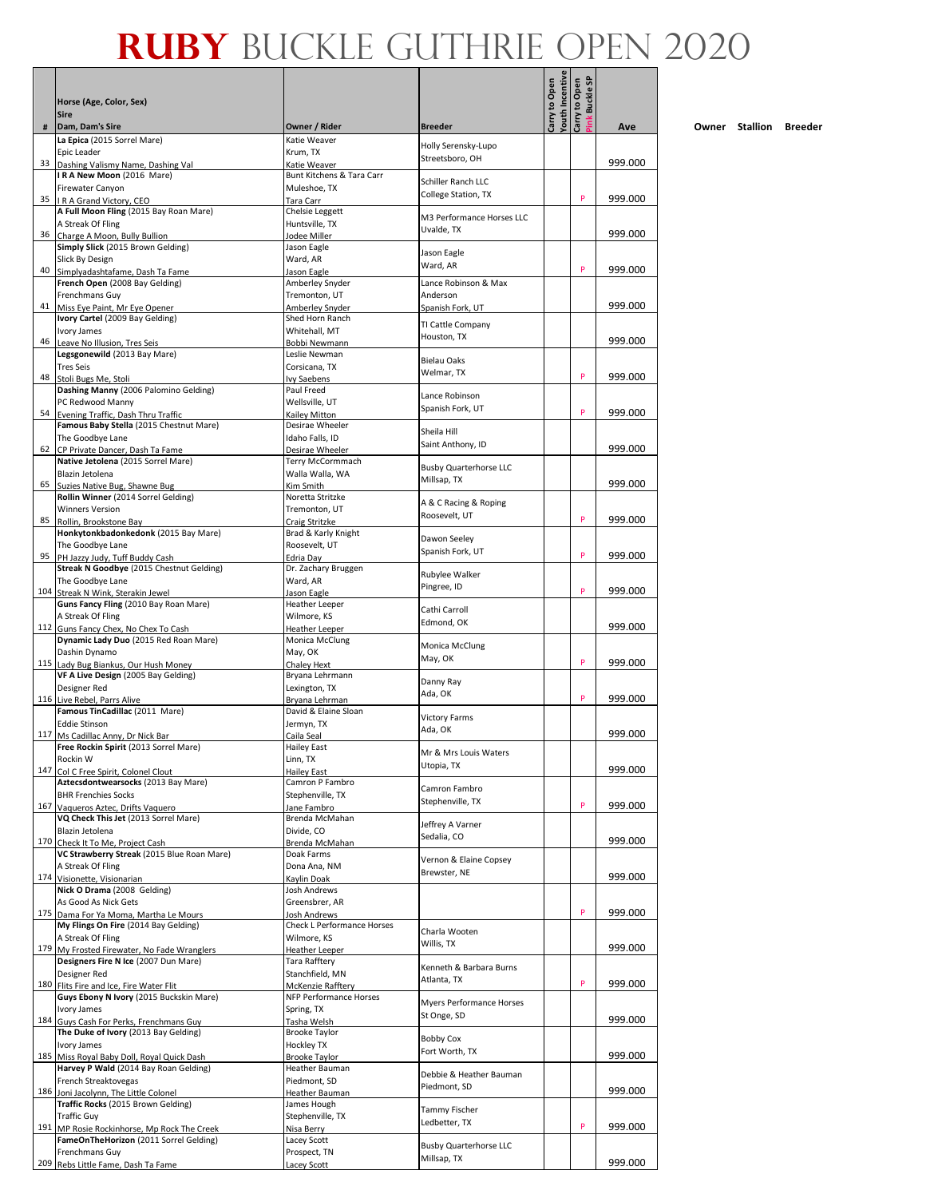# RUBY BUCKLE GUTHRIE OPEN 2020

| # | Horse (Age, Color, Sex)<br>Sire<br>Dam, Dam's Sire | Owner / Rider | Breeder | Carry to Open Youth Incentive | Carry to Open Pink Buckle SP | Ave |
|---|---|---|---|---|---|---|
| 33 | **La Epica** (2015 Sorrel Mare)<br>Epic Leader<br>Dashing Valismy Name, Dashing Val | Katie Weaver<br>Krum, TX<br>Katie Weaver | Holly Serensky-Lupo<br>Streetsboro, OH | | | 999.000 |
| 35 | **I R A New Moon** (2016 Mare)<br>Firewater Canyon<br>I R A Grand Victory, CEO | Bunt Kitchens & Tara Carr<br>Muleshoe, TX<br>Tara Carr | Schiller Ranch LLC<br>College Station, TX | | P | 999.000 |
| 36 | **A Full Moon Fling** (2015 Bay Roan Mare)<br>A Streak Of Fling<br>Charge A Moon, Bully Bullion | Chelsie Leggett<br>Huntsville, TX<br>Jodee Miller | M3 Performance Horses LLC<br>Uvalde, TX | | | 999.000 |
| 40 | **Simply Slick** (2015 Brown Gelding)<br>Slick By Design<br>Simplyadashtafame, Dash Ta Fame | Jason Eagle<br>Ward, AR<br>Jason Eagle | Jason Eagle<br>Ward, AR | | P | 999.000 |
| 41 | **French Open** (2008 Bay Gelding)<br>Frenchmans Guy<br>Miss Eye Paint, Mr Eye Opener | Amberley Snyder<br>Tremonton, UT<br>Amberley Snyder | Lance Robinson & Max Anderson<br>Spanish Fork, UT | | | 999.000 |
| 46 | **Ivory Cartel** (2009 Bay Gelding)<br>Ivory James<br>Leave No Illusion, Tres Seis | Shed Horn Ranch<br>Whitehall, MT<br>Bobbi Newmann | TI Cattle Company<br>Houston, TX | | | 999.000 |
| 48 | **Legsgonewild** (2013 Bay Mare)<br>Tres Seis<br>Stoli Bugs Me, Stoli | Leslie Newman<br>Corsicana, TX<br>Ivy Saebens | Bielau Oaks<br>Welmar, TX | | P | 999.000 |
| 54 | **Dashing Manny** (2006 Palomino Gelding)<br>PC Redwood Manny<br>Evening Traffic, Dash Thru Traffic | Paul Freed<br>Wellsville, UT<br>Kailey Mitton | Lance Robinson<br>Spanish Fork, UT | | P | 999.000 |
| 62 | **Famous Baby Stella** (2015 Chestnut Mare)<br>The Goodbye Lane<br>CP Private Dancer, Dash Ta Fame | Desirae Wheeler<br>Idaho Falls, ID<br>Desirae Wheeler | Sheila Hill<br>Saint Anthony, ID | | | 999.000 |
| 65 | **Native Jetolena** (2015 Sorrel Mare)<br>Blazin Jetolena<br>Suzies Native Bug, Shawne Bug | Terry McCormmach<br>Walla Walla, WA<br>Kim Smith | Busby Quarterhorse LLC<br>Millsap, TX | | | 999.000 |
| 85 | **Rollin Winner** (2014 Sorrel Gelding)<br>Winners Version<br>Rollin, Brookstone Bay | Noretta Stritzke<br>Tremonton, UT<br>Craig Stritzke | A & C Racing & Roping<br>Roosevelt, UT | | P | 999.000 |
| 95 | **Honkytonkbadonkedonk** (2015 Bay Mare)<br>The Goodbye Lane<br>PH Jazzy Judy, Tuff Buddy Cash | Brad & Karly Knight<br>Roosevelt, UT<br>Edria Day | Dawon Seeley<br>Spanish Fork, UT | | P | 999.000 |
| 104 | **Streak N Goodbye** (2015 Chestnut Gelding)<br>The Goodbye Lane<br>Streak N Wink, Sterakin Jewel | Dr. Zachary Bruggen<br>Ward, AR<br>Jason Eagle | Rubylee Walker<br>Pingree, ID | | P | 999.000 |
| 112 | **Guns Fancy Fling** (2010 Bay Roan Mare)<br>A Streak Of Fling<br>Guns Fancy Chex, No Chex To Cash | Heather Leeper<br>Wilmore, KS<br>Heather Leeper | Cathi Carroll<br>Edmond, OK | | | 999.000 |
| 115 | **Dynamic Lady Duo** (2015 Red Roan Mare)<br>Dashin Dynamo<br>Lady Bug Biankus, Our Hush Money | Monica McClung<br>May, OK<br>Chaley Hext | Monica McClung<br>May, OK | | P | 999.000 |
| 116 | **VF A Live Design** (2005 Bay Gelding)<br>Designer Red<br>Live Rebel, Parrs Alive | Bryana Lehrmann<br>Lexington, TX<br>Bryana Lehrman | Danny Ray<br>Ada, OK | | P | 999.000 |
| 117 | **Famous TinCadillac** (2011 Mare)<br>Eddie Stinson<br>Ms Cadillac Anny, Dr Nick Bar | David & Elaine Sloan<br>Jermyn, TX<br>Caila Seal | Victory Farms<br>Ada, OK | | | 999.000 |
| 147 | **Free Rockin Spirit** (2013 Sorrel Mare)<br>Rockin W<br>Col C Free Spirit, Colonel Clout | Hailey East<br>Linn, TX<br>Hailey East | Mr & Mrs Louis Waters<br>Utopia, TX | | | 999.000 |
| 167 | **Aztecsdontwearsocks** (2013 Bay Mare)<br>BHR Frenchies Socks<br>Vaqueros Aztec, Drifts Vaquero | Camron P Fambro<br>Stephenville, TX<br>Jane Fambro | Camron Fambro<br>Stephenville, TX | | P | 999.000 |
| 170 | **VQ Check This Jet** (2013 Sorrel Mare)<br>Blazin Jetolena<br>Check It To Me, Project Cash | Brenda McMahan<br>Divide, CO<br>Brenda McMahan | Jeffrey A Varner<br>Sedalia, CO | | | 999.000 |
| 174 | **VC Strawberry Streak** (2015 Blue Roan Mare)<br>A Streak Of Fling<br>Visionette, Visionarian | Doak Farms<br>Dona Ana, NM<br>Kaylin Doak | Vernon & Elaine Copsey<br>Brewster, NE | | | 999.000 |
| 175 | **Nick O Drama** (2008 Gelding)<br>As Good As Nick Gets<br>Dama For Ya Moma, Martha Le Mours | Josh Andrews<br>Greensbrer, AR<br>Josh Andrews | | | P | 999.000 |
| 179 | **My Flings On Fire** (2014 Bay Gelding)<br>A Streak Of Fling<br>My Frosted Firewater, No Fade Wranglers | Check L Performance Horses<br>Wilmore, KS<br>Heather Leeper | Charla Wooten<br>Willis, TX | | | 999.000 |
| 180 | **Designers Fire N Ice** (2007 Dun Mare)<br>Designer Red<br>Flits Fire and Ice, Fire Water Flit | Tara Rafftery<br>Stanchfield, MN<br>McKenzie Rafftery | Kenneth & Barbara Burns<br>Atlanta, TX | | P | 999.000 |
| 184 | **Guys Ebony N Ivory** (2015 Buckskin Mare)<br>Ivory James<br>Guys Cash For Perks, Frenchmans Guy | NFP Performance Horses<br>Spring, TX<br>Tasha Welsh | Myers Performance Horses<br>St Onge, SD | | | 999.000 |
| 185 | **The Duke of Ivory** (2013 Bay Gelding)<br>Ivory James<br>Miss Royal Baby Doll, Royal Quick Dash | Brooke Taylor<br>Hockley TX<br>Brooke Taylor | Bobby Cox<br>Fort Worth, TX | | | 999.000 |
| 186 | **Harvey P Wald** (2014 Bay Roan Gelding)<br>French Streaktovegas<br>Joni Jacolynn, The Little Colonel | Heather Bauman<br>Piedmont, SD<br>Heather Bauman | Debbie & Heather Bauman<br>Piedmont, SD | | | 999.000 |
| 191 | **Traffic Rocks** (2015 Brown Gelding)<br>Traffic Guy<br>MP Rosie Rockinhorse, Mp Rock The Creek | James Hough<br>Stephenville, TX<br>Nisa Berry | Tammy Fischer<br>Ledbetter, TX | | P | 999.000 |
| 209 | **FameOnTheHorizon** (2011 Sorrel Gelding)<br>Frenchmans Guy<br>Rebs Little Fame, Dash Ta Fame | Lacey Scott<br>Prospect, TN<br>Lacey Scott | Busby Quarterhorse LLC<br>Millsap, TX | | | 999.000 |

Owner Stallion Breeder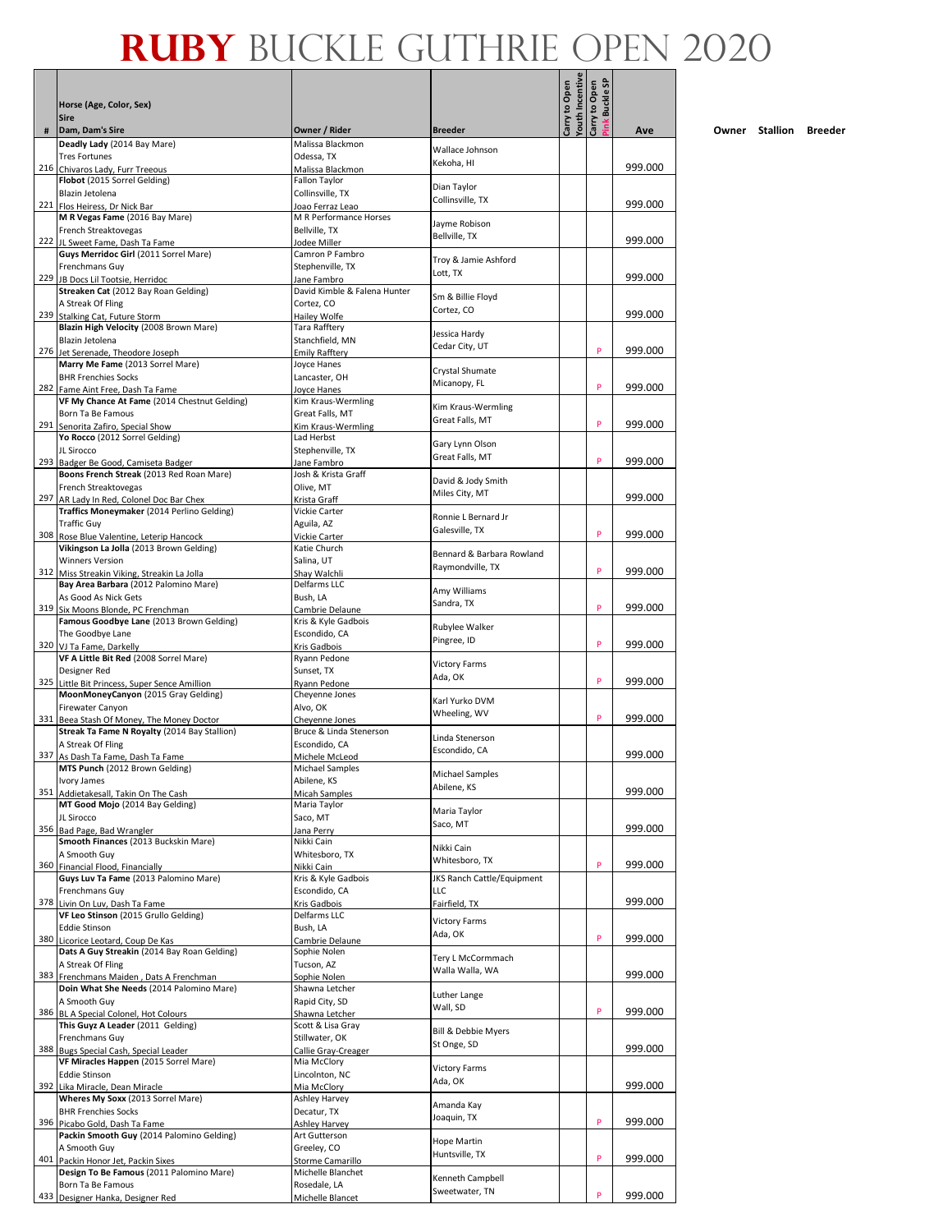# RUBY BUCKLE GUTHRIE OPEN 2020

| # | Horse (Age, Color, Sex) Sire Dam, Dam's Sire | Owner / Rider | Breeder | Carry to Open Youth Incentive | Carry to Open Pink Buckle SP | Ave | Owner | Stallion | Breeder |
|---|---|---|---|---|---|---|---|---|---|
| 216 | **Deadly Lady** (2014 Bay Mare) Tres Fortunes Chivaros Lady, Furr Treeous | Malissa Blackmon Odessa, TX Malissa Blackmon | Wallace Johnson Kekoha, HI | | | 999.000 | | | |
| 221 | **Flobot** (2015 Sorrel Gelding) Blazin Jetolena Flos Heiress, Dr Nick Bar | Fallon Taylor Collinsville, TX Joao Ferraz Leao | Dian Taylor Collinsville, TX | | | 999.000 | | | |
| 222 | **M R Vegas Fame** (2016 Bay Mare) French Streaktovegas JL Sweet Fame, Dash Ta Fame | M R Performance Horses Bellville, TX Jodee Miller | Jayme Robison Bellville, TX | | | 999.000 | | | |
| 229 | **Guys Merridoc Girl** (2011 Sorrel Mare) Frenchmans Guy JB Docs Lil Tootsie, Herridoc | Camron P Fambro Stephenville, TX Jane Fambro | Troy & Jamie Ashford Lott, TX | | | 999.000 | | | |
| 239 | **Streaken Cat** (2012 Bay Roan Gelding) A Streak Of Fling Stalking Cat, Future Storm | David Kimble & Falena Hunter Cortez, CO Hailey Wolfe | Sm & Billie Floyd Cortez, CO | | | 999.000 | | | |
| 276 | **Blazin High Velocity** (2008 Brown Mare) Blazin Jetolena Jet Serenade, Theodore Joseph | Tara Rafftery Stanchfield, MN Emily Rafftery | Jessica Hardy Cedar City, UT | | P | 999.000 | | | |
| 282 | **Marry Me Fame** (2013 Sorrel Mare) BHR Frenchies Socks Fame Aint Free, Dash Ta Fame | Joyce Hanes Lancaster, OH Joyce Hanes | Crystal Shumate Micanopy, FL | | P | 999.000 | | | |
| 291 | **VF My Chance At Fame** (2014 Chestnut Gelding) Born Ta Be Famous Senorita Zafiro, Special Show | Kim Kraus-Wermling Great Falls, MT Kim Kraus-Wermling | Kim Kraus-Wermling Great Falls, MT | | P | 999.000 | | | |
| 293 | **Yo Rocco** (2012 Sorrel Gelding) JL Sirocco Badger Be Good, Camiseta Badger | Lad Herbst Stephenville, TX Jane Fambro | Gary Lynn Olson Great Falls, MT | | P | 999.000 | | | |
| 297 | **Boons French Streak** (2013 Red Roan Mare) French Streaktovegas AR Lady In Red, Colonel Doc Bar Chex | Josh & Krista Graff Olive, MT Krista Graff | David & Jody Smith Miles City, MT | | | 999.000 | | | |
| 308 | **Traffics Moneymaker** (2014 Perlino Gelding) Traffic Guy Rose Blue Valentine, Leterip Hancock | Vickie Carter Aguila, AZ Vickie Carter | Ronnie L Bernard Jr Galesville, TX | | P | 999.000 | | | |
| 312 | **Vikingson La Jolla** (2013 Brown Gelding) Winners Version Miss Streakin Viking, Streakin La Jolla | Katie Church Salina, UT Shay Walchli | Bennard & Barbara Rowland Raymondville, TX | | P | 999.000 | | | |
| 319 | **Bay Area Barbara** (2012 Palomino Mare) As Good As Nick Gets Six Moons Blonde, PC Frenchman | Delfarms LLC Bush, LA Cambrie Delaune | Amy Williams Sandra, TX | | P | 999.000 | | | |
| 320 | **Famous Goodbye Lane** (2013 Brown Gelding) The Goodbye Lane VJ Ta Fame, Darkelly | Kris & Kyle Gadbois Escondido, CA Kris Gadbois | Rubylee Walker Pingree, ID | | P | 999.000 | | | |
| 325 | **VF A Little Bit Red** (2008 Sorrel Mare) Designer Red Little Bit Princess, Super Sence Amillion | Ryann Pedone Sunset, TX Ryann Pedone | Victory Farms Ada, OK | | P | 999.000 | | | |
| 331 | **MoonMoneyCanyon** (2015 Gray Gelding) Firewater Canyon Beea Stash Of Money, The Money Doctor | Cheyenne Jones Alvo, OK Cheyenne Jones | Karl Yurko DVM Wheeling, WV | | P | 999.000 | | | |
| 337 | **Streak Ta Fame N Royalty** (2014 Bay Stallion) A Streak Of Fling As Dash Ta Fame, Dash Ta Fame | Bruce & Linda Stenerson Escondido, CA Michele McLeod | Linda Stenerson Escondido, CA | | | 999.000 | | | |
| 351 | **MTS Punch** (2012 Brown Gelding) Ivory James Addietakesall, Takin On The Cash | Michael Samples Abilene, KS Micah Samples | Michael Samples Abilene, KS | | | 999.000 | | | |
| 356 | **MT Good Mojo** (2014 Bay Gelding) JL Sirocco Bad Page, Bad Wrangler | Maria Taylor Saco, MT Jana Perry | Maria Taylor Saco, MT | | | 999.000 | | | |
| 360 | **Smooth Finances** (2013 Buckskin Mare) A Smooth Guy Financial Flood, Financially | Nikki Cain Whitesboro, TX Nikki Cain | Nikki Cain Whitesboro, TX | | P | 999.000 | | | |
| 378 | **Guys Luv Ta Fame** (2013 Palomino Mare) Frenchmans Guy Livin On Luv, Dash Ta Fame | Kris & Kyle Gadbois Escondido, CA Kris Gadbois | JKS Ranch Cattle/Equipment LLC Fairfield, TX | | | 999.000 | | | |
| 380 | **VF Leo Stinson** (2015 Grullo Gelding) Eddie Stinson Licorice Leotard, Coup De Kas | Delfarms LLC Bush, LA Cambrie Delaune | Victory Farms Ada, OK | | P | 999.000 | | | |
| 383 | **Dats A Guy Streakin** (2014 Bay Roan Gelding) A Streak Of Fling Frenchmans Maiden , Dats A Frenchman | Sophie Nolen Tucson, AZ Sophie Nolen | Tery L McCormmach Walla Walla, WA | | | 999.000 | | | |
| 386 | **Doin What She Needs** (2014 Palomino Mare) A Smooth Guy BL A Special Colonel, Hot Colours | Shawna Letcher Rapid City, SD Shawna Letcher | Luther Lange Wall, SD | | P | 999.000 | | | |
| 388 | **This Guyz A Leader** (2011 Gelding) Frenchmans Guy Bugs Special Cash, Special Leader | Scott & Lisa Gray Stillwater, OK Callie Gray-Creager | Bill & Debbie Myers St Onge, SD | | | 999.000 | | | |
| 392 | **VF Miracles Happen** (2015 Sorrel Mare) Eddie Stinson Lika Miracle, Dean Miracle | Mia McClory Lincolnton, NC Mia McClory | Victory Farms Ada, OK | | | 999.000 | | | |
| 396 | **Wheres My Soxx** (2013 Sorrel Mare) BHR Frenchies Socks Picabo Gold, Dash Ta Fame | Ashley Harvey Decatur, TX Ashley Harvey | Amanda Kay Joaquin, TX | | P | 999.000 | | | |
| 401 | **Packin Smooth Guy** (2014 Palomino Gelding) A Smooth Guy Packin Honor Jet, Packin Sixes | Art Gutterson Greeley, CO Storme Camarillo | Hope Martin Huntsville, TX | | P | 999.000 | | | |
| 433 | **Design To Be Famous** (2011 Palomino Mare) Born Ta Be Famous Designer Hanka, Designer Red | Michelle Blanchet Rosedale, LA Michelle Blancet | Kenneth Campbell Sweetwater, TN | | P | 999.000 | | | |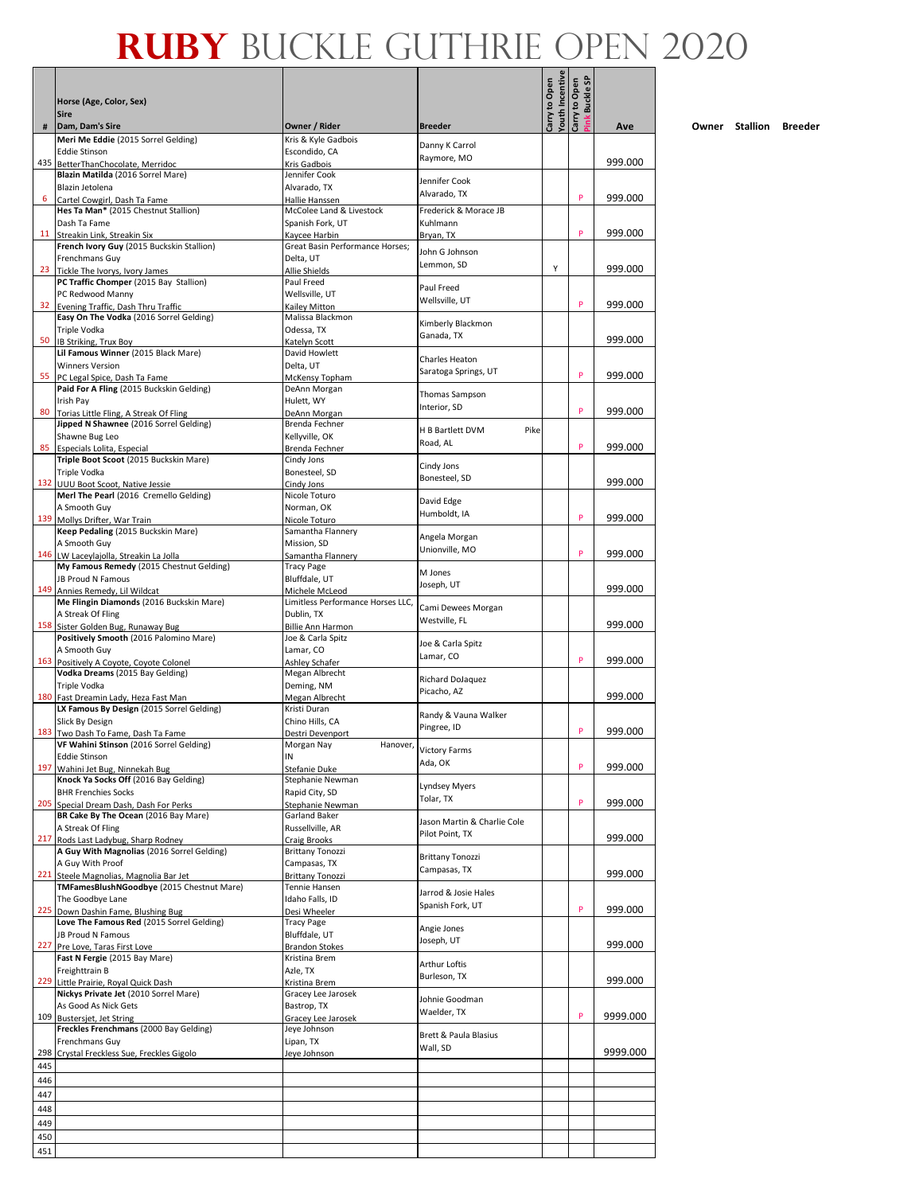# RUBY BUCKLE GUTHRIE OPEN 2020

| # | Horse (Age, Color, Sex)<br>Sire<br>Dam, Dam's Sire | Owner / Rider | Breeder | Carry to Open Youth Incentive | Carry to Open Pink Buckle SP | Ave |
|---|---|---|---|---|---|---|
| 435 | **Meri Me Eddie** (2015 Sorrel Gelding)<br>Eddie Stinson<br>BetterThanChocolate, Merridoc | Kris & Kyle Gadbois<br>Escondido, CA<br>Kris Gadbois | Danny K Carrol<br>Raymore, MO | | | 999.000 |
| 6 | **Blazin Matilda** (2016 Sorrel Mare)<br>Blazin Jetolena<br>Cartel Cowgirl, Dash Ta Fame | Jennifer Cook<br>Alvarado, TX<br>Hallie Hanssen | Jennifer Cook<br>Alvarado, TX | | P | 999.000 |
| 11 | **Hes Ta Man*** (2015 Chestnut Stallion)<br>Dash Ta Fame<br>Streakin Link, Streakin Six | McColee Land & Livestock<br>Spanish Fork, UT<br>Kaycee Harbin | Frederick & Morace JB Kuhlmann<br>Bryan, TX | | P | 999.000 |
| 23 | **French Ivory Guy** (2015 Buckskin Stallion)<br>Frenchmans Guy<br>Tickle The Ivorys, Ivory James | Great Basin Performance Horses;<br>Delta, UT<br>Allie Shields | John G Johnson<br>Lemmon, SD | Y | | 999.000 |
| 32 | **PC Traffic Chomper** (2015 Bay Stallion)<br>PC Redwood Manny<br>Evening Traffic, Dash Thru Traffic | Paul Freed<br>Wellsville, UT<br>Kailey Mitton | Paul Freed<br>Wellsville, UT | | P | 999.000 |
| 50 | **Easy On The Vodka** (2016 Sorrel Gelding)<br>Triple Vodka<br>IB Striking, Trux Boy | Malissa Blackmon<br>Odessa, TX<br>Katelyn Scott | Kimberly Blackmon<br>Ganada, TX | | | 999.000 |
| 55 | **Lil Famous Winner** (2015 Black Mare)<br>Winners Version<br>PC Legal Spice, Dash Ta Fame | David Howlett<br>Delta, UT<br>McKensy Topham | Charles Heaton<br>Saratoga Springs, UT | | P | 999.000 |
| 80 | **Paid For A Fling** (2015 Buckskin Gelding)<br>Irish Pay<br>Torias Little Fling, A Streak Of Fling | DeAnn Morgan<br>Hulett, WY<br>DeAnn Morgan | Thomas Sampson<br>Interior, SD | | P | 999.000 |
| 85 | **Jipped N Shawnee** (2016 Sorrel Gelding)<br>Shawne Bug Leo<br>Especials Lolita, Especial | Brenda Fechner<br>Kellyville, OK<br>Brenda Fechner | H B Bartlett DVM Pike Road, AL | | P | 999.000 |
| 132 | **Triple Boot Scoot** (2015 Buckskin Mare)<br>Triple Vodka<br>UUU Boot Scoot, Native Jessie | Cindy Jons<br>Bonesteel, SD<br>Cindy Jons | Cindy Jons<br>Bonesteel, SD | | | 999.000 |
| 139 | **Merl The Pearl** (2016 Cremello Gelding)<br>A Smooth Guy<br>Mollys Drifter, War Train | Nicole Toturo<br>Norman, OK<br>Nicole Toturo | David Edge<br>Humboldt, IA | | P | 999.000 |
| 146 | **Keep Pedaling** (2015 Buckskin Mare)<br>A Smooth Guy<br>LW Laceyjajolla, Streakin La Jolla | Samantha Flannery<br>Mission, SD<br>Samantha Flannery | Angela Morgan<br>Unionville, MO | | P | 999.000 |
| 149 | **My Famous Remedy** (2015 Chestnut Gelding)<br>JB Proud N Famous<br>Annies Remedy, Lil Wildcat | Tracy Page<br>Bluffdale, UT<br>Michele McLeod | M Jones<br>Joseph, UT | | | 999.000 |
| 158 | **Me Flingin Diamonds** (2016 Buckskin Mare)<br>A Streak Of Fling<br>Sister Golden Bug, Runaway Bug | Limitless Performance Horses LLC,<br>Dublin, TX<br>Billie Ann Harmon | Cami Dewees Morgan<br>Westville, FL | | | 999.000 |
| 163 | **Positively Smooth** (2016 Palomino Mare)<br>A Smooth Guy<br>Positively A Coyote, Coyote Colonel | Joe & Carla Spitz<br>Lamar, CO<br>Ashley Schafer | Joe & Carla Spitz<br>Lamar, CO | | P | 999.000 |
| 180 | **Vodka Dreams** (2015 Bay Gelding)<br>Triple Vodka<br>Fast Dreamin Lady, Heza Fast Man | Megan Albrecht<br>Deming, NM<br>Megan Albrecht | Richard DoJaquez<br>Picacho, AZ | | | 999.000 |
| 183 | **LX Famous By Design** (2015 Sorrel Gelding)<br>Slick By Design<br>Two Dash To Fame, Dash Ta Fame | Kristi Duran<br>Chino Hills, CA<br>Destri Devenport | Randy & Vauna Walker<br>Pingree, ID | | P | 999.000 |
| 197 | **VF Wahini Stinson** (2016 Sorrel Gelding)<br>Eddie Stinson<br>Wahini Jet Bug, Ninnekah Bug | Morgan Nay Hanover, IN<br>Stefanie Duke | Victory Farms<br>Ada, OK | | P | 999.000 |
| 205 | **Knock Ya Socks Off** (2016 Bay Gelding)<br>BHR Frenchies Socks<br>Special Dream Dash, Dash For Perks | Stephanie Newman<br>Rapid City, SD<br>Stephanie Newman | Lyndsey Myers<br>Tolar, TX | | P | 999.000 |
| 217 | **BR Cake By The Ocean** (2016 Bay Mare)<br>A Streak Of Fling<br>Rods Last Ladybug, Sharp Rodney | Garland Baker<br>Russellville, AR<br>Craig Brooks | Jason Martin & Charlie Cole<br>Pilot Point, TX | | | 999.000 |
| 221 | **A Guy With Magnolias** (2016 Sorrel Gelding)<br>A Guy With Proof<br>Steele Magnolias, Magnolia Bar Jet | Brittany Tonozzi<br>Campasas, TX<br>Brittany Tonozzi | Brittany Tonozzi<br>Campasas, TX | | | 999.000 |
| 225 | **TMFamesBlushNGoodbye** (2015 Chestnut Mare)<br>The Goodbye Lane<br>Down Dashin Fame, Blushing Bug | Tennie Hansen<br>Idaho Falls, ID<br>Desi Wheeler | Jarrod & Josie Hales<br>Spanish Fork, UT | | P | 999.000 |
| 227 | **Love The Famous Red** (2015 Sorrel Gelding)<br>JB Proud N Famous<br>Pre Love, Taras First Love | Tracy Page<br>Bluffdale, UT<br>Brandon Stokes | Angie Jones<br>Joseph, UT | | | 999.000 |
| 229 | **Fast N Fergie** (2015 Bay Mare)<br>Freighttrain B<br>Little Prairie, Royal Quick Dash | Kristina Brem<br>Azle, TX<br>Kristina Brem | Arthur Loftis<br>Burleson, TX | | | 999.000 |
| 109 | **Nickys Private Jet** (2010 Sorrel Mare)<br>As Good As Nick Gets<br>Bustersjet, Jet String | Gracey Lee Jarosek<br>Bastrop, TX<br>Gracey Lee Jarosek | Johnie Goodman<br>Waelder, TX | | P | 9999.000 |
| 298 | **Freckles Frenchmans** (2000 Bay Gelding)<br>Frenchmans Guy<br>Crystal Freckless Sue, Freckles Gigolo | Jeye Johnson<br>Lipan, TX<br>Jeye Johnson | Brett & Paula Blasius<br>Wall, SD | | | 9999.000 |
| 445 | | | | | | |
| 446 | | | | | | |
| 447 | | | | | | |
| 448 | | | | | | |
| 449 | | | | | | |
| 450 | | | | | | |
| 451 | | | | | | |

Owner Stallion Breeder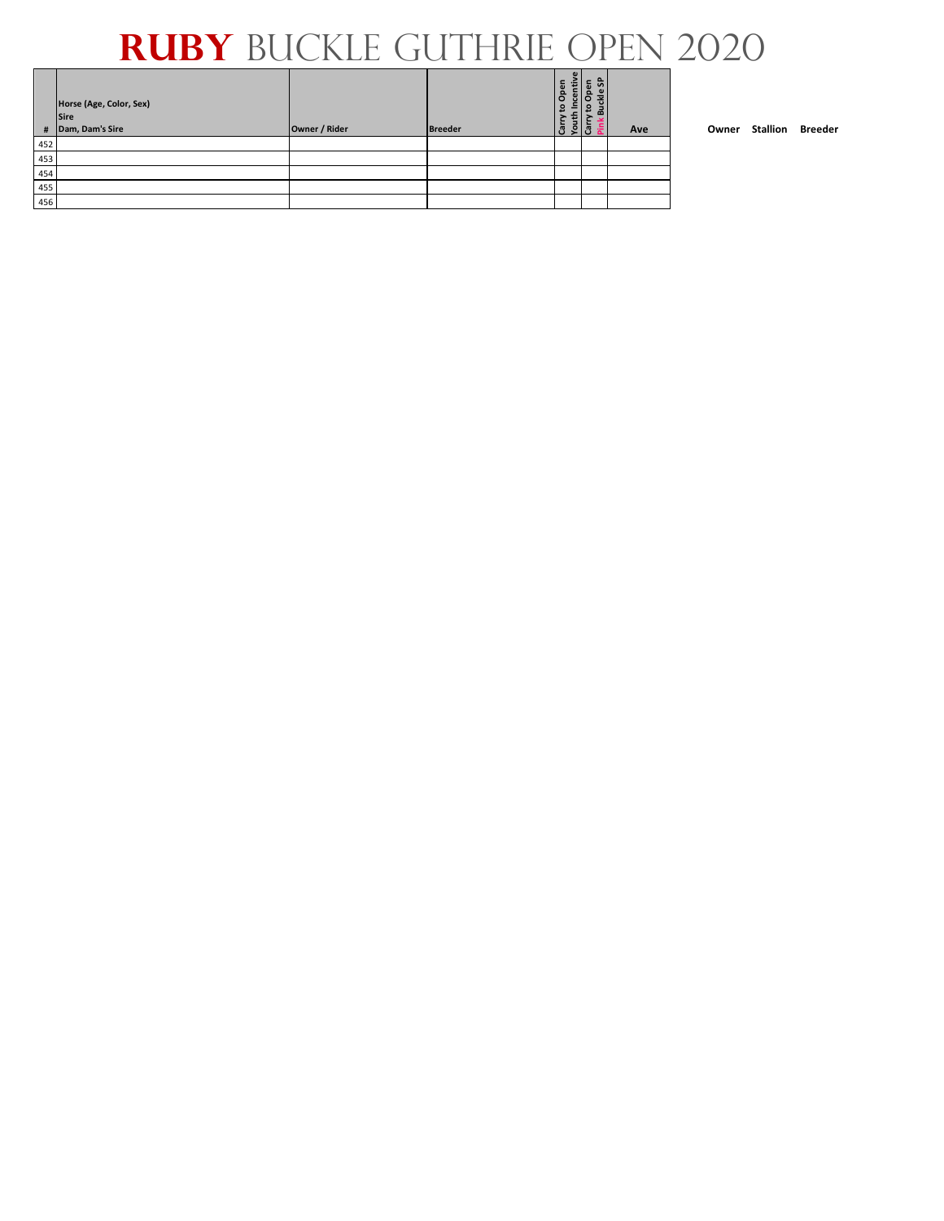# RUBY BUCKLE GUTHRIE OPEN 2020

| # | Horse (Age, Color, Sex)<br>Sire<br>Dam, Dam's Sire | Owner / Rider | Breeder | Carry to Open<br>Youth Incentive | Carry to Open<br>Pink Buckle SP | Ave |
|---|---|---|---|---|---|---|
| 452 | | | | | | |
| 453 | | | | | | |
| 454 | | | | | | |
| 455 | | | | | | |
| 456 | | | | | | |

Owner Stallion Breeder